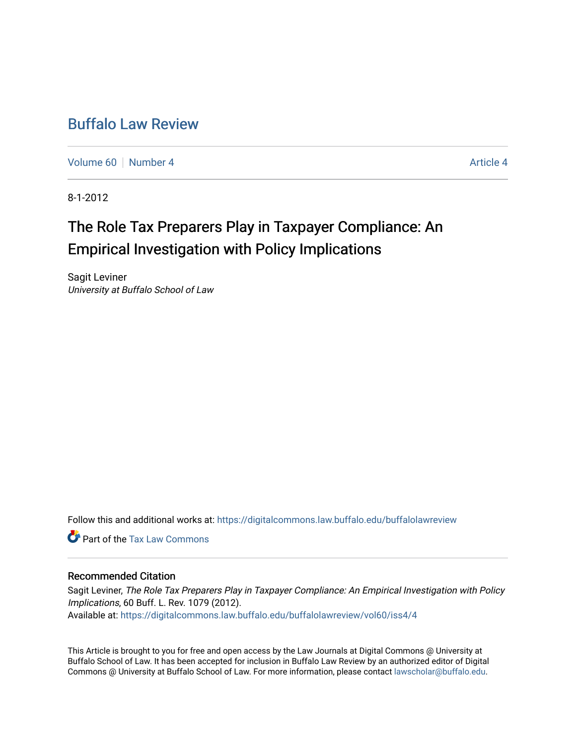# Buffalo Law Review

Volume 60 | Number 4 Article 4

8-1-2012

## The Role Tax Preparers Play in Taxpayer Compliance: An Empirical Investigation with Policy Implications

Sagit Leviner
*University at Buffalo School of Law*

Follow this and additional works at: https://digitalcommons.law.buffalo.edu/buffalolawreview

Part of the Tax Law Commons

### Recommended Citation

Sagit Leviner, *The Role Tax Preparers Play in Taxpayer Compliance: An Empirical Investigation with Policy Implications*, 60 Buff. L. Rev. 1079 (2012).
Available at: https://digitalcommons.law.buffalo.edu/buffalolawreview/vol60/iss4/4

This Article is brought to you for free and open access by the Law Journals at Digital Commons @ University at Buffalo School of Law. It has been accepted for inclusion in Buffalo Law Review by an authorized editor of Digital Commons @ University at Buffalo School of Law. For more information, please contact lawscholar@buffalo.edu.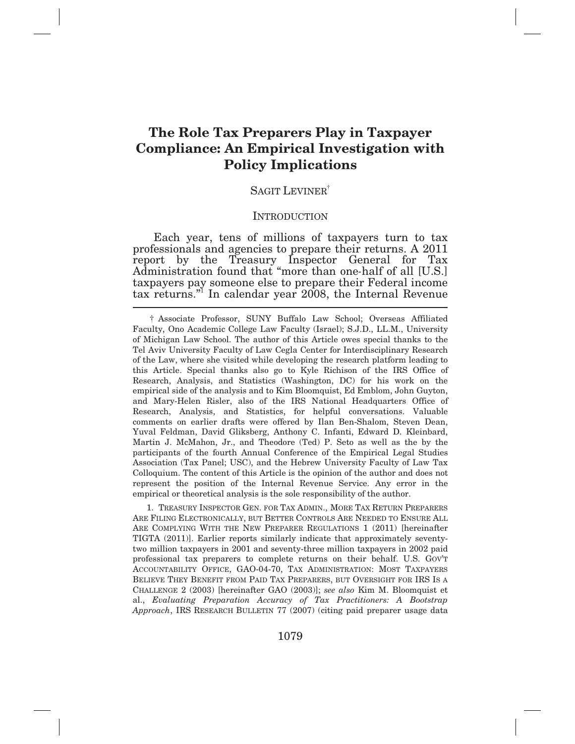# The Role Tax Preparers Play in Taxpayer Compliance: An Empirical Investigation with Policy Implications

SAGIT LEVINER[†]

## INTRODUCTION

Each year, tens of millions of taxpayers turn to tax professionals and agencies to prepare their returns. A 2011 report by the Treasury Inspector General for Tax Administration found that "more than one-half of all [U.S.] taxpayers pay someone else to prepare their Federal income tax returns."[1] In calendar year 2008, the Internal Revenue

---

† Associate Professor, SUNY Buffalo Law School; Overseas Affiliated Faculty, Ono Academic College Law Faculty (Israel); S.J.D., LL.M., University of Michigan Law School. The author of this Article owes special thanks to the Tel Aviv University Faculty of Law Cegla Center for Interdisciplinary Research of the Law, where she visited while developing the research platform leading to this Article. Special thanks also go to Kyle Richison of the IRS Office of Research, Analysis, and Statistics (Washington, DC) for his work on the empirical side of the analysis and to Kim Bloomquist, Ed Emblom, John Guyton, and Mary-Helen Risler, also of the IRS National Headquarters Office of Research, Analysis, and Statistics, for helpful conversations. Valuable comments on earlier drafts were offered by Ilan Ben-Shalom, Steven Dean, Yuval Feldman, David Gliksberg, Anthony C. Infanti, Edward D. Kleinbard, Martin J. McMahon, Jr., and Theodore (Ted) P. Seto as well as the by the participants of the fourth Annual Conference of the Empirical Legal Studies Association (Tax Panel; USC), and the Hebrew University Faculty of Law Tax Colloquium. The content of this Article is the opinion of the author and does not represent the position of the Internal Revenue Service. Any error in the empirical or theoretical analysis is the sole responsibility of the author.

1. TREASURY INSPECTOR GEN. FOR TAX ADMIN., MORE TAX RETURN PREPARERS ARE FILING ELECTRONICALLY, BUT BETTER CONTROLS ARE NEEDED TO ENSURE ALL ARE COMPLYING WITH THE NEW PREPARER REGULATIONS 1 (2011) [hereinafter TIGTA (2011)]. Earlier reports similarly indicate that approximately seventy-two million taxpayers in 2001 and seventy-three million taxpayers in 2002 paid professional tax preparers to complete returns on their behalf. U.S. GOV'T ACCOUNTABILITY OFFICE, GAO-04-70, TAX ADMINISTRATION: MOST TAXPAYERS BELIEVE THEY BENEFIT FROM PAID TAX PREPARERS, BUT OVERSIGHT FOR IRS IS A CHALLENGE 2 (2003) [hereinafter GAO (2003)]; *see also* Kim M. Bloomquist et al., *Evaluating Preparation Accuracy of Tax Practitioners: A Bootstrap Approach*, IRS RESEARCH BULLETIN 77 (2007) (citing paid preparer usage data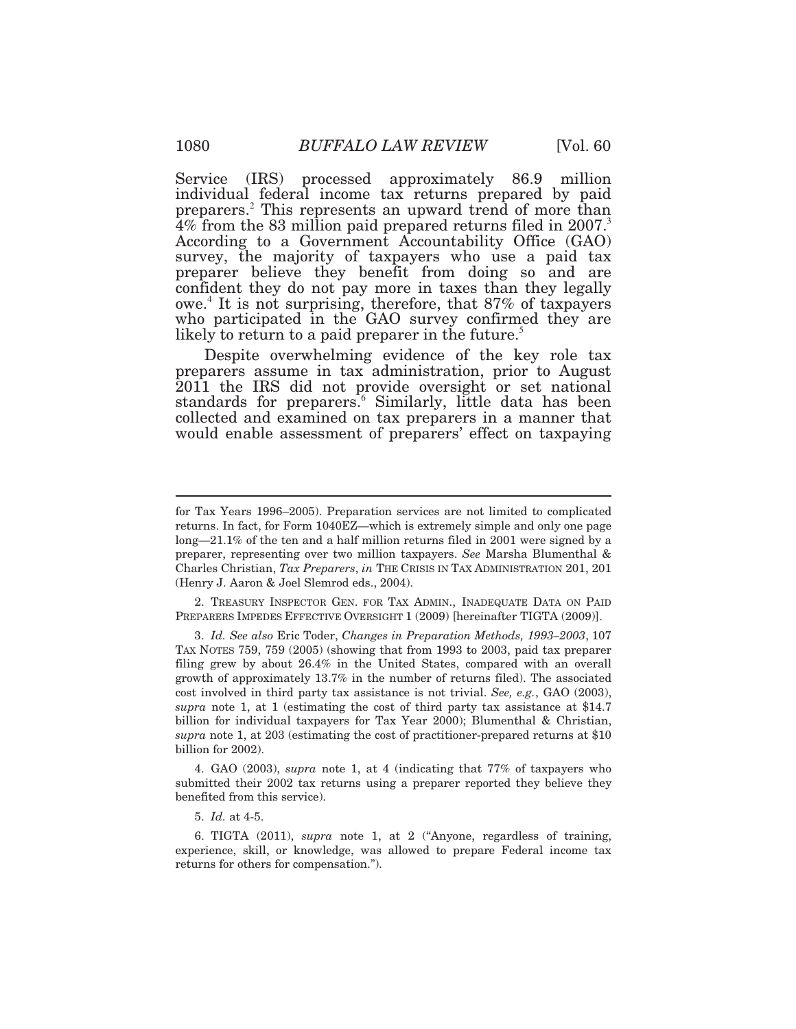Service (IRS) processed approximately 86.9 million individual federal income tax returns prepared by paid preparers.[2] This represents an upward trend of more than 4% from the 83 million paid prepared returns filed in 2007.[3] According to a Government Accountability Office (GAO) survey, the majority of taxpayers who use a paid tax preparer believe they benefit from doing so and are confident they do not pay more in taxes than they legally owe.[4] It is not surprising, therefore, that 87% of taxpayers who participated in the GAO survey confirmed they are likely to return to a paid preparer in the future.[5]

Despite overwhelming evidence of the key role tax preparers assume in tax administration, prior to August 2011 the IRS did not provide oversight or set national standards for preparers.[6] Similarly, little data has been collected and examined on tax preparers in a manner that would enable assessment of preparers' effect on taxpaying

---

for Tax Years 1996–2005). Preparation services are not limited to complicated returns. In fact, for Form 1040EZ—which is extremely simple and only one page long—21.1% of the ten and a half million returns filed in 2001 were signed by a preparer, representing over two million taxpayers. *See* Marsha Blumenthal & Charles Christian, *Tax Preparers*, *in* THE CRISIS IN TAX ADMINISTRATION 201, 201 (Henry J. Aaron & Joel Slemrod eds., 2004).

2. TREASURY INSPECTOR GEN. FOR TAX ADMIN., INADEQUATE DATA ON PAID PREPARERS IMPEDES EFFECTIVE OVERSIGHT 1 (2009) [hereinafter TIGTA (2009)].

3. *Id. See also* Eric Toder, *Changes in Preparation Methods, 1993–2003*, 107 TAX NOTES 759, 759 (2005) (showing that from 1993 to 2003, paid tax preparer filing grew by about 26.4% in the United States, compared with an overall growth of approximately 13.7% in the number of returns filed). The associated cost involved in third party tax assistance is not trivial. *See, e.g.*, GAO (2003), *supra* note 1, at 1 (estimating the cost of third party tax assistance at $14.7 billion for individual taxpayers for Tax Year 2000); Blumenthal & Christian, *supra* note 1, at 203 (estimating the cost of practitioner-prepared returns at $10 billion for 2002).

4. GAO (2003), *supra* note 1, at 4 (indicating that 77% of taxpayers who submitted their 2002 tax returns using a preparer reported they believe they benefited from this service).

5. *Id.* at 4-5.

6. TIGTA (2011), *supra* note 1, at 2 ("Anyone, regardless of training, experience, skill, or knowledge, was allowed to prepare Federal income tax returns for others for compensation.").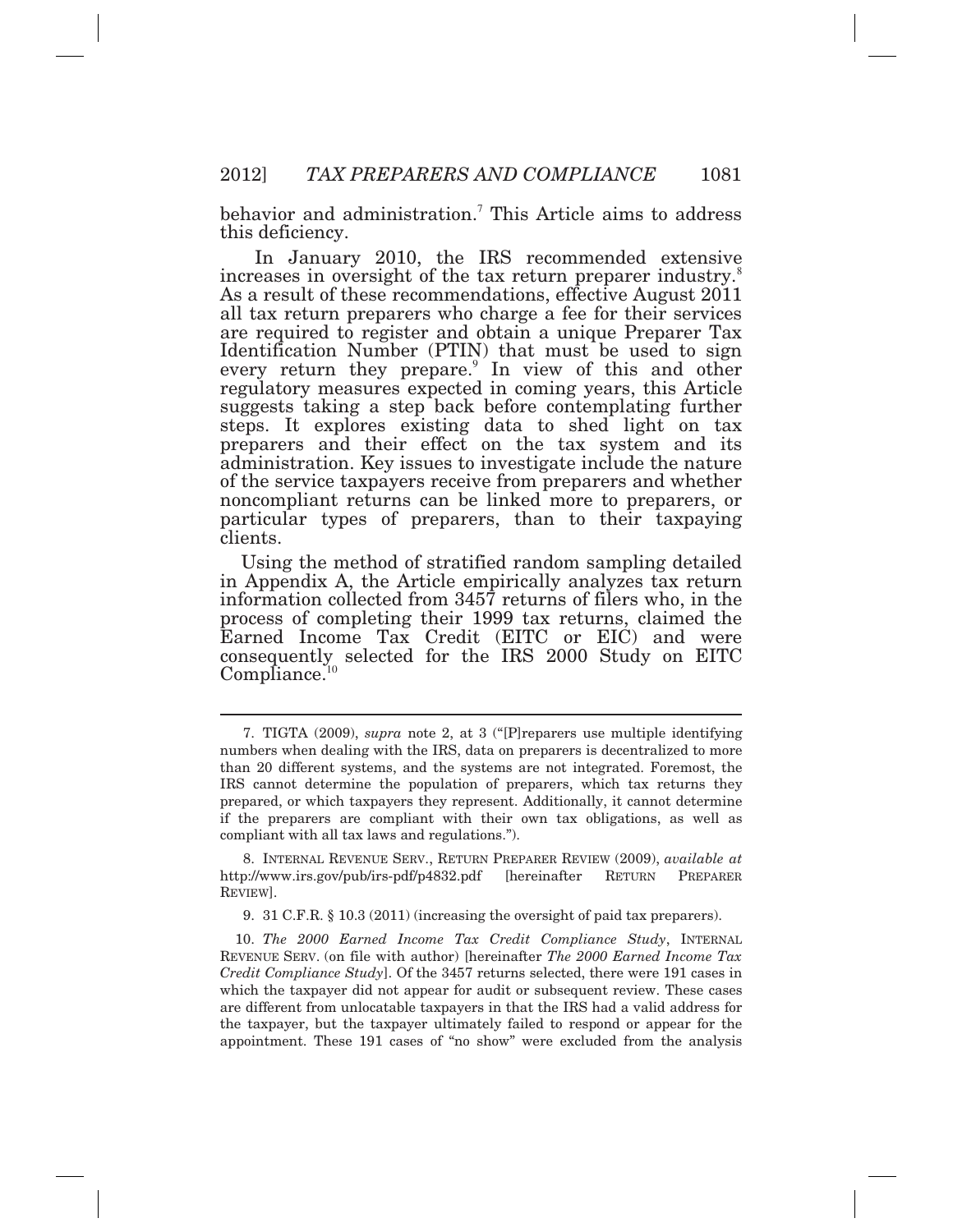behavior and administration.[7] This Article aims to address this deficiency.

In January 2010, the IRS recommended extensive increases in oversight of the tax return preparer industry.[8] As a result of these recommendations, effective August 2011 all tax return preparers who charge a fee for their services are required to register and obtain a unique Preparer Tax Identification Number (PTIN) that must be used to sign every return they prepare.[9] In view of this and other regulatory measures expected in coming years, this Article suggests taking a step back before contemplating further steps. It explores existing data to shed light on tax preparers and their effect on the tax system and its administration. Key issues to investigate include the nature of the service taxpayers receive from preparers and whether noncompliant returns can be linked more to preparers, or particular types of preparers, than to their taxpaying clients.

Using the method of stratified random sampling detailed in Appendix A, the Article empirically analyzes tax return information collected from 3457 returns of filers who, in the process of completing their 1999 tax returns, claimed the Earned Income Tax Credit (EITC or EIC) and were consequently selected for the IRS 2000 Study on EITC Compliance.[10]

---

7. TIGTA (2009), *supra* note 2, at 3 ("[P]reparers use multiple identifying numbers when dealing with the IRS, data on preparers is decentralized to more than 20 different systems, and the systems are not integrated. Foremost, the IRS cannot determine the population of preparers, which tax returns they prepared, or which taxpayers they represent. Additionally, it cannot determine if the preparers are compliant with their own tax obligations, as well as compliant with all tax laws and regulations.").

8. INTERNAL REVENUE SERV., RETURN PREPARER REVIEW (2009), *available at* http://www.irs.gov/pub/irs-pdf/p4832.pdf [hereinafter RETURN PREPARER REVIEW].

9. 31 C.F.R. § 10.3 (2011) (increasing the oversight of paid tax preparers).

10. *The 2000 Earned Income Tax Credit Compliance Study*, INTERNAL REVENUE SERV. (on file with author) [hereinafter *The 2000 Earned Income Tax Credit Compliance Study*]. Of the 3457 returns selected, there were 191 cases in which the taxpayer did not appear for audit or subsequent review. These cases are different from unlocatable taxpayers in that the IRS had a valid address for the taxpayer, but the taxpayer ultimately failed to respond or appear for the appointment. These 191 cases of "no show" were excluded from the analysis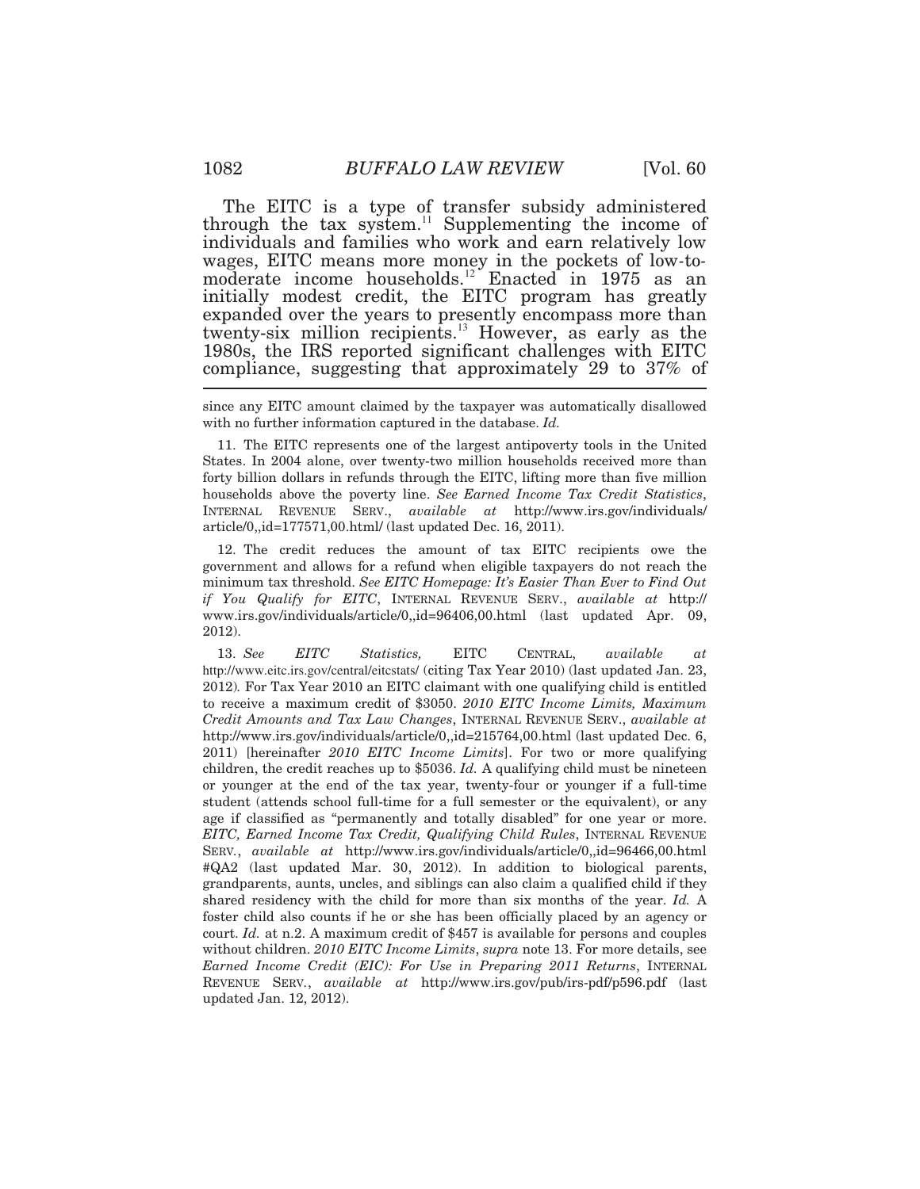The EITC is a type of transfer subsidy administered through the tax system.[11] Supplementing the income of individuals and families who work and earn relatively low wages, EITC means more money in the pockets of low-to-moderate income households.[12] Enacted in 1975 as an initially modest credit, the EITC program has greatly expanded over the years to presently encompass more than twenty-six million recipients.[13] However, as early as the 1980s, the IRS reported significant challenges with EITC compliance, suggesting that approximately 29 to 37% of

---

since any EITC amount claimed by the taxpayer was automatically disallowed with no further information captured in the database. *Id.*

11. The EITC represents one of the largest antipoverty tools in the United States. In 2004 alone, over twenty-two million households received more than forty billion dollars in refunds through the EITC, lifting more than five million households above the poverty line. *See Earned Income Tax Credit Statistics*, INTERNAL REVENUE SERV., *available at* http://www.irs.gov/individuals/article/0,,id=177571,00.html/ (last updated Dec. 16, 2011).

12. The credit reduces the amount of tax EITC recipients owe the government and allows for a refund when eligible taxpayers do not reach the minimum tax threshold. *See EITC Homepage: It's Easier Than Ever to Find Out if You Qualify for EITC*, INTERNAL REVENUE SERV., *available at* http://www.irs.gov/individuals/article/0,,id=96406,00.html (last updated Apr. 09, 2012).

13. *See EITC Statistics,* EITC CENTRAL, *available at* http://www.eitc.irs.gov/central/eitcstats/ (citing Tax Year 2010) (last updated Jan. 23, 2012). For Tax Year 2010 an EITC claimant with one qualifying child is entitled to receive a maximum credit of $3050. *2010 EITC Income Limits, Maximum Credit Amounts and Tax Law Changes*, INTERNAL REVENUE SERV., *available at* http://www.irs.gov/individuals/article/0,,id=215764,00.html (last updated Dec. 6, 2011) [hereinafter *2010 EITC Income Limits*]. For two or more qualifying children, the credit reaches up to $5036. *Id.* A qualifying child must be nineteen or younger at the end of the tax year, twenty-four or younger if a full-time student (attends school full-time for a full semester or the equivalent), or any age if classified as "permanently and totally disabled" for one year or more. *EITC, Earned Income Tax Credit, Qualifying Child Rules*, INTERNAL REVENUE SERV., *available at* http://www.irs.gov/individuals/article/0,,id=96466,00.html #QA2 (last updated Mar. 30, 2012). In addition to biological parents, grandparents, aunts, uncles, and siblings can also claim a qualified child if they shared residency with the child for more than six months of the year. *Id.* A foster child also counts if he or she has been officially placed by an agency or court. *Id.* at n.2. A maximum credit of $457 is available for persons and couples without children. *2010 EITC Income Limits*, *supra* note 13. For more details, see *Earned Income Credit (EIC): For Use in Preparing 2011 Returns*, INTERNAL REVENUE SERV., *available at* http://www.irs.gov/pub/irs-pdf/p596.pdf (last updated Jan. 12, 2012).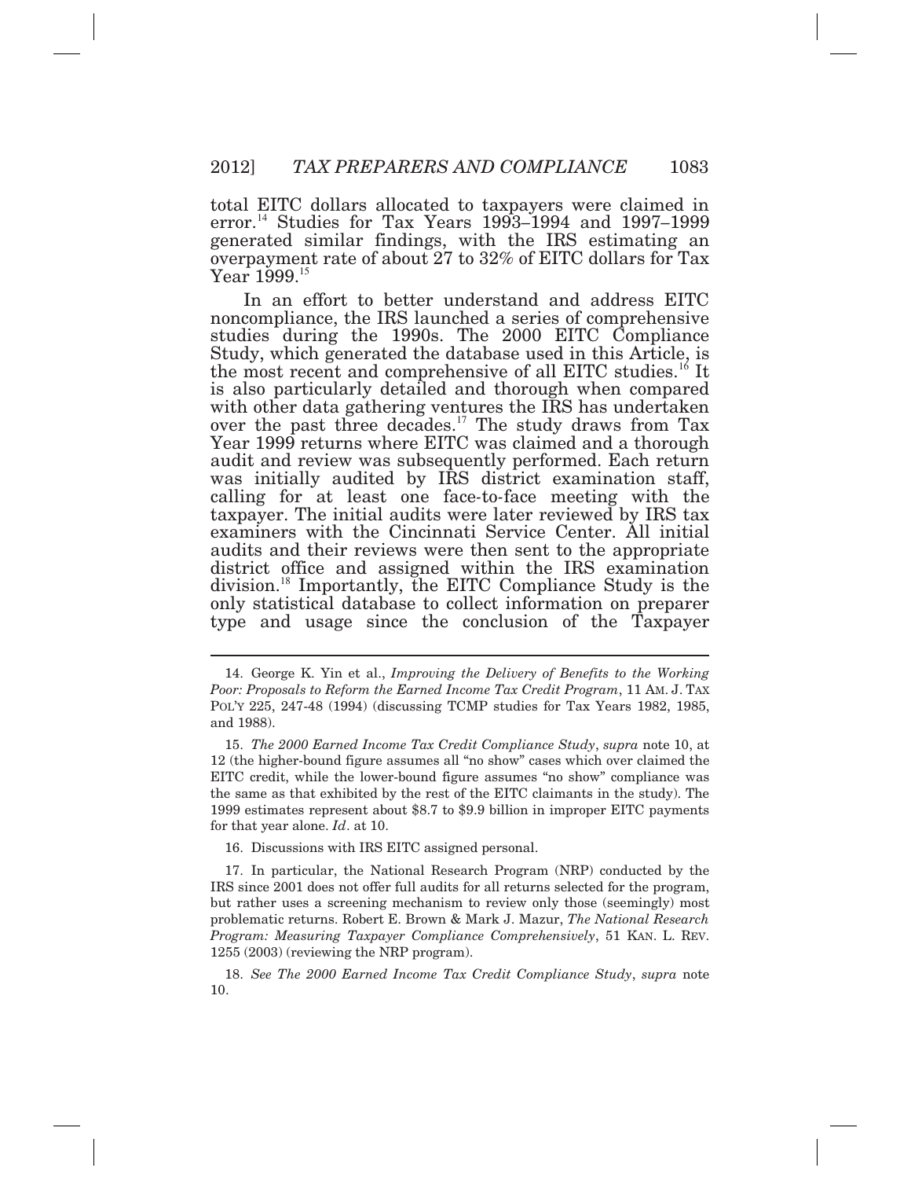total EITC dollars allocated to taxpayers were claimed in error.[14] Studies for Tax Years 1993–1994 and 1997–1999 generated similar findings, with the IRS estimating an overpayment rate of about 27 to 32% of EITC dollars for Tax Year 1999.[15]

In an effort to better understand and address EITC noncompliance, the IRS launched a series of comprehensive studies during the 1990s. The 2000 EITC Compliance Study, which generated the database used in this Article, is the most recent and comprehensive of all EITC studies.[16] It is also particularly detailed and thorough when compared with other data gathering ventures the IRS has undertaken over the past three decades.[17] The study draws from Tax Year 1999 returns where EITC was claimed and a thorough audit and review was subsequently performed. Each return was initially audited by IRS district examination staff, calling for at least one face-to-face meeting with the taxpayer. The initial audits were later reviewed by IRS tax examiners with the Cincinnati Service Center. All initial audits and their reviews were then sent to the appropriate district office and assigned within the IRS examination division.[18] Importantly, the EITC Compliance Study is the only statistical database to collect information on preparer type and usage since the conclusion of the Taxpayer

---

14. George K. Yin et al., *Improving the Delivery of Benefits to the Working Poor: Proposals to Reform the Earned Income Tax Credit Program*, 11 AM. J. TAX POL'Y 225, 247-48 (1994) (discussing TCMP studies for Tax Years 1982, 1985, and 1988).

15. *The 2000 Earned Income Tax Credit Compliance Study*, *supra* note 10, at 12 (the higher-bound figure assumes all "no show" cases which over claimed the EITC credit, while the lower-bound figure assumes "no show" compliance was the same as that exhibited by the rest of the EITC claimants in the study). The 1999 estimates represent about $8.7 to $9.9 billion in improper EITC payments for that year alone. *Id*. at 10.

16. Discussions with IRS EITC assigned personal.

17. In particular, the National Research Program (NRP) conducted by the IRS since 2001 does not offer full audits for all returns selected for the program, but rather uses a screening mechanism to review only those (seemingly) most problematic returns. Robert E. Brown & Mark J. Mazur, *The National Research Program: Measuring Taxpayer Compliance Comprehensively*, 51 KAN. L. REV. 1255 (2003) (reviewing the NRP program).

18. *See The 2000 Earned Income Tax Credit Compliance Study*, *supra* note 10.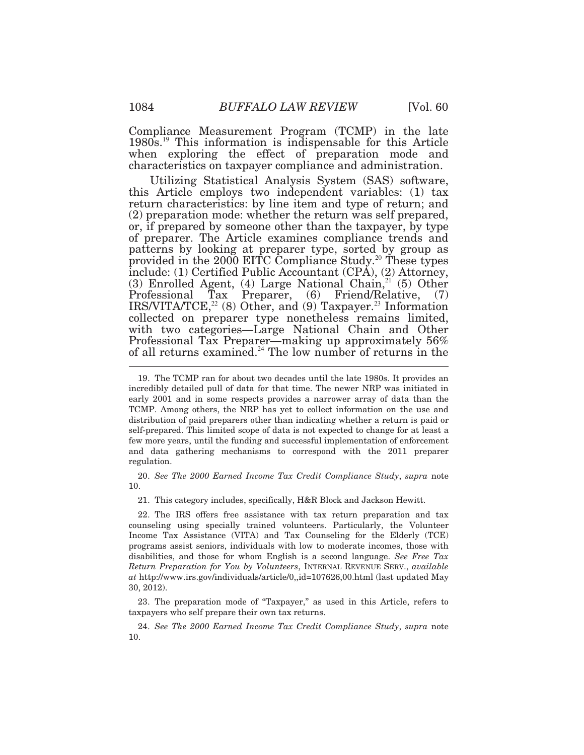Compliance Measurement Program (TCMP) in the late 1980s.[19] This information is indispensable for this Article when exploring the effect of preparation mode and characteristics on taxpayer compliance and administration.

Utilizing Statistical Analysis System (SAS) software, this Article employs two independent variables: (1) tax return characteristics: by line item and type of return; and (2) preparation mode: whether the return was self prepared, or, if prepared by someone other than the taxpayer, by type of preparer. The Article examines compliance trends and patterns by looking at preparer type, sorted by group as provided in the 2000 EITC Compliance Study.[20] These types include: (1) Certified Public Accountant (CPA), (2) Attorney, (3) Enrolled Agent, (4) Large National Chain,[21] (5) Other Professional Tax Preparer, (6) Friend/Relative, (7) IRS/VITA/TCE,[22] (8) Other, and (9) Taxpayer.[23] Information collected on preparer type nonetheless remains limited, with two categories—Large National Chain and Other Professional Tax Preparer—making up approximately 56% of all returns examined.[24] The low number of returns in the

---

19. The TCMP ran for about two decades until the late 1980s. It provides an incredibly detailed pull of data for that time. The newer NRP was initiated in early 2001 and in some respects provides a narrower array of data than the TCMP. Among others, the NRP has yet to collect information on the use and distribution of paid preparers other than indicating whether a return is paid or self-prepared. This limited scope of data is not expected to change for at least a few more years, until the funding and successful implementation of enforcement and data gathering mechanisms to correspond with the 2011 preparer regulation.

20. *See The 2000 Earned Income Tax Credit Compliance Study*, *supra* note 10.

21. This category includes, specifically, H&R Block and Jackson Hewitt.

22. The IRS offers free assistance with tax return preparation and tax counseling using specially trained volunteers. Particularly, the Volunteer Income Tax Assistance (VITA) and Tax Counseling for the Elderly (TCE) programs assist seniors, individuals with low to moderate incomes, those with disabilities, and those for whom English is a second language. *See Free Tax Return Preparation for You by Volunteers*, INTERNAL REVENUE SERV., *available at* http://www.irs.gov/individuals/article/0,,id=107626,00.html (last updated May 30, 2012).

23. The preparation mode of "Taxpayer," as used in this Article, refers to taxpayers who self prepare their own tax returns.

24. *See The 2000 Earned Income Tax Credit Compliance Study*, *supra* note 10.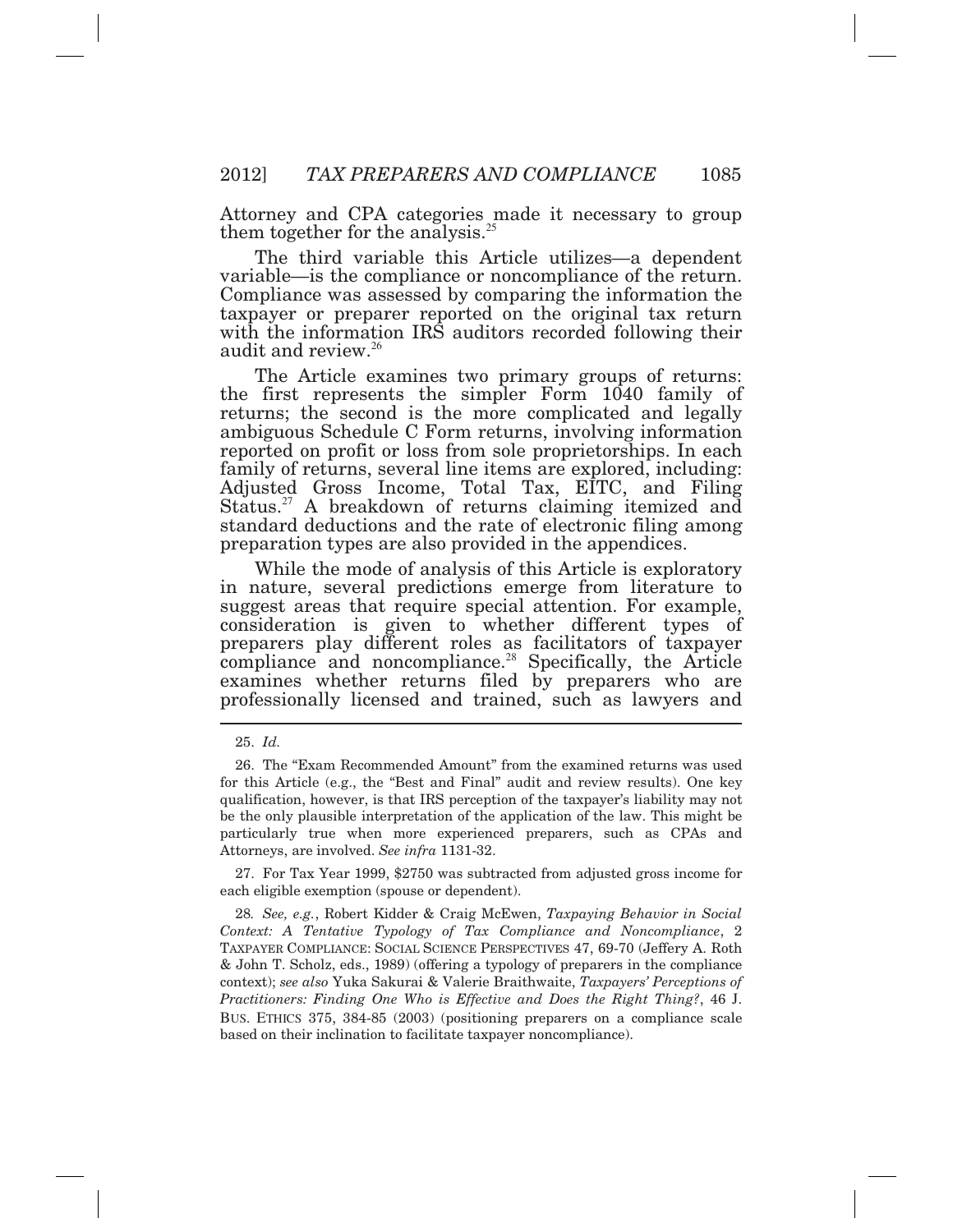Attorney and CPA categories made it necessary to group them together for the analysis.[25]

The third variable this Article utilizes—a dependent variable—is the compliance or noncompliance of the return. Compliance was assessed by comparing the information the taxpayer or preparer reported on the original tax return with the information IRS auditors recorded following their audit and review.[26]

The Article examines two primary groups of returns: the first represents the simpler Form 1040 family of returns; the second is the more complicated and legally ambiguous Schedule C Form returns, involving information reported on profit or loss from sole proprietorships. In each family of returns, several line items are explored, including: Adjusted Gross Income, Total Tax, EITC, and Filing Status.[27] A breakdown of returns claiming itemized and standard deductions and the rate of electronic filing among preparation types are also provided in the appendices.

While the mode of analysis of this Article is exploratory in nature, several predictions emerge from literature to suggest areas that require special attention. For example, consideration is given to whether different types of preparers play different roles as facilitators of taxpayer compliance and noncompliance.[28] Specifically, the Article examines whether returns filed by preparers who are professionally licensed and trained, such as lawyers and

---

25. *Id.*

26. The "Exam Recommended Amount" from the examined returns was used for this Article (e.g., the "Best and Final" audit and review results). One key qualification, however, is that IRS perception of the taxpayer's liability may not be the only plausible interpretation of the application of the law. This might be particularly true when more experienced preparers, such as CPAs and Attorneys, are involved. *See infra* 1131-32.

27. For Tax Year 1999, $2750 was subtracted from adjusted gross income for each eligible exemption (spouse or dependent).

28. *See, e.g.*, Robert Kidder & Craig McEwen, *Taxpaying Behavior in Social Context: A Tentative Typology of Tax Compliance and Noncompliance*, 2 TAXPAYER COMPLIANCE: SOCIAL SCIENCE PERSPECTIVES 47, 69-70 (Jeffery A. Roth & John T. Scholz, eds., 1989) (offering a typology of preparers in the compliance context); *see also* Yuka Sakurai & Valerie Braithwaite, *Taxpayers' Perceptions of Practitioners: Finding One Who is Effective and Does the Right Thing?*, 46 J. BUS. ETHICS 375, 384-85 (2003) (positioning preparers on a compliance scale based on their inclination to facilitate taxpayer noncompliance).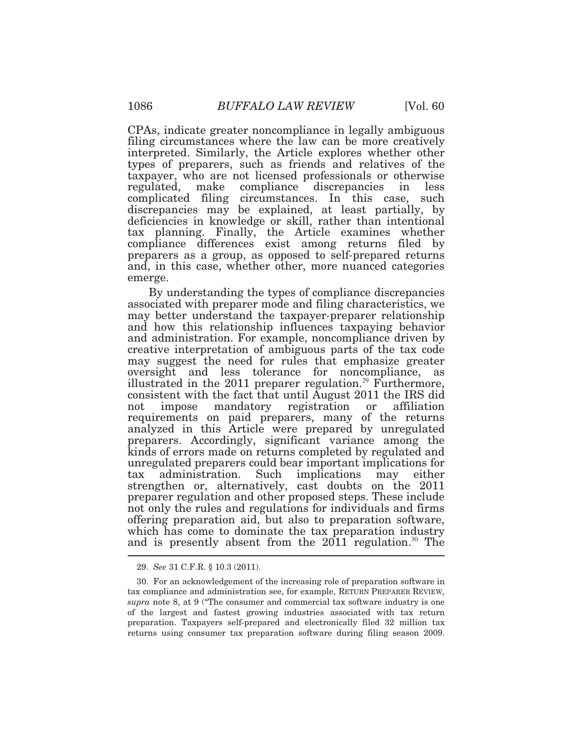CPAs, indicate greater noncompliance in legally ambiguous filing circumstances where the law can be more creatively interpreted. Similarly, the Article explores whether other types of preparers, such as friends and relatives of the taxpayer, who are not licensed professionals or otherwise regulated, make compliance discrepancies in less complicated filing circumstances. In this case, such discrepancies may be explained, at least partially, by deficiencies in knowledge or skill, rather than intentional tax planning. Finally, the Article examines whether compliance differences exist among returns filed by preparers as a group, as opposed to self-prepared returns and, in this case, whether other, more nuanced categories emerge.

By understanding the types of compliance discrepancies associated with preparer mode and filing characteristics, we may better understand the taxpayer-preparer relationship and how this relationship influences taxpaying behavior and administration. For example, noncompliance driven by creative interpretation of ambiguous parts of the tax code may suggest the need for rules that emphasize greater oversight and less tolerance for noncompliance, as illustrated in the 2011 preparer regulation.[29] Furthermore, consistent with the fact that until August 2011 the IRS did not impose mandatory registration or affiliation requirements on paid preparers, many of the returns analyzed in this Article were prepared by unregulated preparers. Accordingly, significant variance among the kinds of errors made on returns completed by regulated and unregulated preparers could bear important implications for tax administration. Such implications may either strengthen or, alternatively, cast doubts on the 2011 preparer regulation and other proposed steps. These include not only the rules and regulations for individuals and firms offering preparation aid, but also to preparation software, which has come to dominate the tax preparation industry and is presently absent from the 2011 regulation.[30] The

---

29. *See* 31 C.F.R. § 10.3 (2011).

30. For an acknowledgement of the increasing role of preparation software in tax compliance and administration see, for example, RETURN PREPARER REVIEW, *supra* note 8, at 9 ("The consumer and commercial tax software industry is one of the largest and fastest growing industries associated with tax return preparation. Taxpayers self-prepared and electronically filed 32 million tax returns using consumer tax preparation software during filing season 2009.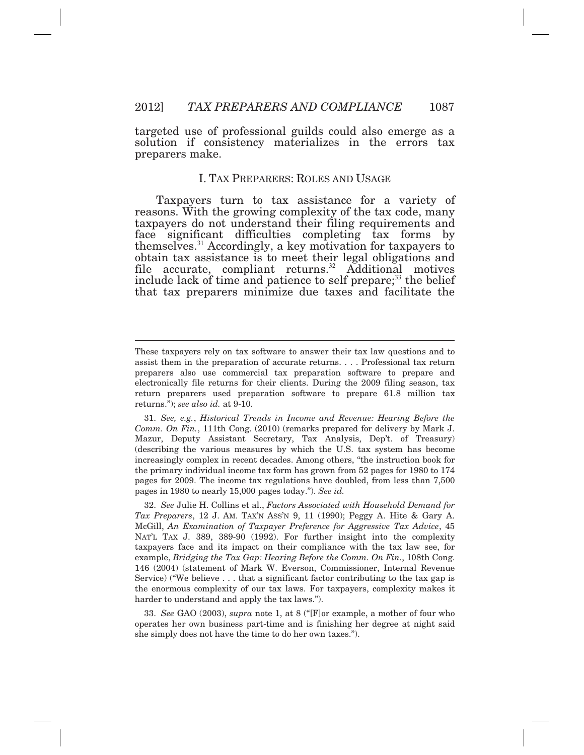targeted use of professional guilds could also emerge as a solution if consistency materializes in the errors tax preparers make.

## I. TAX PREPARERS: ROLES AND USAGE

Taxpayers turn to tax assistance for a variety of reasons. With the growing complexity of the tax code, many taxpayers do not understand their filing requirements and face significant difficulties completing tax forms by themselves.[31] Accordingly, a key motivation for taxpayers to obtain tax assistance is to meet their legal obligations and file accurate, compliant returns.[32] Additional motives include lack of time and patience to self prepare;[33] the belief that tax preparers minimize due taxes and facilitate the

---

These taxpayers rely on tax software to answer their tax law questions and to assist them in the preparation of accurate returns. . . . Professional tax return preparers also use commercial tax preparation software to prepare and electronically file returns for their clients. During the 2009 filing season, tax return preparers used preparation software to prepare 61.8 million tax returns."); *see also id.* at 9-10.

31. *See, e.g.*, *Historical Trends in Income and Revenue: Hearing Before the Comm. On Fin.*, 111th Cong. (2010) (remarks prepared for delivery by Mark J. Mazur, Deputy Assistant Secretary, Tax Analysis, Dep't. of Treasury) (describing the various measures by which the U.S. tax system has become increasingly complex in recent decades. Among others, "the instruction book for the primary individual income tax form has grown from 52 pages for 1980 to 174 pages for 2009. The income tax regulations have doubled, from less than 7,500 pages in 1980 to nearly 15,000 pages today."). *See id.*

32. *See* Julie H. Collins et al., *Factors Associated with Household Demand for Tax Preparers*, 12 J. AM. TAX'N ASS'N 9, 11 (1990); Peggy A. Hite & Gary A. McGill, *An Examination of Taxpayer Preference for Aggressive Tax Advice*, 45 NAT'L TAX J. 389, 389-90 (1992). For further insight into the complexity taxpayers face and its impact on their compliance with the tax law see, for example, *Bridging the Tax Gap: Hearing Before the Comm. On Fin.*, 108th Cong. 146 (2004) (statement of Mark W. Everson, Commissioner, Internal Revenue Service) ("We believe . . . that a significant factor contributing to the tax gap is the enormous complexity of our tax laws. For taxpayers, complexity makes it harder to understand and apply the tax laws.").

33. *See* GAO (2003), *supra* note 1, at 8 ("[F]or example, a mother of four who operates her own business part-time and is finishing her degree at night said she simply does not have the time to do her own taxes.").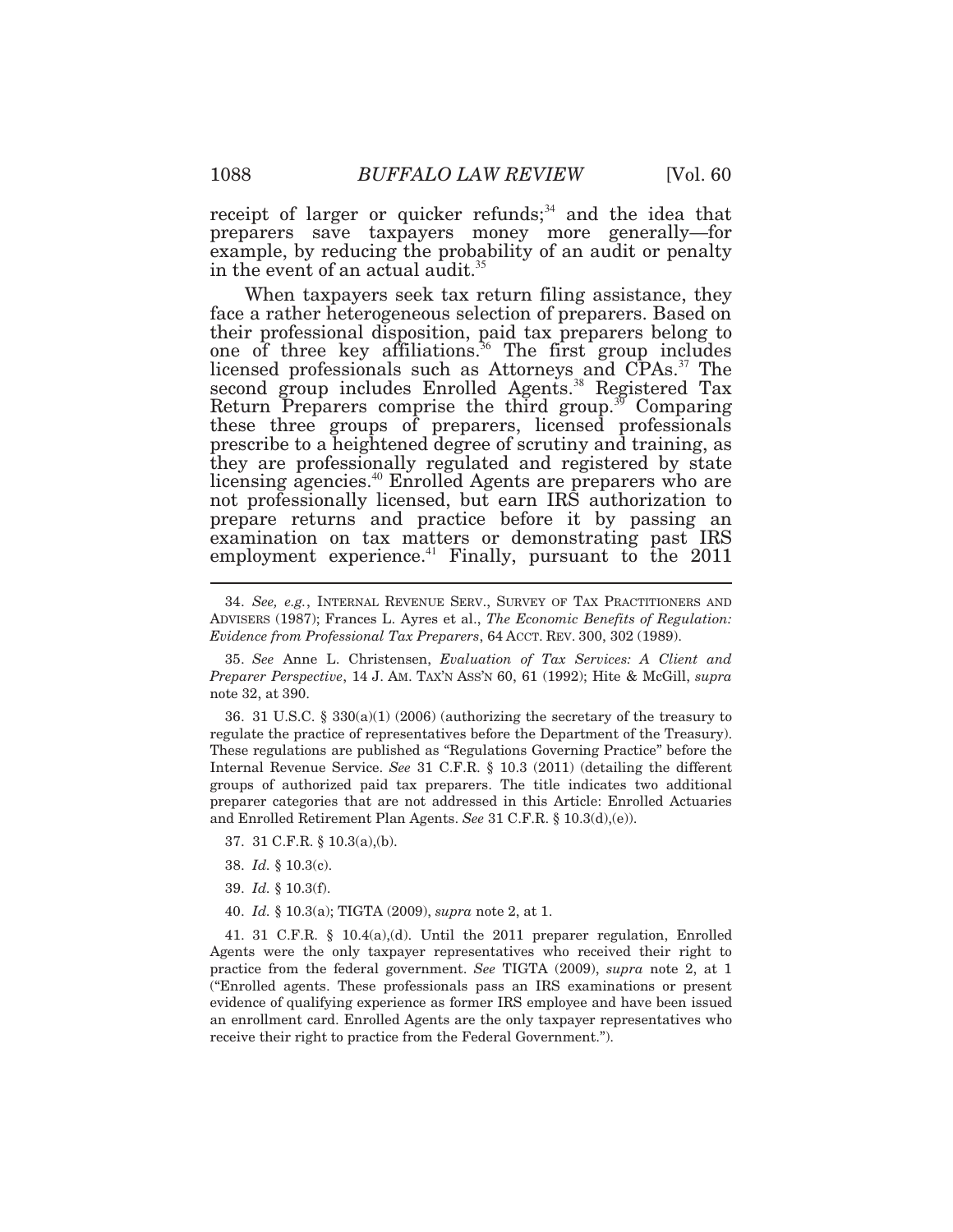receipt of larger or quicker refunds;[34] and the idea that preparers save taxpayers money more generally—for example, by reducing the probability of an audit or penalty in the event of an actual audit.[35]

When taxpayers seek tax return filing assistance, they face a rather heterogeneous selection of preparers. Based on their professional disposition, paid tax preparers belong to one of three key affiliations.[36] The first group includes licensed professionals such as Attorneys and CPAs.[37] The second group includes Enrolled Agents.[38] Registered Tax Return Preparers comprise the third group.[39] Comparing these three groups of preparers, licensed professionals prescribe to a heightened degree of scrutiny and training, as they are professionally regulated and registered by state licensing agencies.[40] Enrolled Agents are preparers who are not professionally licensed, but earn IRS authorization to prepare returns and practice before it by passing an examination on tax matters or demonstrating past IRS employment experience.[41] Finally, pursuant to the 2011

---

34. *See, e.g.*, INTERNAL REVENUE SERV., SURVEY OF TAX PRACTITIONERS AND ADVISERS (1987); Frances L. Ayres et al., *The Economic Benefits of Regulation: Evidence from Professional Tax Preparers*, 64 ACCT. REV. 300, 302 (1989).

35. *See* Anne L. Christensen, *Evaluation of Tax Services: A Client and Preparer Perspective*, 14 J. AM. TAX'N ASS'N 60, 61 (1992); Hite & McGill, *supra* note 32, at 390.

36. 31 U.S.C. § 330(a)(1) (2006) (authorizing the secretary of the treasury to regulate the practice of representatives before the Department of the Treasury). These regulations are published as "Regulations Governing Practice" before the Internal Revenue Service. *See* 31 C.F.R. § 10.3 (2011) (detailing the different groups of authorized paid tax preparers. The title indicates two additional preparer categories that are not addressed in this Article: Enrolled Actuaries and Enrolled Retirement Plan Agents. *See* 31 C.F.R. § 10.3(d),(e)).

37. 31 C.F.R. § 10.3(a),(b).

38. *Id.* § 10.3(c).

39. *Id.* § 10.3(f).

40. *Id.* § 10.3(a); TIGTA (2009), *supra* note 2, at 1.

41. 31 C.F.R. § 10.4(a),(d). Until the 2011 preparer regulation, Enrolled Agents were the only taxpayer representatives who received their right to practice from the federal government. *See* TIGTA (2009), *supra* note 2, at 1 ("Enrolled agents. These professionals pass an IRS examinations or present evidence of qualifying experience as former IRS employee and have been issued an enrollment card. Enrolled Agents are the only taxpayer representatives who receive their right to practice from the Federal Government.").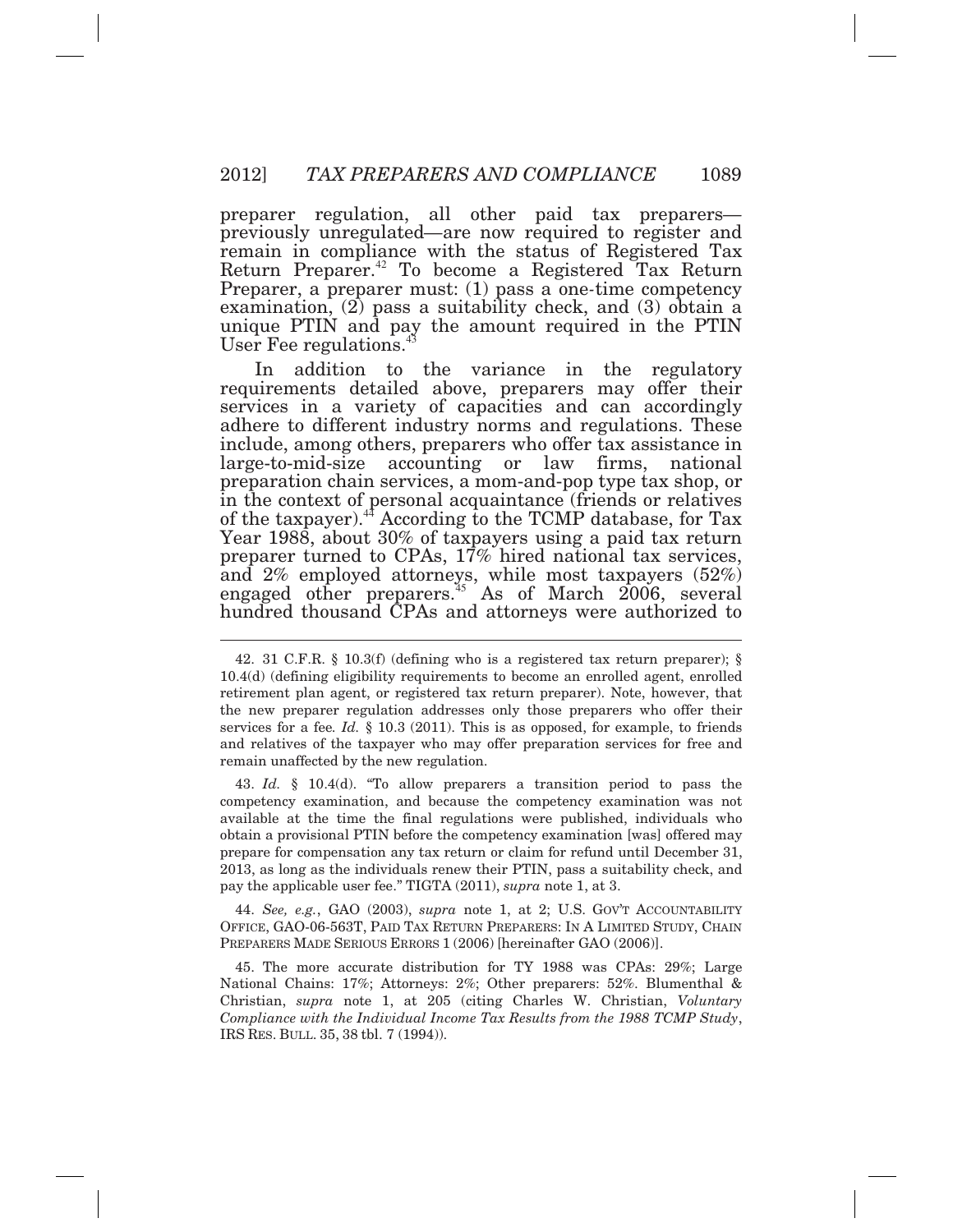preparer regulation, all other paid tax preparers—previously unregulated—are now required to register and remain in compliance with the status of Registered Tax Return Preparer.[42] To become a Registered Tax Return Preparer, a preparer must: (1) pass a one-time competency examination, (2) pass a suitability check, and (3) obtain a unique PTIN and pay the amount required in the PTIN User Fee regulations.[43]

In addition to the variance in the regulatory requirements detailed above, preparers may offer their services in a variety of capacities and can accordingly adhere to different industry norms and regulations. These include, among others, preparers who offer tax assistance in large-to-mid-size accounting or law firms, national preparation chain services, a mom-and-pop type tax shop, or in the context of personal acquaintance (friends or relatives of the taxpayer).[44] According to the TCMP database, for Tax Year 1988, about 30% of taxpayers using a paid tax return preparer turned to CPAs, 17% hired national tax services, and 2% employed attorneys, while most taxpayers (52%) engaged other preparers.[45] As of March 2006, several hundred thousand CPAs and attorneys were authorized to

---

42. 31 C.F.R. § 10.3(f) (defining who is a registered tax return preparer); § 10.4(d) (defining eligibility requirements to become an enrolled agent, enrolled retirement plan agent, or registered tax return preparer). Note, however, that the new preparer regulation addresses only those preparers who offer their services for a fee. *Id.* § 10.3 (2011). This is as opposed, for example, to friends and relatives of the taxpayer who may offer preparation services for free and remain unaffected by the new regulation.

43. *Id.* § 10.4(d). "To allow preparers a transition period to pass the competency examination, and because the competency examination was not available at the time the final regulations were published, individuals who obtain a provisional PTIN before the competency examination [was] offered may prepare for compensation any tax return or claim for refund until December 31, 2013, as long as the individuals renew their PTIN, pass a suitability check, and pay the applicable user fee." TIGTA (2011), *supra* note 1, at 3.

44. *See, e.g.*, GAO (2003), *supra* note 1, at 2; U.S. GOV'T ACCOUNTABILITY OFFICE, GAO-06-563T, PAID TAX RETURN PREPARERS: IN A LIMITED STUDY, CHAIN PREPARERS MADE SERIOUS ERRORS 1 (2006) [hereinafter GAO (2006)].

45. The more accurate distribution for TY 1988 was CPAs: 29%; Large National Chains: 17%; Attorneys: 2%; Other preparers: 52%. Blumenthal & Christian, *supra* note 1, at 205 (citing Charles W. Christian, *Voluntary Compliance with the Individual Income Tax Results from the 1988 TCMP Study*, IRS RES. BULL. 35, 38 tbl. 7 (1994)).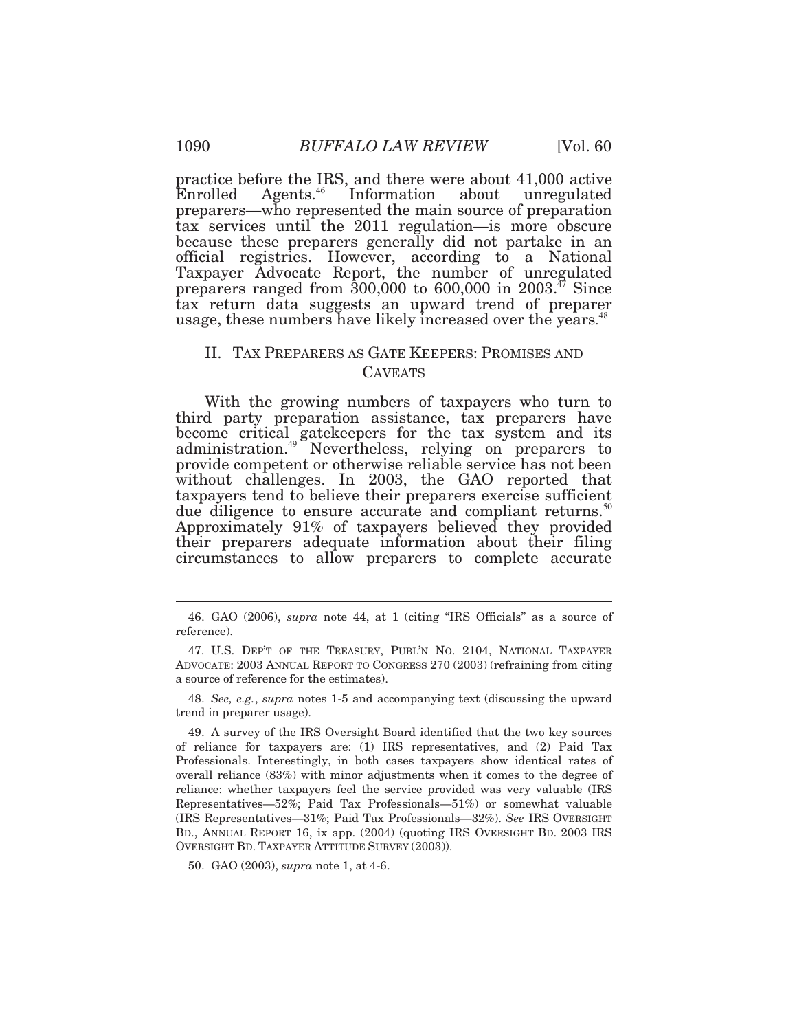practice before the IRS, and there were about 41,000 active Enrolled Agents.[46] Information about unregulated preparers—who represented the main source of preparation tax services until the 2011 regulation—is more obscure because these preparers generally did not partake in an official registries. However, according to a National Taxpayer Advocate Report, the number of unregulated preparers ranged from 300,000 to 600,000 in 2003.[47] Since tax return data suggests an upward trend of preparer usage, these numbers have likely increased over the years.[48]

## II. TAX PREPARERS AS GATE KEEPERS: PROMISES AND CAVEATS

With the growing numbers of taxpayers who turn to third party preparation assistance, tax preparers have become critical gatekeepers for the tax system and its administration.[49] Nevertheless, relying on preparers to provide competent or otherwise reliable service has not been without challenges. In 2003, the GAO reported that taxpayers tend to believe their preparers exercise sufficient due diligence to ensure accurate and compliant returns.[50] Approximately 91% of taxpayers believed they provided their preparers adequate information about their filing circumstances to allow preparers to complete accurate

---

46. GAO (2006), *supra* note 44, at 1 (citing "IRS Officials" as a source of reference).

47. U.S. DEP'T OF THE TREASURY, PUBL'N NO. 2104, NATIONAL TAXPAYER ADVOCATE: 2003 ANNUAL REPORT TO CONGRESS 270 (2003) (refraining from citing a source of reference for the estimates).

48. *See, e.g.*, *supra* notes 1-5 and accompanying text (discussing the upward trend in preparer usage).

49. A survey of the IRS Oversight Board identified that the two key sources of reliance for taxpayers are: (1) IRS representatives, and (2) Paid Tax Professionals. Interestingly, in both cases taxpayers show identical rates of overall reliance (83%) with minor adjustments when it comes to the degree of reliance: whether taxpayers feel the service provided was very valuable (IRS Representatives—52%; Paid Tax Professionals—51%) or somewhat valuable (IRS Representatives—31%; Paid Tax Professionals—32%). *See* IRS OVERSIGHT BD., ANNUAL REPORT 16, ix app. (2004) (quoting IRS OVERSIGHT BD. 2003 IRS OVERSIGHT BD. TAXPAYER ATTITUDE SURVEY (2003)).

50. GAO (2003), *supra* note 1, at 4-6.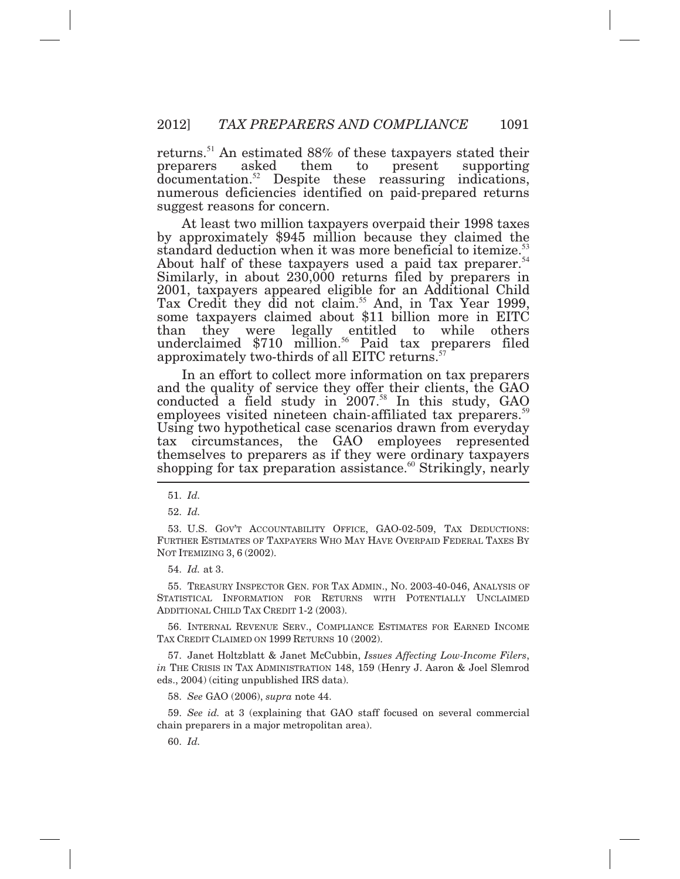returns.[51] An estimated 88% of these taxpayers stated their preparers asked them to present supporting documentation.[52] Despite these reassuring indications, numerous deficiencies identified on paid-prepared returns suggest reasons for concern.

At least two million taxpayers overpaid their 1998 taxes by approximately $945 million because they claimed the standard deduction when it was more beneficial to itemize.[53] About half of these taxpayers used a paid tax preparer.[54] Similarly, in about 230,000 returns filed by preparers in 2001, taxpayers appeared eligible for an Additional Child Tax Credit they did not claim.[55] And, in Tax Year 1999, some taxpayers claimed about $11 billion more in EITC than they were legally entitled to while others underclaimed $710 million.[56] Paid tax preparers filed approximately two-thirds of all EITC returns.[57]

In an effort to collect more information on tax preparers and the quality of service they offer their clients, the GAO conducted a field study in 2007.[58] In this study, GAO employees visited nineteen chain-affiliated tax preparers.[59] Using two hypothetical case scenarios drawn from everyday tax circumstances, the GAO employees represented themselves to preparers as if they were ordinary taxpayers shopping for tax preparation assistance.[60] Strikingly, nearly

---

51. *Id.*

52. *Id.*

53. U.S. GOV'T ACCOUNTABILITY OFFICE, GAO-02-509, TAX DEDUCTIONS: FURTHER ESTIMATES OF TAXPAYERS WHO MAY HAVE OVERPAID FEDERAL TAXES BY NOT ITEMIZING 3, 6 (2002).

54. *Id.* at 3.

55. TREASURY INSPECTOR GEN. FOR TAX ADMIN., NO. 2003-40-046, ANALYSIS OF STATISTICAL INFORMATION FOR RETURNS WITH POTENTIALLY UNCLAIMED ADDITIONAL CHILD TAX CREDIT 1-2 (2003).

56. INTERNAL REVENUE SERV., COMPLIANCE ESTIMATES FOR EARNED INCOME TAX CREDIT CLAIMED ON 1999 RETURNS 10 (2002).

57. Janet Holtzblatt & Janet McCubbin, *Issues Affecting Low-Income Filers*, *in* THE CRISIS IN TAX ADMINISTRATION 148, 159 (Henry J. Aaron & Joel Slemrod eds., 2004) (citing unpublished IRS data).

58. *See* GAO (2006), *supra* note 44.

59. *See id.* at 3 (explaining that GAO staff focused on several commercial chain preparers in a major metropolitan area).

60. *Id.*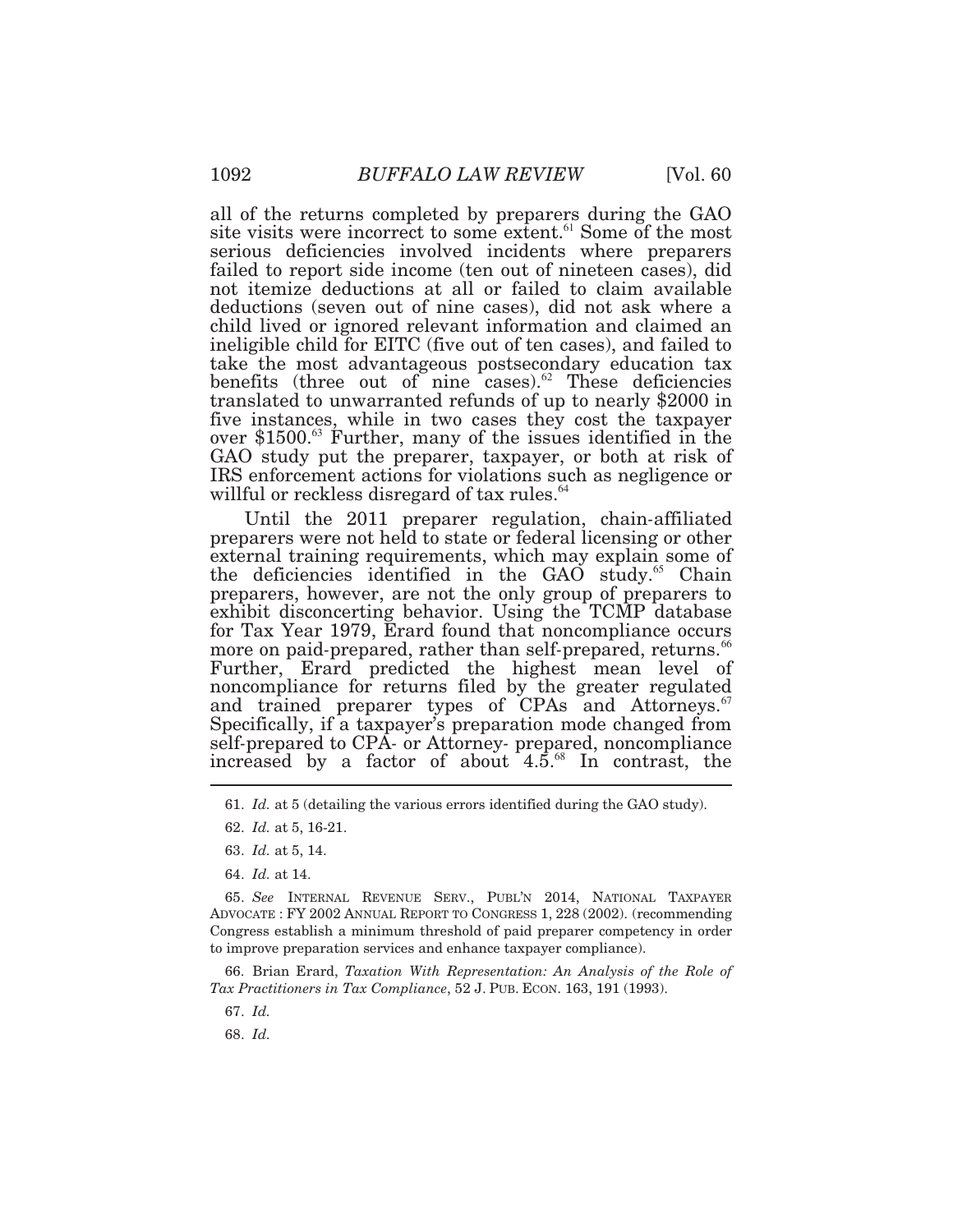all of the returns completed by preparers during the GAO site visits were incorrect to some extent.[61] Some of the most serious deficiencies involved incidents where preparers failed to report side income (ten out of nineteen cases), did not itemize deductions at all or failed to claim available deductions (seven out of nine cases), did not ask where a child lived or ignored relevant information and claimed an ineligible child for EITC (five out of ten cases), and failed to take the most advantageous postsecondary education tax benefits (three out of nine cases).[62] These deficiencies translated to unwarranted refunds of up to nearly $2000 in five instances, while in two cases they cost the taxpayer over $1500.[63] Further, many of the issues identified in the GAO study put the preparer, taxpayer, or both at risk of IRS enforcement actions for violations such as negligence or willful or reckless disregard of tax rules.[64]

Until the 2011 preparer regulation, chain-affiliated preparers were not held to state or federal licensing or other external training requirements, which may explain some of the deficiencies identified in the GAO study.[65] Chain preparers, however, are not the only group of preparers to exhibit disconcerting behavior. Using the TCMP database for Tax Year 1979, Erard found that noncompliance occurs more on paid-prepared, rather than self-prepared, returns.[66] Further, Erard predicted the highest mean level of noncompliance for returns filed by the greater regulated and trained preparer types of CPAs and Attorneys.[67] Specifically, if a taxpayer's preparation mode changed from self-prepared to CPA- or Attorney- prepared, noncompliance increased by a factor of about 4.5.[68] In contrast, the

---

61. *Id.* at 5 (detailing the various errors identified during the GAO study).

62. *Id.* at 5, 16-21.

63. *Id.* at 5, 14.

64. *Id.* at 14.

65. *See* INTERNAL REVENUE SERV., PUBL'N 2014, NATIONAL TAXPAYER ADVOCATE : FY 2002 ANNUAL REPORT TO CONGRESS 1, 228 (2002). (recommending Congress establish a minimum threshold of paid preparer competency in order to improve preparation services and enhance taxpayer compliance).

66. Brian Erard, *Taxation With Representation: An Analysis of the Role of Tax Practitioners in Tax Compliance*, 52 J. PUB. ECON. 163, 191 (1993).

67. *Id.*

68. *Id.*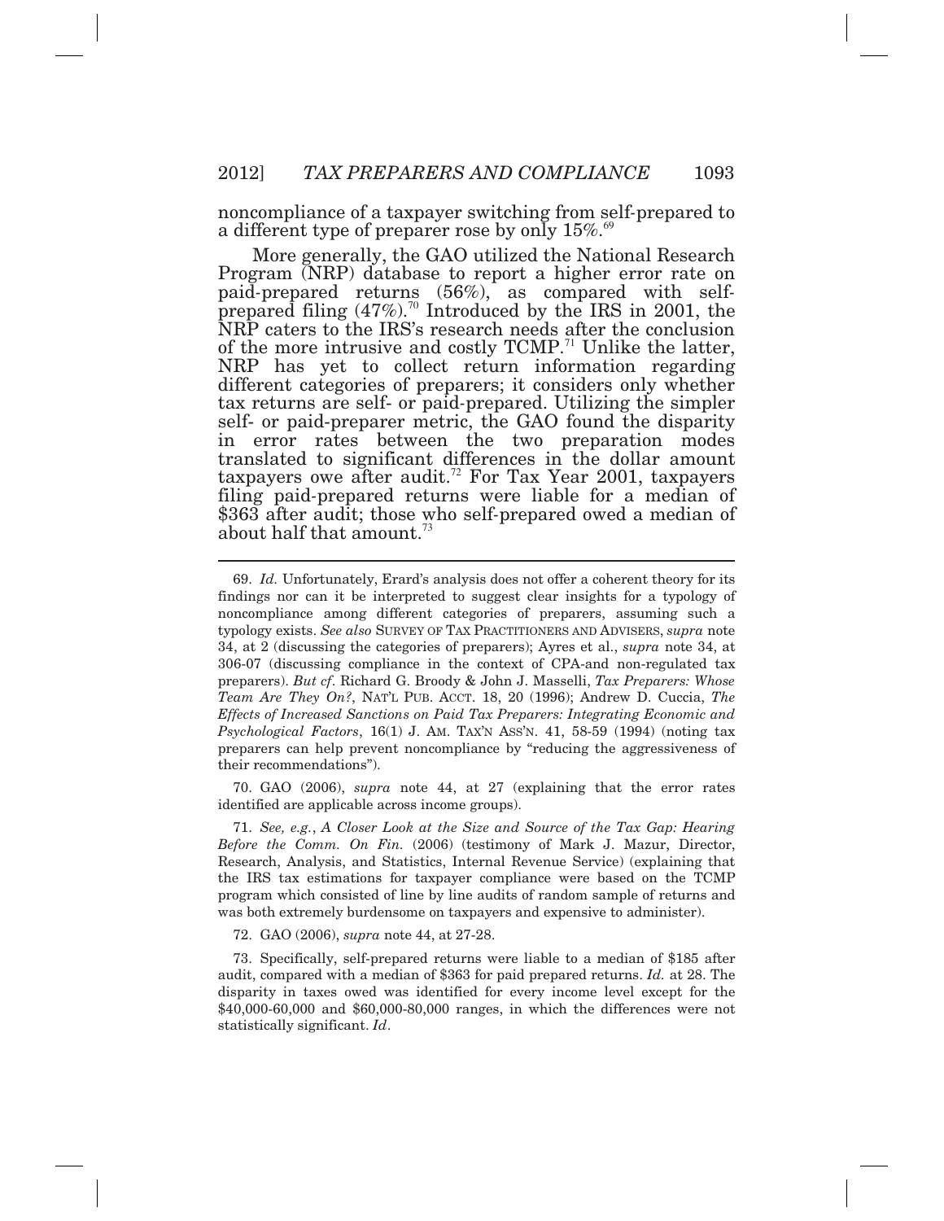noncompliance of a taxpayer switching from self-prepared to a different type of preparer rose by only 15%.[69]

More generally, the GAO utilized the National Research Program (NRP) database to report a higher error rate on paid-prepared returns (56%), as compared with self-prepared filing (47%).[70] Introduced by the IRS in 2001, the NRP caters to the IRS's research needs after the conclusion of the more intrusive and costly TCMP.[71] Unlike the latter, NRP has yet to collect return information regarding different categories of preparers; it considers only whether tax returns are self- or paid-prepared. Utilizing the simpler self- or paid-preparer metric, the GAO found the disparity in error rates between the two preparation modes translated to significant differences in the dollar amount taxpayers owe after audit.[72] For Tax Year 2001, taxpayers filing paid-prepared returns were liable for a median of $363 after audit; those who self-prepared owed a median of about half that amount.[73]

---

69. *Id.* Unfortunately, Erard's analysis does not offer a coherent theory for its findings nor can it be interpreted to suggest clear insights for a typology of noncompliance among different categories of preparers, assuming such a typology exists. *See also* SURVEY OF TAX PRACTITIONERS AND ADVISERS, *supra* note 34, at 2 (discussing the categories of preparers); Ayres et al., *supra* note 34, at 306-07 (discussing compliance in the context of CPA-and non-regulated tax preparers). *But cf*. Richard G. Broody & John J. Masselli, *Tax Preparers: Whose Team Are They On?*, NAT'L PUB. ACCT. 18, 20 (1996); Andrew D. Cuccia, *The Effects of Increased Sanctions on Paid Tax Preparers: Integrating Economic and Psychological Factors*, 16(1) J. AM. TAX'N ASS'N. 41, 58-59 (1994) (noting tax preparers can help prevent noncompliance by "reducing the aggressiveness of their recommendations").

70. GAO (2006), *supra* note 44, at 27 (explaining that the error rates identified are applicable across income groups).

71. *See, e.g.*, *A Closer Look at the Size and Source of the Tax Gap: Hearing Before the Comm. On Fin.* (2006) (testimony of Mark J. Mazur, Director, Research, Analysis, and Statistics, Internal Revenue Service) (explaining that the IRS tax estimations for taxpayer compliance were based on the TCMP program which consisted of line by line audits of random sample of returns and was both extremely burdensome on taxpayers and expensive to administer).

72. GAO (2006), *supra* note 44, at 27-28.

73. Specifically, self-prepared returns were liable to a median of $185 after audit, compared with a median of $363 for paid prepared returns. *Id.* at 28. The disparity in taxes owed was identified for every income level except for the $40,000-60,000 and $60,000-80,000 ranges, in which the differences were not statistically significant. *Id*.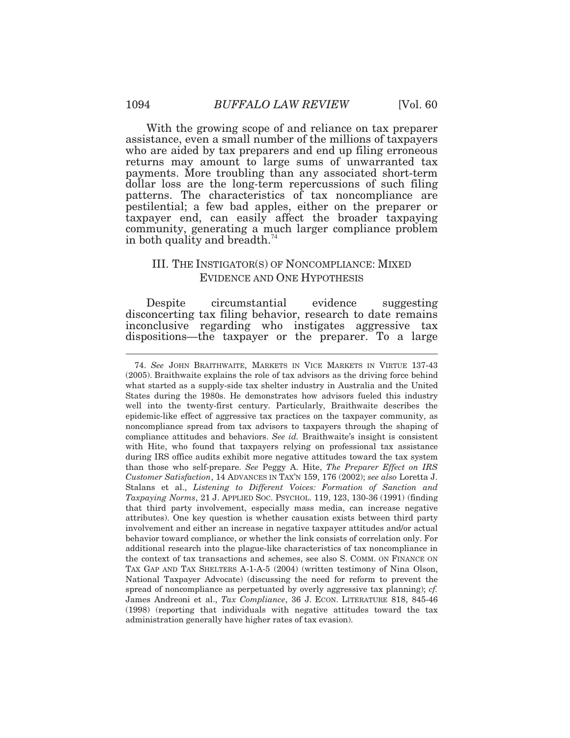With the growing scope of and reliance on tax preparer assistance, even a small number of the millions of taxpayers who are aided by tax preparers and end up filing erroneous returns may amount to large sums of unwarranted tax payments. More troubling than any associated short-term dollar loss are the long-term repercussions of such filing patterns. The characteristics of tax noncompliance are pestilential; a few bad apples, either on the preparer or taxpayer end, can easily affect the broader taxpaying community, generating a much larger compliance problem in both quality and breadth.[74]

## III. THE INSTIGATOR(S) OF NONCOMPLIANCE: MIXED EVIDENCE AND ONE HYPOTHESIS

Despite circumstantial evidence suggesting disconcerting tax filing behavior, research to date remains inconclusive regarding who instigates aggressive tax dispositions—the taxpayer or the preparer. To a large

---

74. *See* JOHN BRAITHWAITE, MARKETS IN VICE MARKETS IN VIRTUE 137-43 (2005). Braithwaite explains the role of tax advisors as the driving force behind what started as a supply-side tax shelter industry in Australia and the United States during the 1980s. He demonstrates how advisors fueled this industry well into the twenty-first century. Particularly, Braithwaite describes the epidemic-like effect of aggressive tax practices on the taxpayer community, as noncompliance spread from tax advisors to taxpayers through the shaping of compliance attitudes and behaviors. *See id.* Braithwaite's insight is consistent with Hite, who found that taxpayers relying on professional tax assistance during IRS office audits exhibit more negative attitudes toward the tax system than those who self-prepare. *See* Peggy A. Hite, *The Preparer Effect on IRS Customer Satisfaction*, 14 ADVANCES IN TAX'N 159, 176 (2002); *see also* Loretta J. Stalans et al., *Listening to Different Voices: Formation of Sanction and Taxpaying Norms*, 21 J. APPLIED SOC. PSYCHOL. 119, 123, 130-36 (1991) (finding that third party involvement, especially mass media, can increase negative attributes). One key question is whether causation exists between third party involvement and either an increase in negative taxpayer attitudes and/or actual behavior toward compliance, or whether the link consists of correlation only. For additional research into the plague-like characteristics of tax noncompliance in the context of tax transactions and schemes, see also S. COMM. ON FINANCE ON TAX GAP AND TAX SHELTERS A-1-A-5 (2004) (written testimony of Nina Olson, National Taxpayer Advocate) (discussing the need for reform to prevent the spread of noncompliance as perpetuated by overly aggressive tax planning); *cf.* James Andreoni et al., *Tax Compliance*, 36 J. ECON. LITERATURE 818, 845-46 (1998) (reporting that individuals with negative attitudes toward the tax administration generally have higher rates of tax evasion).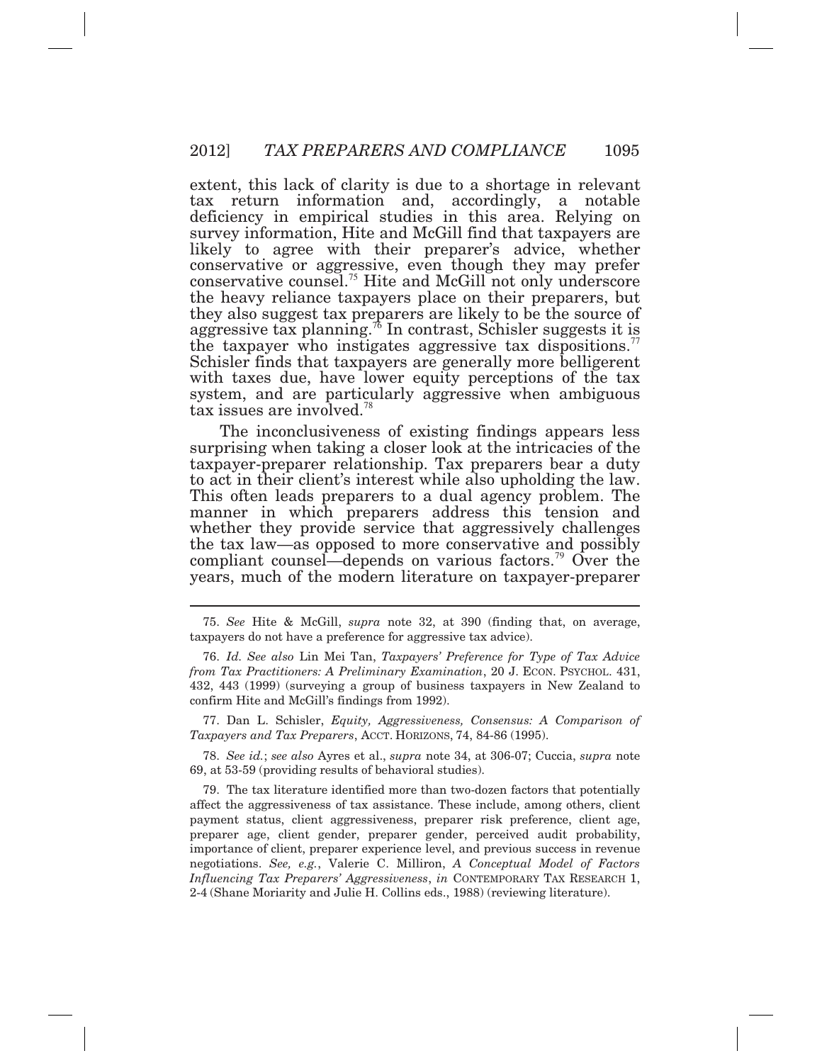extent, this lack of clarity is due to a shortage in relevant tax return information and, accordingly, a notable deficiency in empirical studies in this area. Relying on survey information, Hite and McGill find that taxpayers are likely to agree with their preparer's advice, whether conservative or aggressive, even though they may prefer conservative counsel.[75] Hite and McGill not only underscore the heavy reliance taxpayers place on their preparers, but they also suggest tax preparers are likely to be the source of aggressive tax planning.[76] In contrast, Schisler suggests it is the taxpayer who instigates aggressive tax dispositions.[77] Schisler finds that taxpayers are generally more belligerent with taxes due, have lower equity perceptions of the tax system, and are particularly aggressive when ambiguous tax issues are involved.[78]

The inconclusiveness of existing findings appears less surprising when taking a closer look at the intricacies of the taxpayer-preparer relationship. Tax preparers bear a duty to act in their client's interest while also upholding the law. This often leads preparers to a dual agency problem. The manner in which preparers address this tension and whether they provide service that aggressively challenges the tax law—as opposed to more conservative and possibly compliant counsel—depends on various factors.[79] Over the years, much of the modern literature on taxpayer-preparer

---

75. *See* Hite & McGill, *supra* note 32, at 390 (finding that, on average, taxpayers do not have a preference for aggressive tax advice).

76. *Id. See also* Lin Mei Tan, *Taxpayers' Preference for Type of Tax Advice from Tax Practitioners: A Preliminary Examination*, 20 J. ECON. PSYCHOL. 431, 432, 443 (1999) (surveying a group of business taxpayers in New Zealand to confirm Hite and McGill's findings from 1992).

77. Dan L. Schisler, *Equity, Aggressiveness, Consensus: A Comparison of Taxpayers and Tax Preparers*, ACCT. HORIZONS, 74, 84-86 (1995).

78. *See id.*; *see also* Ayres et al., *supra* note 34, at 306-07; Cuccia, *supra* note 69, at 53-59 (providing results of behavioral studies).

79. The tax literature identified more than two-dozen factors that potentially affect the aggressiveness of tax assistance. These include, among others, client payment status, client aggressiveness, preparer risk preference, client age, preparer age, client gender, preparer gender, perceived audit probability, importance of client, preparer experience level, and previous success in revenue negotiations. *See, e.g.*, Valerie C. Milliron, *A Conceptual Model of Factors Influencing Tax Preparers' Aggressiveness*, *in* CONTEMPORARY TAX RESEARCH 1, 2-4 (Shane Moriarity and Julie H. Collins eds., 1988) (reviewing literature).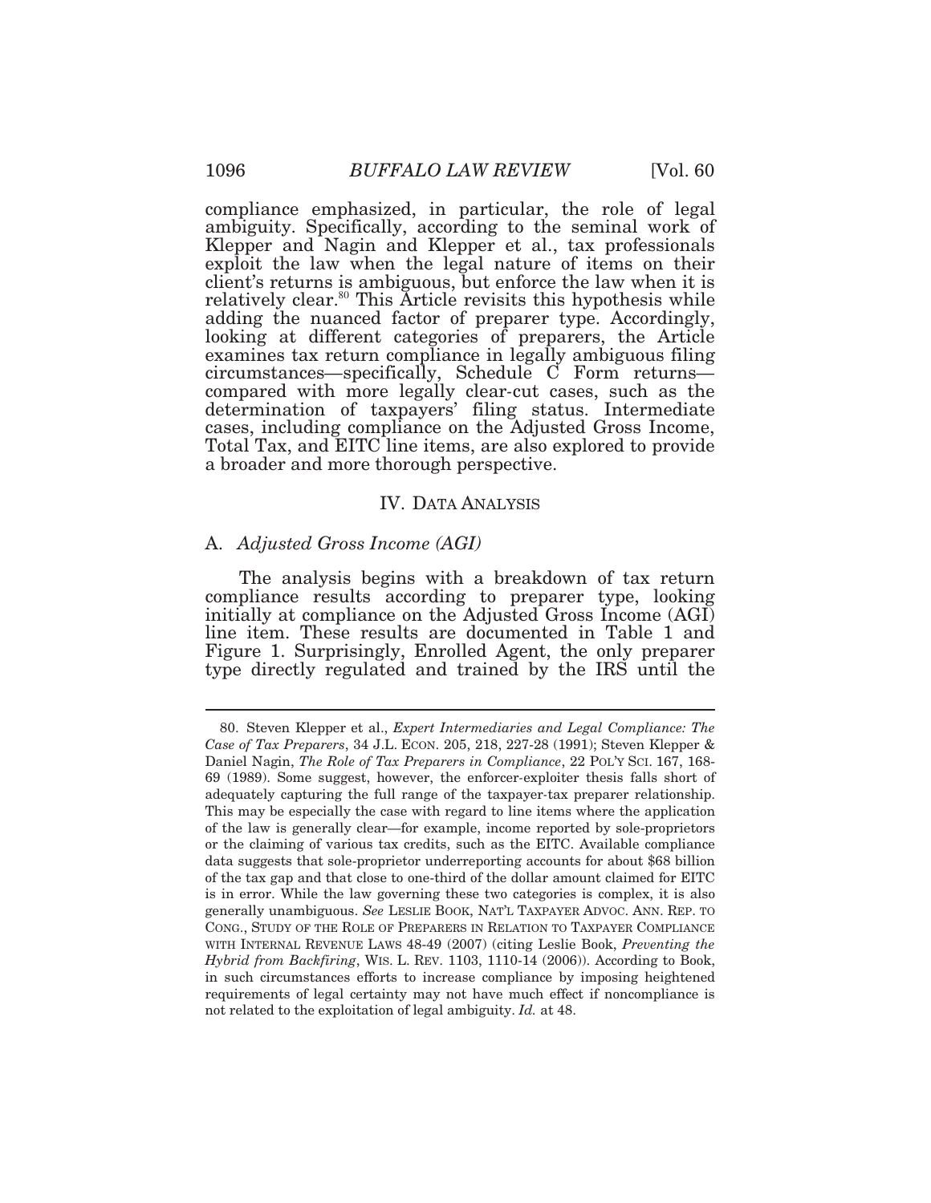compliance emphasized, in particular, the role of legal ambiguity. Specifically, according to the seminal work of Klepper and Nagin and Klepper et al., tax professionals exploit the law when the legal nature of items on their client's returns is ambiguous, but enforce the law when it is relatively clear.[80] This Article revisits this hypothesis while adding the nuanced factor of preparer type. Accordingly, looking at different categories of preparers, the Article examines tax return compliance in legally ambiguous filing circumstances—specifically, Schedule C Form returns—compared with more legally clear-cut cases, such as the determination of taxpayers' filing status. Intermediate cases, including compliance on the Adjusted Gross Income, Total Tax, and EITC line items, are also explored to provide a broader and more thorough perspective.

## IV. DATA ANALYSIS

### A. *Adjusted Gross Income (AGI)*

The analysis begins with a breakdown of tax return compliance results according to preparer type, looking initially at compliance on the Adjusted Gross Income (AGI) line item. These results are documented in Table 1 and Figure 1. Surprisingly, Enrolled Agent, the only preparer type directly regulated and trained by the IRS until the

---

80. Steven Klepper et al., *Expert Intermediaries and Legal Compliance: The Case of Tax Preparers*, 34 J.L. ECON. 205, 218, 227-28 (1991); Steven Klepper & Daniel Nagin, *The Role of Tax Preparers in Compliance*, 22 POL'Y SCI. 167, 168-69 (1989). Some suggest, however, the enforcer-exploiter thesis falls short of adequately capturing the full range of the taxpayer-tax preparer relationship. This may be especially the case with regard to line items where the application of the law is generally clear—for example, income reported by sole-proprietors or the claiming of various tax credits, such as the EITC. Available compliance data suggests that sole-proprietor underreporting accounts for about $68 billion of the tax gap and that close to one-third of the dollar amount claimed for EITC is in error. While the law governing these two categories is complex, it is also generally unambiguous. *See* LESLIE BOOK, NAT'L TAXPAYER ADVOC. ANN. REP. TO CONG., STUDY OF THE ROLE OF PREPARERS IN RELATION TO TAXPAYER COMPLIANCE WITH INTERNAL REVENUE LAWS 48-49 (2007) (citing Leslie Book, *Preventing the Hybrid from Backfiring*, WIS. L. REV. 1103, 1110-14 (2006)). According to Book, in such circumstances efforts to increase compliance by imposing heightened requirements of legal certainty may not have much effect if noncompliance is not related to the exploitation of legal ambiguity. *Id.* at 48.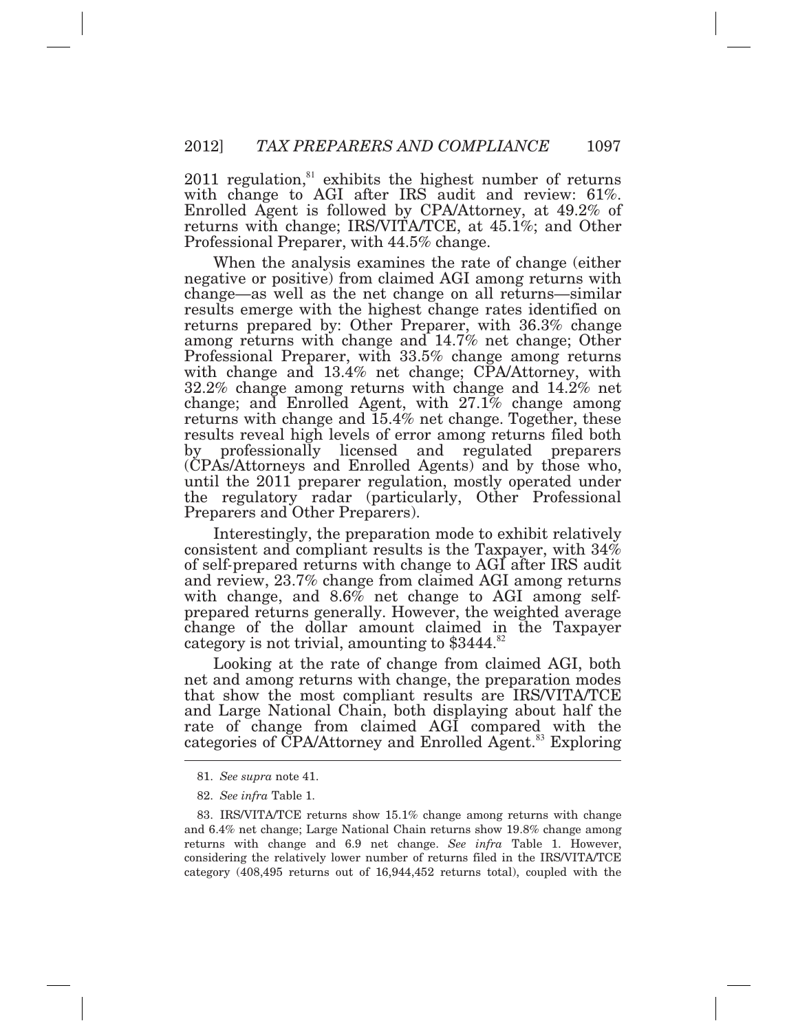2011 regulation,[81] exhibits the highest number of returns with change to AGI after IRS audit and review: 61%. Enrolled Agent is followed by CPA/Attorney, at 49.2% of returns with change; IRS/VITA/TCE, at 45.1%; and Other Professional Preparer, with 44.5% change.

When the analysis examines the rate of change (either negative or positive) from claimed AGI among returns with change—as well as the net change on all returns—similar results emerge with the highest change rates identified on returns prepared by: Other Preparer, with 36.3% change among returns with change and 14.7% net change; Other Professional Preparer, with 33.5% change among returns with change and 13.4% net change; CPA/Attorney, with 32.2% change among returns with change and 14.2% net change; and Enrolled Agent, with 27.1% change among returns with change and 15.4% net change. Together, these results reveal high levels of error among returns filed both by professionally licensed and regulated preparers (CPAs/Attorneys and Enrolled Agents) and by those who, until the 2011 preparer regulation, mostly operated under the regulatory radar (particularly, Other Professional Preparers and Other Preparers).

Interestingly, the preparation mode to exhibit relatively consistent and compliant results is the Taxpayer, with 34% of self-prepared returns with change to AGI after IRS audit and review, 23.7% change from claimed AGI among returns with change, and 8.6% net change to AGI among self-prepared returns generally. However, the weighted average change of the dollar amount claimed in the Taxpayer category is not trivial, amounting to $3444.[82]

Looking at the rate of change from claimed AGI, both net and among returns with change, the preparation modes that show the most compliant results are IRS/VITA/TCE and Large National Chain, both displaying about half the rate of change from claimed AGI compared with the categories of CPA/Attorney and Enrolled Agent.[83] Exploring

---

81. *See supra* note 41.

82. *See infra* Table 1.

83. IRS/VITA/TCE returns show 15.1% change among returns with change and 6.4% net change; Large National Chain returns show 19.8% change among returns with change and 6.9 net change. *See infra* Table 1. However, considering the relatively lower number of returns filed in the IRS/VITA/TCE category (408,495 returns out of 16,944,452 returns total), coupled with the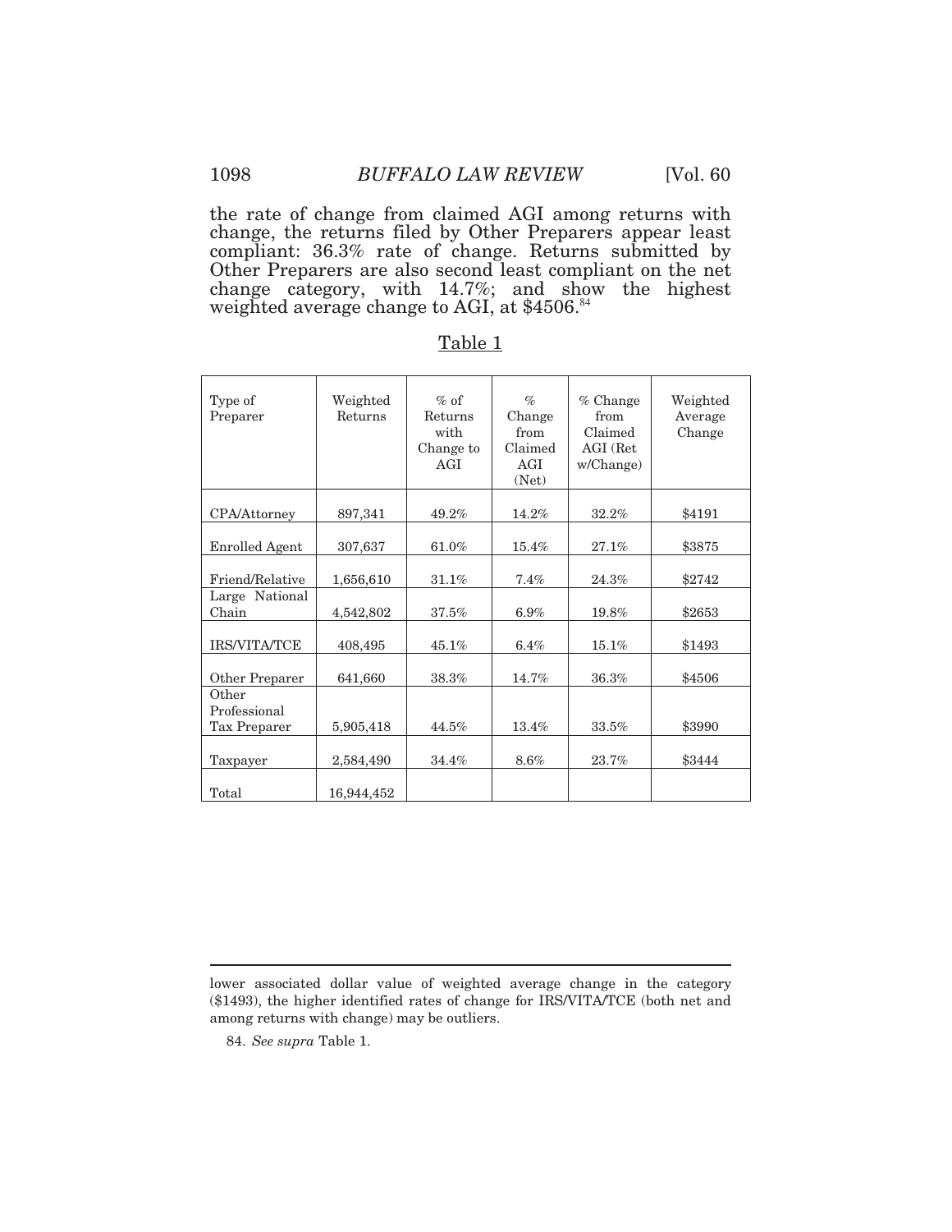the rate of change from claimed AGI among returns with change, the returns filed by Other Preparers appear least compliant: 36.3% rate of change. Returns submitted by Other Preparers are also second least compliant on the net change category, with 14.7%; and show the highest weighted average change to AGI, at $4506.[84]

Table 1

| Type of Preparer | Weighted Returns | % of Returns with Change to AGI | % Change from Claimed AGI (Net) | % Change from Claimed AGI (Ret w/Change) | Weighted Average Change |
|---|---|---|---|---|---|
| CPA/Attorney | 897,341 | 49.2% | 14.2% | 32.2% | $4191 |
| Enrolled Agent | 307,637 | 61.0% | 15.4% | 27.1% | $3875 |
| Friend/Relative | 1,656,610 | 31.1% | 7.4% | 24.3% | $2742 |
| Large National Chain | 4,542,802 | 37.5% | 6.9% | 19.8% | $2653 |
| IRS/VITA/TCE | 408,495 | 45.1% | 6.4% | 15.1% | $1493 |
| Other Preparer | 641,660 | 38.3% | 14.7% | 36.3% | $4506 |
| Other Professional Tax Preparer | 5,905,418 | 44.5% | 13.4% | 33.5% | $3990 |
| Taxpayer | 2,584,490 | 34.4% | 8.6% | 23.7% | $3444 |
| Total | 16,944,452 | | | | |

lower associated dollar value of weighted average change in the category ($1493), the higher identified rates of change for IRS/VITA/TCE (both net and among returns with change) may be outliers.

84. *See supra* Table 1.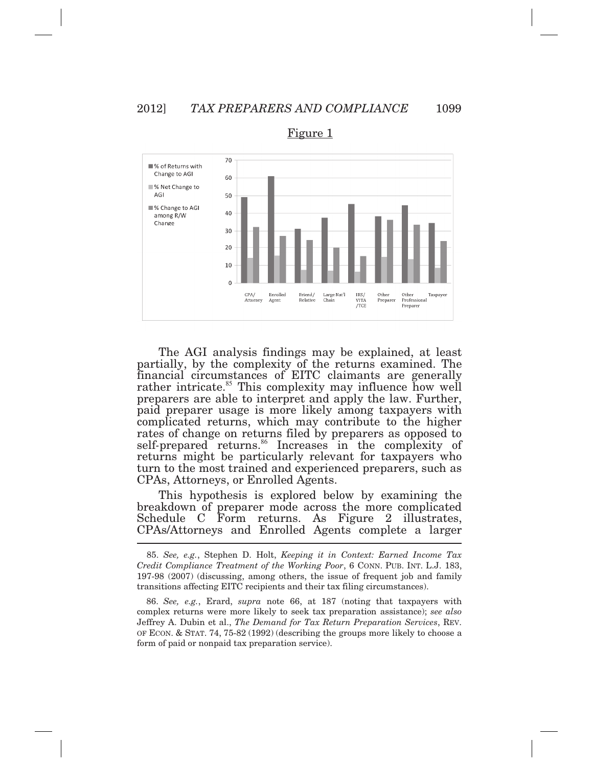Figure 1

The AGI analysis findings may be explained, at least partially, by the complexity of the returns examined. The financial circumstances of EITC claimants are generally rather intricate.[85] This complexity may influence how well preparers are able to interpret and apply the law. Further, paid preparer usage is more likely among taxpayers with complicated returns, which may contribute to the higher rates of change on returns filed by preparers as opposed to self-prepared returns.[86] Increases in the complexity of returns might be particularly relevant for taxpayers who turn to the most trained and experienced preparers, such as CPAs, Attorneys, or Enrolled Agents.

This hypothesis is explored below by examining the breakdown of preparer mode across the more complicated Schedule C Form returns. As Figure 2 illustrates, CPAs/Attorneys and Enrolled Agents complete a larger

---

85. *See, e.g.*, Stephen D. Holt, *Keeping it in Context: Earned Income Tax Credit Compliance Treatment of the Working Poor*, 6 CONN. PUB. INT. L.J. 183, 197-98 (2007) (discussing, among others, the issue of frequent job and family transitions affecting EITC recipients and their tax filing circumstances).

86. *See, e.g.*, Erard, *supra* note 66, at 187 (noting that taxpayers with complex returns were more likely to seek tax preparation assistance); *see also* Jeffrey A. Dubin et al., *The Demand for Tax Return Preparation Services*, REV. OF ECON. & STAT. 74, 75-82 (1992) (describing the groups more likely to choose a form of paid or nonpaid tax preparation service).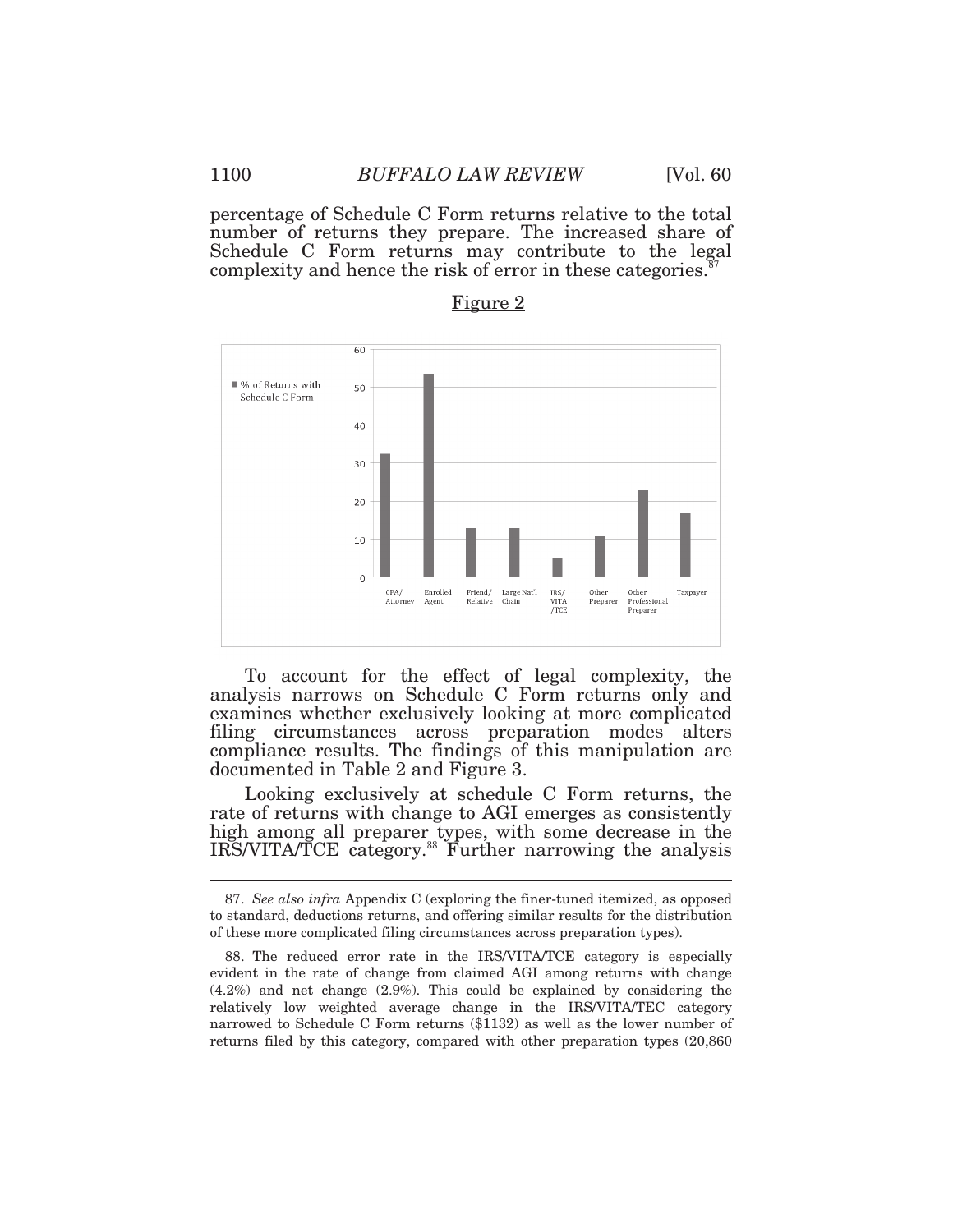percentage of Schedule C Form returns relative to the total number of returns they prepare. The increased share of Schedule C Form returns may contribute to the legal complexity and hence the risk of error in these categories.[87]

Figure 2

To account for the effect of legal complexity, the analysis narrows on Schedule C Form returns only and examines whether exclusively looking at more complicated filing circumstances across preparation modes alters compliance results. The findings of this manipulation are documented in Table 2 and Figure 3.

Looking exclusively at schedule C Form returns, the rate of returns with change to AGI emerges as consistently high among all preparer types, with some decrease in the IRS/VITA/TCE category.[88] Further narrowing the analysis

---

87. *See also infra* Appendix C (exploring the finer-tuned itemized, as opposed to standard, deductions returns, and offering similar results for the distribution of these more complicated filing circumstances across preparation types).

88. The reduced error rate in the IRS/VITA/TCE category is especially evident in the rate of change from claimed AGI among returns with change (4.2%) and net change (2.9%). This could be explained by considering the relatively low weighted average change in the IRS/VITA/TEC category narrowed to Schedule C Form returns ($1132) as well as the lower number of returns filed by this category, compared with other preparation types (20,860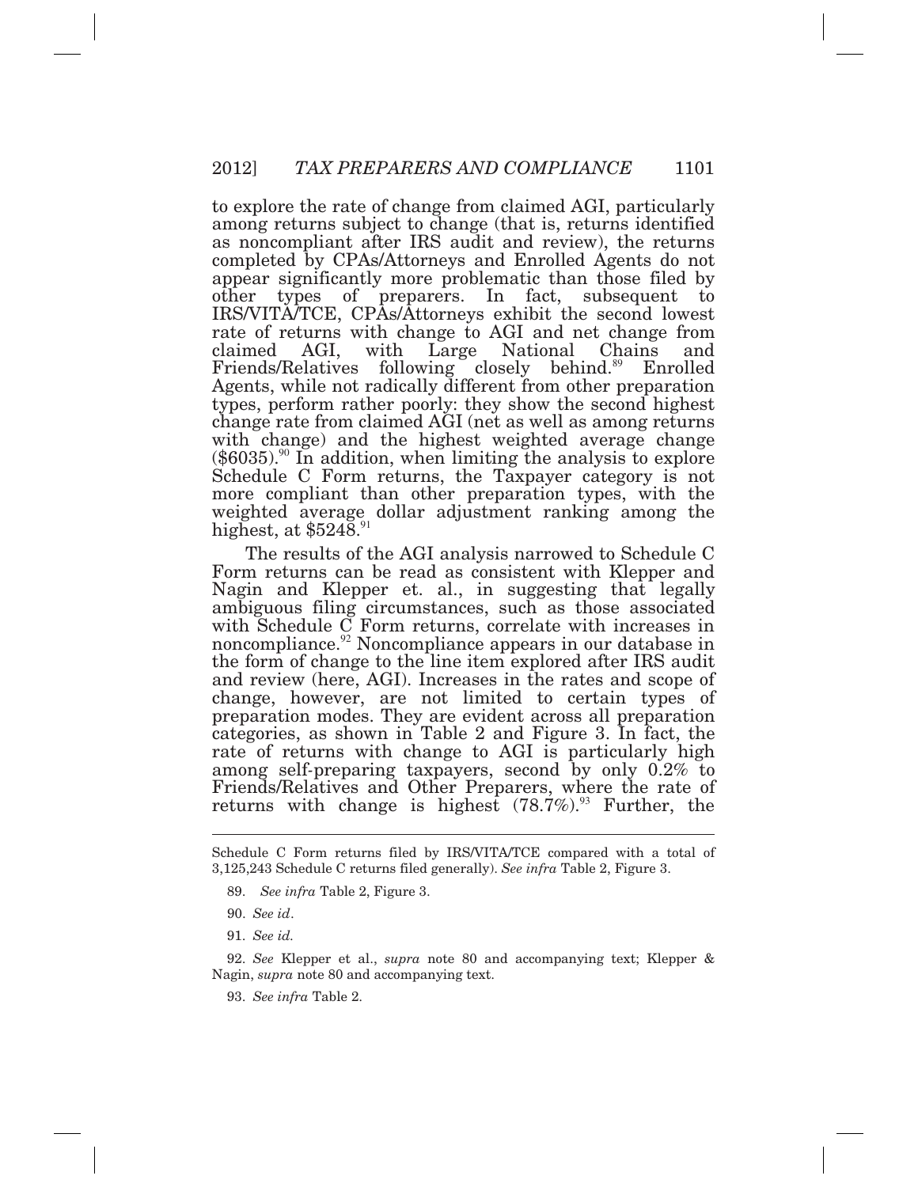to explore the rate of change from claimed AGI, particularly among returns subject to change (that is, returns identified as noncompliant after IRS audit and review), the returns completed by CPAs/Attorneys and Enrolled Agents do not appear significantly more problematic than those filed by other types of preparers. In fact, subsequent to IRS/VITA/TCE, CPAs/Attorneys exhibit the second lowest rate of returns with change to AGI and net change from claimed AGI, with Large National Chains and Friends/Relatives following closely behind.[89] Enrolled Agents, while not radically different from other preparation types, perform rather poorly: they show the second highest change rate from claimed AGI (net as well as among returns with change) and the highest weighted average change ($6035).[90] In addition, when limiting the analysis to explore Schedule C Form returns, the Taxpayer category is not more compliant than other preparation types, with the weighted average dollar adjustment ranking among the highest, at $5248.[91]

The results of the AGI analysis narrowed to Schedule C Form returns can be read as consistent with Klepper and Nagin and Klepper et. al., in suggesting that legally ambiguous filing circumstances, such as those associated with Schedule C Form returns, correlate with increases in noncompliance.[92] Noncompliance appears in our database in the form of change to the line item explored after IRS audit and review (here, AGI). Increases in the rates and scope of change, however, are not limited to certain types of preparation modes. They are evident across all preparation categories, as shown in Table 2 and Figure 3. In fact, the rate of returns with change to AGI is particularly high among self-preparing taxpayers, second by only 0.2% to Friends/Relatives and Other Preparers, where the rate of returns with change is highest (78.7%).[93] Further, the

---

Schedule C Form returns filed by IRS/VITA/TCE compared with a total of 3,125,243 Schedule C returns filed generally). *See infra* Table 2, Figure 3.

89. *See infra* Table 2, Figure 3.

90. *See id*.

91. *See id.*

92. *See* Klepper et al., *supra* note 80 and accompanying text; Klepper & Nagin, *supra* note 80 and accompanying text.

93. *See infra* Table 2.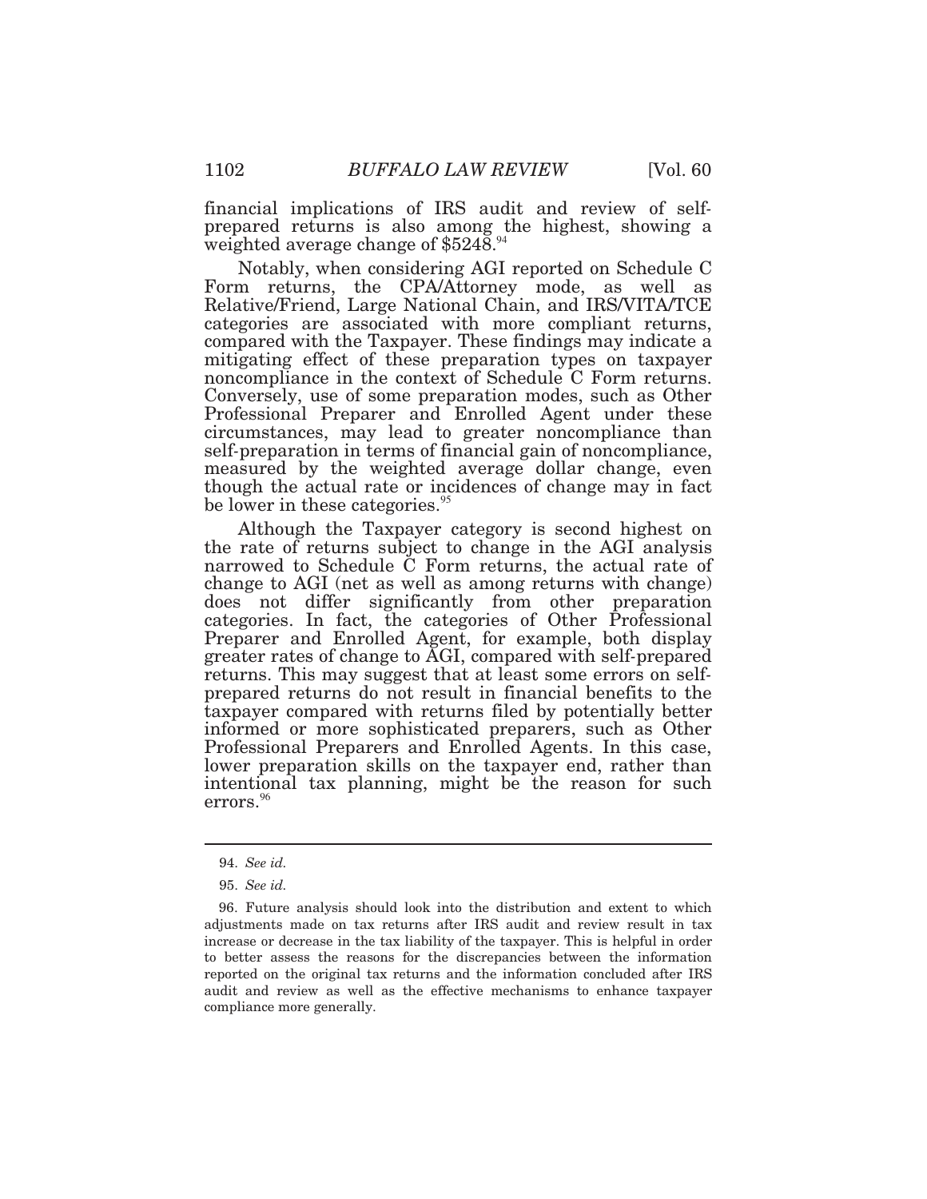financial implications of IRS audit and review of self-prepared returns is also among the highest, showing a weighted average change of $5248.[94]

Notably, when considering AGI reported on Schedule C Form returns, the CPA/Attorney mode, as well as Relative/Friend, Large National Chain, and IRS/VITA/TCE categories are associated with more compliant returns, compared with the Taxpayer. These findings may indicate a mitigating effect of these preparation types on taxpayer noncompliance in the context of Schedule C Form returns. Conversely, use of some preparation modes, such as Other Professional Preparer and Enrolled Agent under these circumstances, may lead to greater noncompliance than self-preparation in terms of financial gain of noncompliance, measured by the weighted average dollar change, even though the actual rate or incidences of change may in fact be lower in these categories.[95]

Although the Taxpayer category is second highest on the rate of returns subject to change in the AGI analysis narrowed to Schedule C Form returns, the actual rate of change to AGI (net as well as among returns with change) does not differ significantly from other preparation categories. In fact, the categories of Other Professional Preparer and Enrolled Agent, for example, both display greater rates of change to AGI, compared with self-prepared returns. This may suggest that at least some errors on self-prepared returns do not result in financial benefits to the taxpayer compared with returns filed by potentially better informed or more sophisticated preparers, such as Other Professional Preparers and Enrolled Agents. In this case, lower preparation skills on the taxpayer end, rather than intentional tax planning, might be the reason for such errors.[96]

---

94. *See id.*

95. *See id.*

96. Future analysis should look into the distribution and extent to which adjustments made on tax returns after IRS audit and review result in tax increase or decrease in the tax liability of the taxpayer. This is helpful in order to better assess the reasons for the discrepancies between the information reported on the original tax returns and the information concluded after IRS audit and review as well as the effective mechanisms to enhance taxpayer compliance more generally.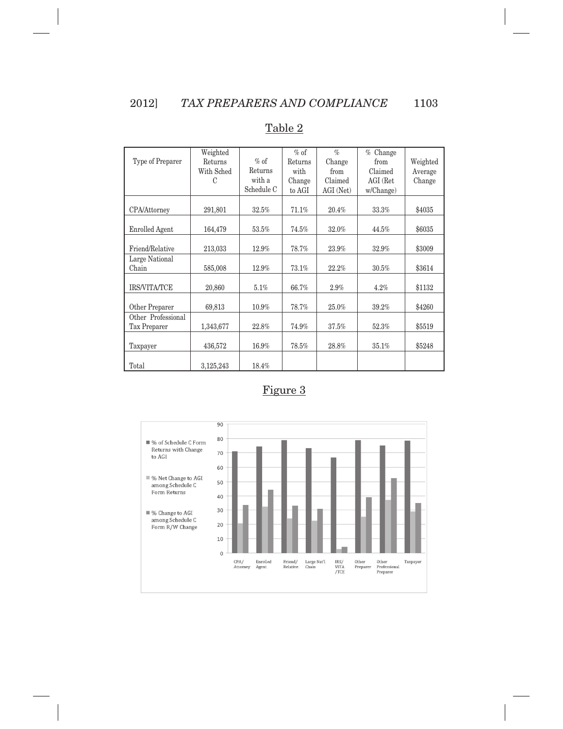Table 2

| Type of Preparer | Weighted Returns With Sched C | % of Returns with a Schedule C | % of Returns with Change to AGI | % Change from Claimed AGI (Net) | % Change from Claimed AGI (Ret w/Change) | Weighted Average Change |
|---|---|---|---|---|---|---|
| CPA/Attorney | 291,801 | 32.5% | 71.1% | 20.4% | 33.3% | $4035 |
| Enrolled Agent | 164,479 | 53.5% | 74.5% | 32.0% | 44.5% | $6035 |
| Friend/Relative | 213,033 | 12.9% | 78.7% | 23.9% | 32.9% | $3009 |
| Large National Chain | 585,008 | 12.9% | 73.1% | 22.2% | 30.5% | $3614 |
| IRS/VITA/TCE | 20,860 | 5.1% | 66.7% | 2.9% | 4.2% | $1132 |
| Other Preparer | 69,813 | 10.9% | 78.7% | 25.0% | 39.2% | $4260 |
| Other Professional Tax Preparer | 1,343,677 | 22.8% | 74.9% | 37.5% | 52.3% | $5519 |
| Taxpayer | 436,572 | 16.9% | 78.5% | 28.8% | 35.1% | $5248 |
| Total | 3,125,243 | 18.4% | | | | |

Figure 3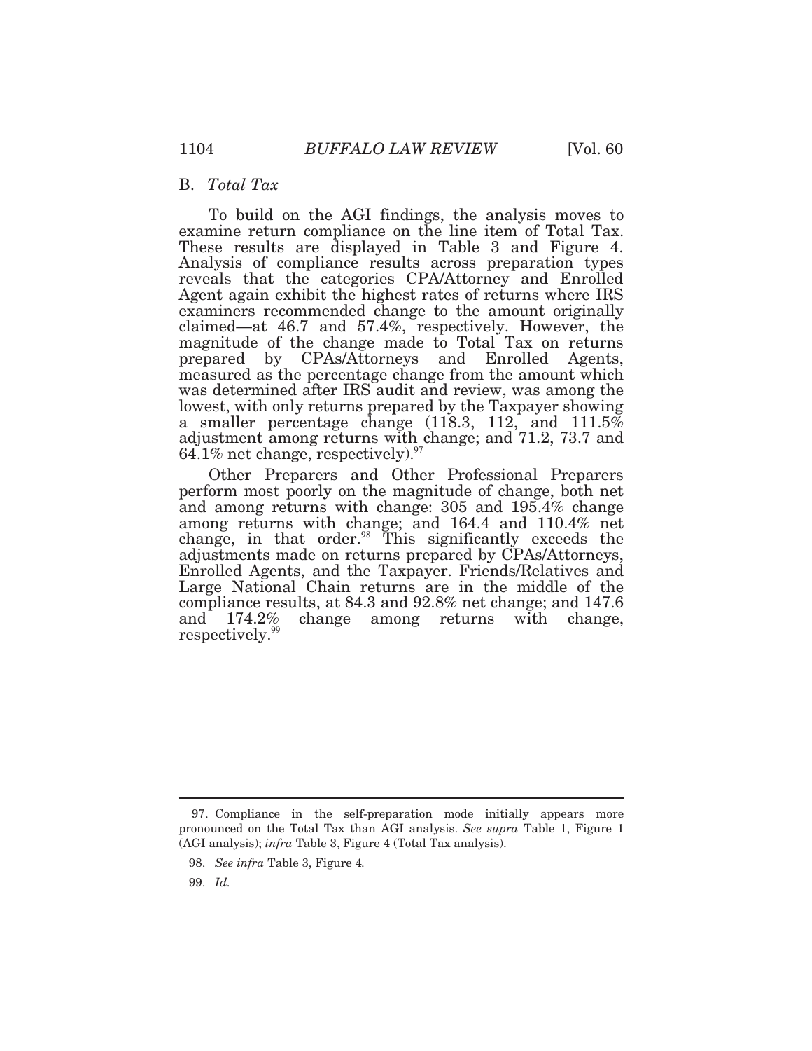## B. *Total Tax*

To build on the AGI findings, the analysis moves to examine return compliance on the line item of Total Tax. These results are displayed in Table 3 and Figure 4. Analysis of compliance results across preparation types reveals that the categories CPA/Attorney and Enrolled Agent again exhibit the highest rates of returns where IRS examiners recommended change to the amount originally claimed—at 46.7 and 57.4%, respectively. However, the magnitude of the change made to Total Tax on returns prepared by CPAs/Attorneys and Enrolled Agents, measured as the percentage change from the amount which was determined after IRS audit and review, was among the lowest, with only returns prepared by the Taxpayer showing a smaller percentage change (118.3, 112, and 111.5% adjustment among returns with change; and 71.2, 73.7 and 64.1% net change, respectively).[97]

Other Preparers and Other Professional Preparers perform most poorly on the magnitude of change, both net and among returns with change: 305 and 195.4% change among returns with change; and 164.4 and 110.4% net change, in that order.[98] This significantly exceeds the adjustments made on returns prepared by CPAs/Attorneys, Enrolled Agents, and the Taxpayer. Friends/Relatives and Large National Chain returns are in the middle of the compliance results, at 84.3 and 92.8% net change; and 147.6 and 174.2% change among returns with change, respectively.[99]

---

97. Compliance in the self-preparation mode initially appears more pronounced on the Total Tax than AGI analysis. *See supra* Table 1, Figure 1 (AGI analysis); *infra* Table 3, Figure 4 (Total Tax analysis).

98. *See infra* Table 3, Figure 4.

99. *Id.*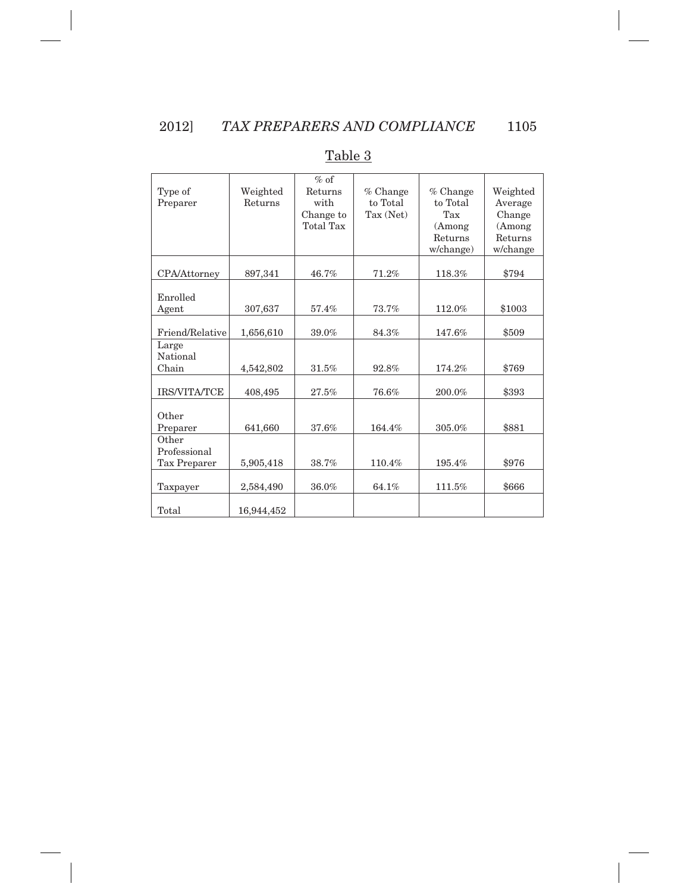Table 3

| Type of Preparer | Weighted Returns | % of Returns with Change to Total Tax | % Change to Total Tax (Net) | % Change to Total Tax (Among Returns w/change) | Weighted Average Change (Among Returns w/change |
|---|---|---|---|---|---|
| CPA/Attorney | 897,341 | 46.7% | 71.2% | 118.3% | $794 |
| Enrolled Agent | 307,637 | 57.4% | 73.7% | 112.0% | $1003 |
| Friend/Relative | 1,656,610 | 39.0% | 84.3% | 147.6% | $509 |
| Large National Chain | 4,542,802 | 31.5% | 92.8% | 174.2% | $769 |
| IRS/VITA/TCE | 408,495 | 27.5% | 76.6% | 200.0% | $393 |
| Other Preparer | 641,660 | 37.6% | 164.4% | 305.0% | $881 |
| Other Professional Tax Preparer | 5,905,418 | 38.7% | 110.4% | 195.4% | $976 |
| Taxpayer | 2,584,490 | 36.0% | 64.1% | 111.5% | $666 |
| Total | 16,944,452 | | | | |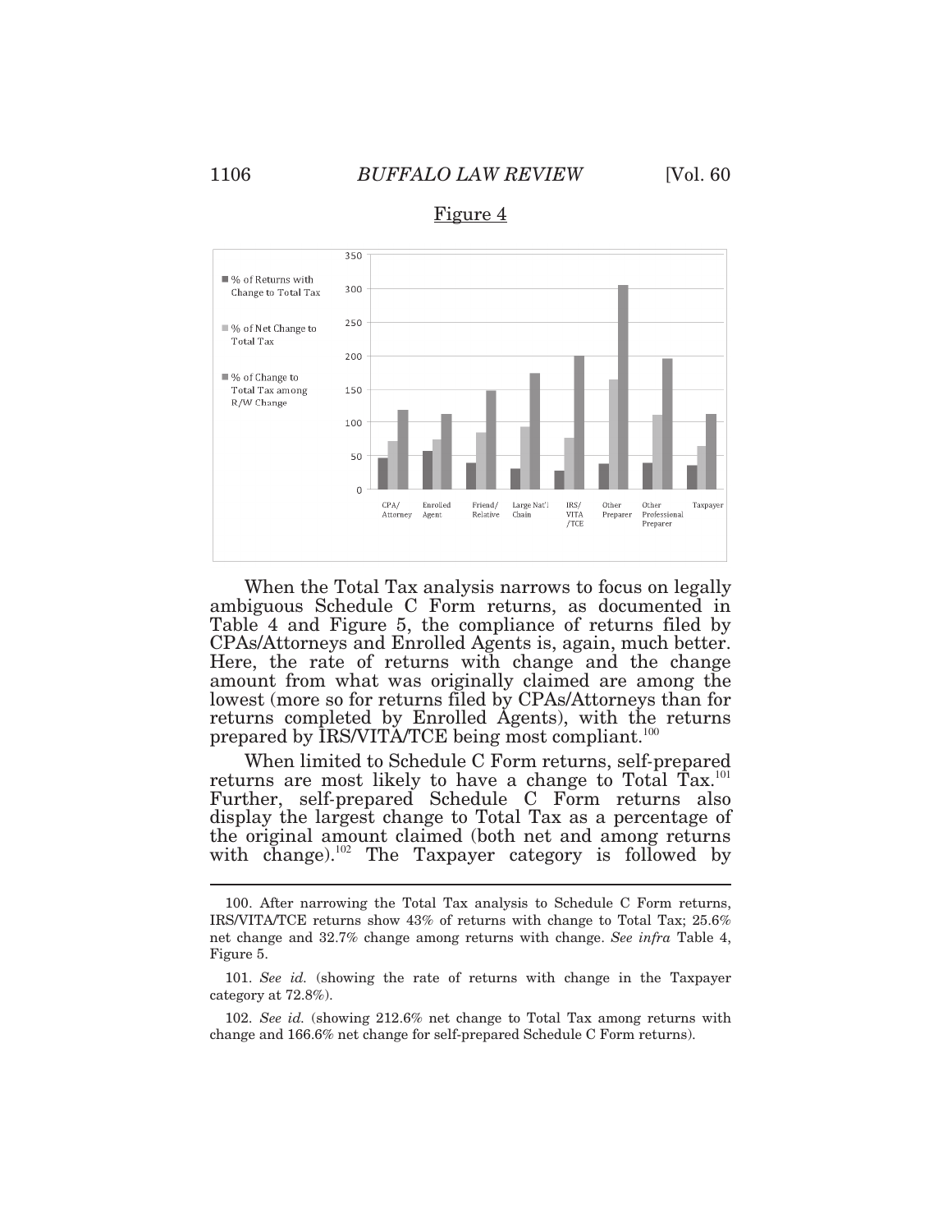Figure 4

When the Total Tax analysis narrows to focus on legally ambiguous Schedule C Form returns, as documented in Table 4 and Figure 5, the compliance of returns filed by CPAs/Attorneys and Enrolled Agents is, again, much better. Here, the rate of returns with change and the change amount from what was originally claimed are among the lowest (more so for returns filed by CPAs/Attorneys than for returns completed by Enrolled Agents), with the returns prepared by IRS/VITA/TCE being most compliant.[100]

When limited to Schedule C Form returns, self-prepared returns are most likely to have a change to Total Tax.[101] Further, self-prepared Schedule C Form returns also display the largest change to Total Tax as a percentage of the original amount claimed (both net and among returns with change).[102] The Taxpayer category is followed by

---

100. After narrowing the Total Tax analysis to Schedule C Form returns, IRS/VITA/TCE returns show 43% of returns with change to Total Tax; 25.6% net change and 32.7% change among returns with change. *See infra* Table 4, Figure 5.

101. *See id.* (showing the rate of returns with change in the Taxpayer category at 72.8%).

102. *See id.* (showing 212.6% net change to Total Tax among returns with change and 166.6% net change for self-prepared Schedule C Form returns).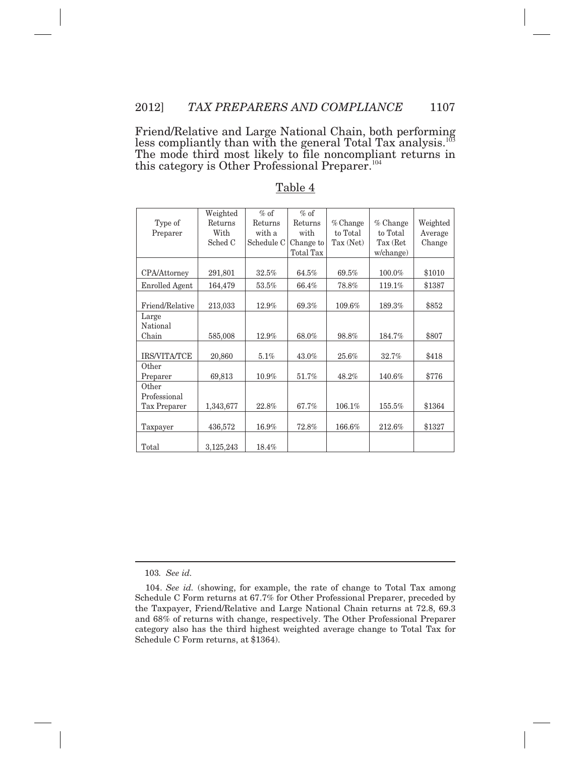Friend/Relative and Large National Chain, both performing less compliantly than with the general Total Tax analysis.[103] The mode third most likely to file noncompliant returns in this category is Other Professional Preparer.[104]

Table 4

| Type of Preparer | Weighted Returns With Sched C | % of Returns with a Schedule C | % of Returns with Change to Total Tax | % Change to Total Tax (Net) | % Change to Total Tax (Ret w/change) | Weighted Average Change |
|---|---|---|---|---|---|---|
| CPA/Attorney | 291,801 | 32.5% | 64.5% | 69.5% | 100.0% | $1010 |
| Enrolled Agent | 164,479 | 53.5% | 66.4% | 78.8% | 119.1% | $1387 |
| Friend/Relative | 213,033 | 12.9% | 69.3% | 109.6% | 189.3% | $852 |
| Large National Chain | 585,008 | 12.9% | 68.0% | 98.8% | 184.7% | $807 |
| IRS/VITA/TCE | 20,860 | 5.1% | 43.0% | 25.6% | 32.7% | $418 |
| Other Preparer | 69,813 | 10.9% | 51.7% | 48.2% | 140.6% | $776 |
| Other Professional Tax Preparer | 1,343,677 | 22.8% | 67.7% | 106.1% | 155.5% | $1364 |
| Taxpayer | 436,572 | 16.9% | 72.8% | 166.6% | 212.6% | $1327 |
| Total | 3,125,243 | 18.4% | | | | |

---

103. *See id.*

104. *See id.* (showing, for example, the rate of change to Total Tax among Schedule C Form returns at 67.7% for Other Professional Preparer, preceded by the Taxpayer, Friend/Relative and Large National Chain returns at 72.8, 69.3 and 68% of returns with change, respectively. The Other Professional Preparer category also has the third highest weighted average change to Total Tax for Schedule C Form returns, at $1364).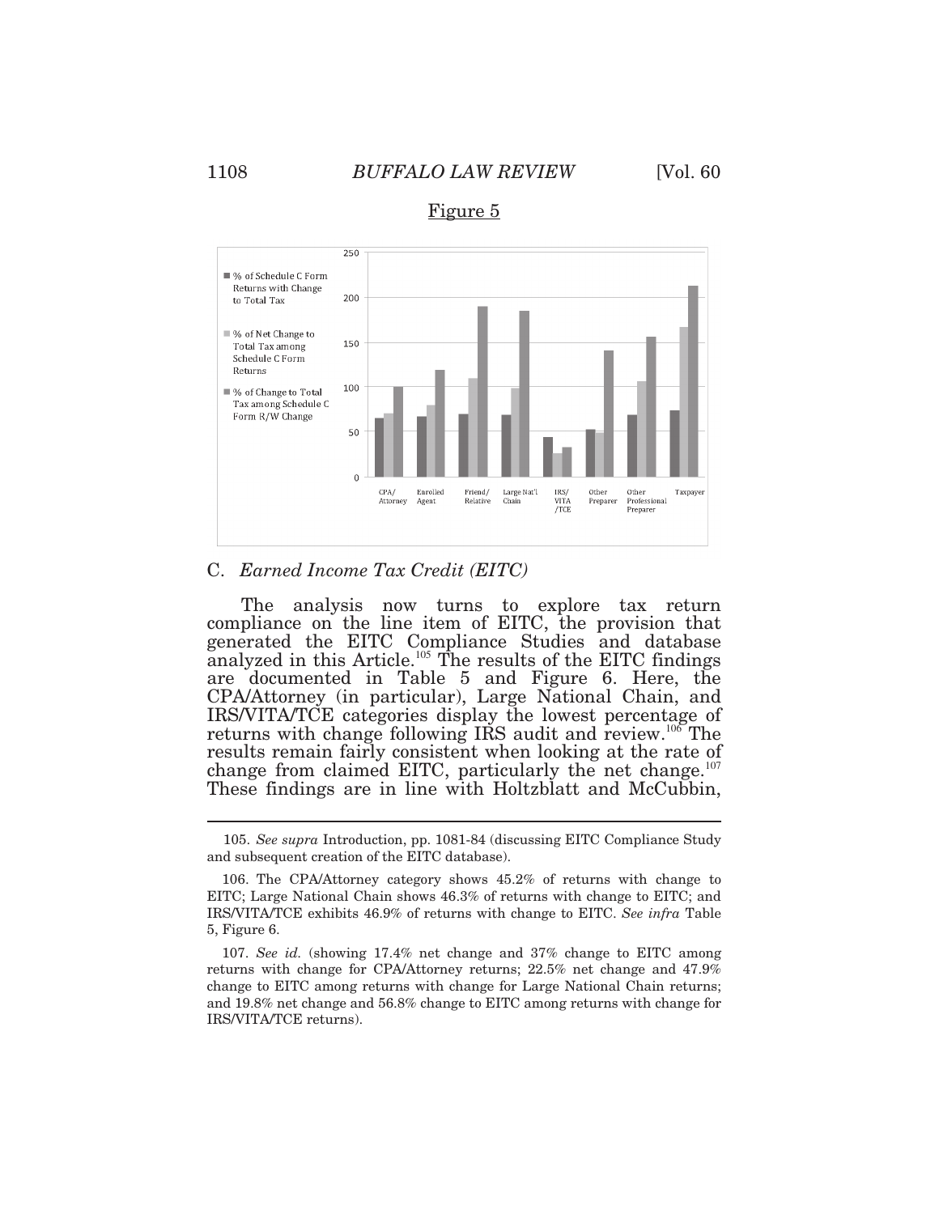Figure 5

C. *Earned Income Tax Credit (EITC)*

The analysis now turns to explore tax return compliance on the line item of EITC, the provision that generated the EITC Compliance Studies and database analyzed in this Article.[105] The results of the EITC findings are documented in Table 5 and Figure 6. Here, the CPA/Attorney (in particular), Large National Chain, and IRS/VITA/TCE categories display the lowest percentage of returns with change following IRS audit and review.[106] The results remain fairly consistent when looking at the rate of change from claimed EITC, particularly the net change.[107] These findings are in line with Holtzblatt and McCubbin,

---

105. *See supra* Introduction, pp. 1081-84 (discussing EITC Compliance Study and subsequent creation of the EITC database).

106. The CPA/Attorney category shows 45.2% of returns with change to EITC; Large National Chain shows 46.3% of returns with change to EITC; and IRS/VITA/TCE exhibits 46.9% of returns with change to EITC. *See infra* Table 5, Figure 6.

107. *See id.* (showing 17.4% net change and 37% change to EITC among returns with change for CPA/Attorney returns; 22.5% net change and 47.9% change to EITC among returns with change for Large National Chain returns; and 19.8% net change and 56.8% change to EITC among returns with change for IRS/VITA/TCE returns).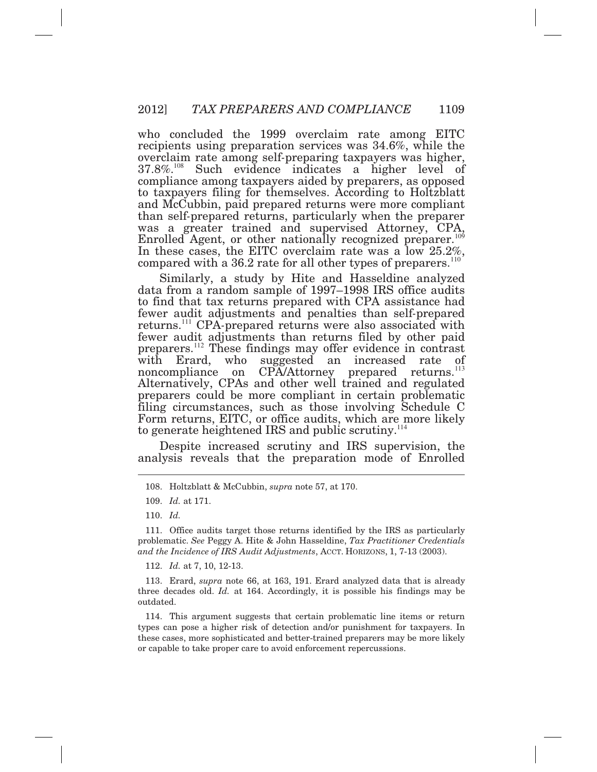who concluded the 1999 overclaim rate among EITC recipients using preparation services was 34.6%, while the overclaim rate among self-preparing taxpayers was higher, 37.8%.[108] Such evidence indicates a higher level of compliance among taxpayers aided by preparers, as opposed to taxpayers filing for themselves. According to Holtzblatt and McCubbin, paid prepared returns were more compliant than self-prepared returns, particularly when the preparer was a greater trained and supervised Attorney, CPA, Enrolled Agent, or other nationally recognized preparer.[109] In these cases, the EITC overclaim rate was a low 25.2%, compared with a 36.2 rate for all other types of preparers.[110]

Similarly, a study by Hite and Hasseldine analyzed data from a random sample of 1997–1998 IRS office audits to find that tax returns prepared with CPA assistance had fewer audit adjustments and penalties than self-prepared returns.[111] CPA-prepared returns were also associated with fewer audit adjustments than returns filed by other paid preparers.[112] These findings may offer evidence in contrast with Erard, who suggested an increased rate of noncompliance on CPA/Attorney prepared returns.[113] Alternatively, CPAs and other well trained and regulated preparers could be more compliant in certain problematic filing circumstances, such as those involving Schedule C Form returns, EITC, or office audits, which are more likely to generate heightened IRS and public scrutiny.[114]

Despite increased scrutiny and IRS supervision, the analysis reveals that the preparation mode of Enrolled

---

108. Holtzblatt & McCubbin, *supra* note 57, at 170.

109. *Id.* at 171.

110. *Id.*

111. Office audits target those returns identified by the IRS as particularly problematic. *See* Peggy A. Hite & John Hasseldine, *Tax Practitioner Credentials and the Incidence of IRS Audit Adjustments*, ACCT. HORIZONS, 1, 7-13 (2003).

112. *Id.* at 7, 10, 12-13.

113. Erard, *supra* note 66, at 163, 191. Erard analyzed data that is already three decades old. *Id.* at 164. Accordingly, it is possible his findings may be outdated.

114. This argument suggests that certain problematic line items or return types can pose a higher risk of detection and/or punishment for taxpayers. In these cases, more sophisticated and better-trained preparers may be more likely or capable to take proper care to avoid enforcement repercussions.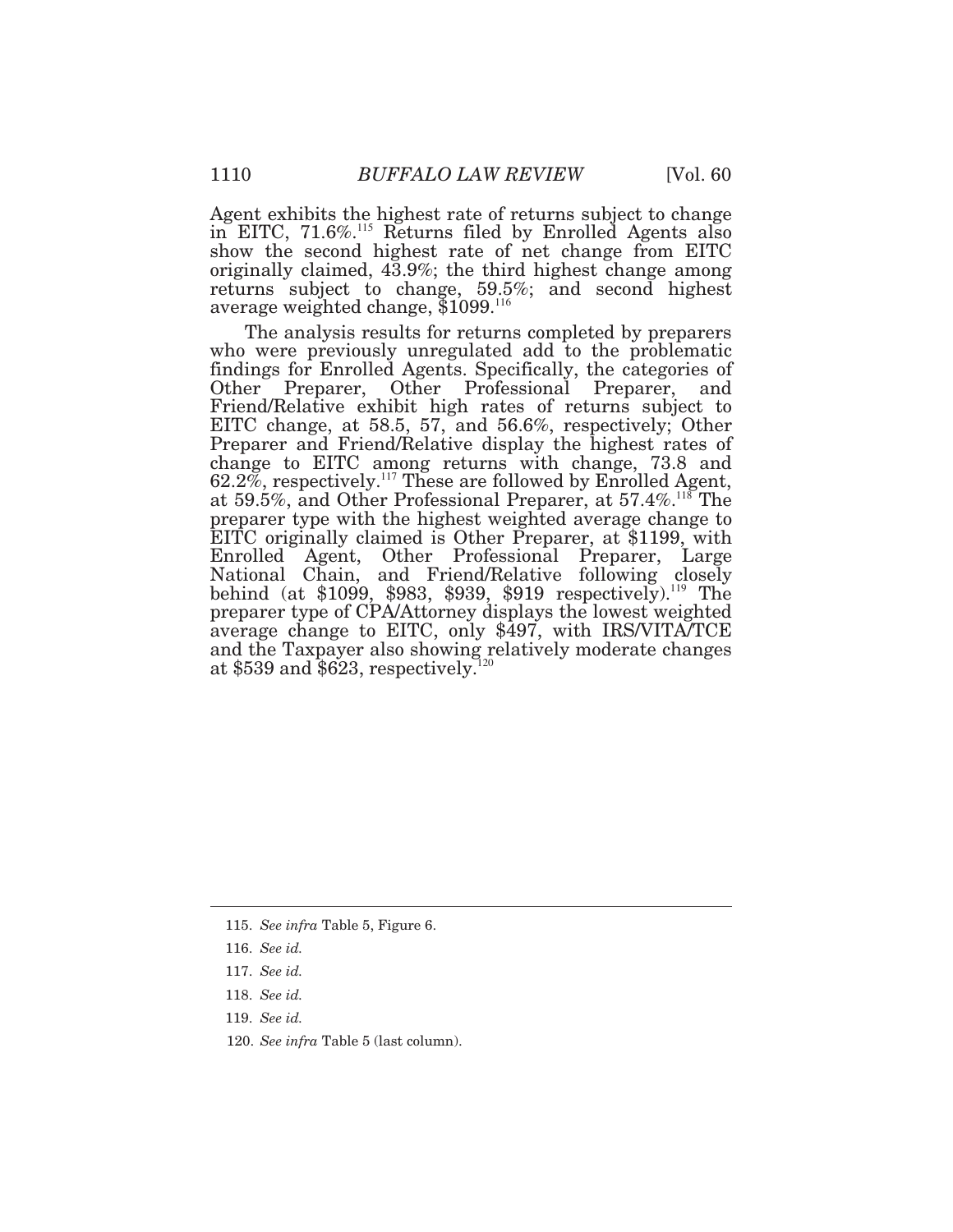Agent exhibits the highest rate of returns subject to change in EITC, 71.6%.[115] Returns filed by Enrolled Agents also show the second highest rate of net change from EITC originally claimed, 43.9%; the third highest change among returns subject to change, 59.5%; and second highest average weighted change, $1099.[116]

The analysis results for returns completed by preparers who were previously unregulated add to the problematic findings for Enrolled Agents. Specifically, the categories of Other Preparer, Other Professional Preparer, and Friend/Relative exhibit high rates of returns subject to EITC change, at 58.5, 57, and 56.6%, respectively; Other Preparer and Friend/Relative display the highest rates of change to EITC among returns with change, 73.8 and 62.2%, respectively.[117] These are followed by Enrolled Agent, at 59.5%, and Other Professional Preparer, at 57.4%.[118] The preparer type with the highest weighted average change to EITC originally claimed is Other Preparer, at $1199, with Enrolled Agent, Other Professional Preparer, Large National Chain, and Friend/Relative following closely behind (at $1099, $983, $939, $919 respectively).[119] The preparer type of CPA/Attorney displays the lowest weighted average change to EITC, only $497, with IRS/VITA/TCE and the Taxpayer also showing relatively moderate changes at $539 and $623, respectively.[120]

---

115. *See infra* Table 5, Figure 6.

116. *See id.*

117. *See id.*

118. *See id.*

119. *See id.*

120. *See infra* Table 5 (last column).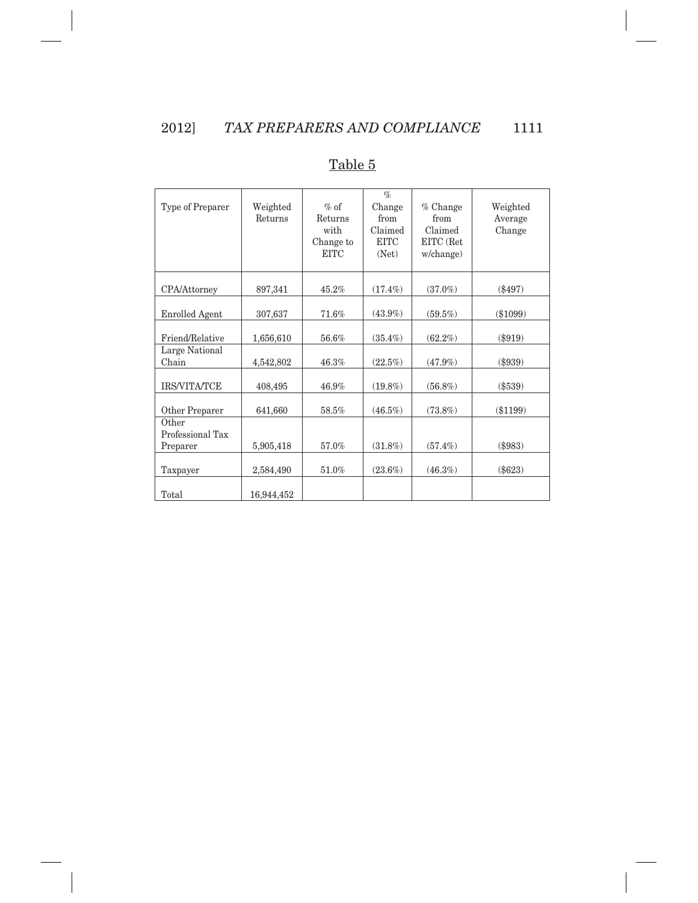Table 5

| Type of Preparer | Weighted Returns | % of Returns with Change to EITC | % Change from Claimed EITC (Net) | % Change from Claimed EITC (Ret w/change) | Weighted Average Change |
|---|---|---|---|---|---|
| CPA/Attorney | 897,341 | 45.2% | (17.4%) | (37.0%) | ($497) |
| Enrolled Agent | 307,637 | 71.6% | (43.9%) | (59.5%) | ($1099) |
| Friend/Relative | 1,656,610 | 56.6% | (35.4%) | (62.2%) | ($919) |
| Large National Chain | 4,542,802 | 46.3% | (22.5%) | (47.9%) | ($939) |
| IRS/VITA/TCE | 408,495 | 46.9% | (19.8%) | (56.8%) | ($539) |
| Other Preparer | 641,660 | 58.5% | (46.5%) | (73.8%) | ($1199) |
| Other Professional Tax Preparer | 5,905,418 | 57.0% | (31.8%) | (57.4%) | ($983) |
| Taxpayer | 2,584,490 | 51.0% | (23.6%) | (46.3%) | ($623) |
| Total | 16,944,452 | | | | |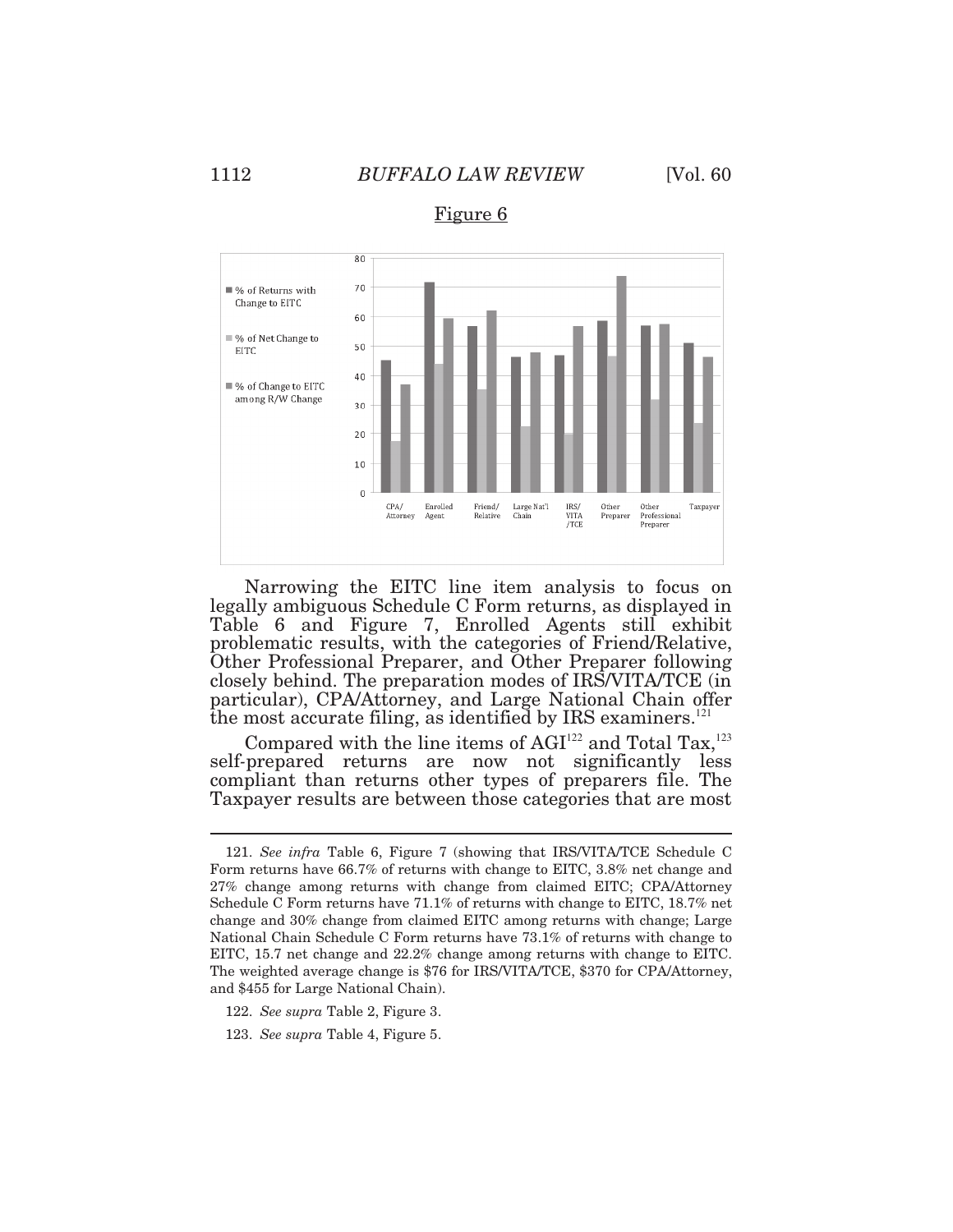Figure 6

Narrowing the EITC line item analysis to focus on legally ambiguous Schedule C Form returns, as displayed in Table 6 and Figure 7, Enrolled Agents still exhibit problematic results, with the categories of Friend/Relative, Other Professional Preparer, and Other Preparer following closely behind. The preparation modes of IRS/VITA/TCE (in particular), CPA/Attorney, and Large National Chain offer the most accurate filing, as identified by IRS examiners.[121]

Compared with the line items of AGI[122] and Total Tax,[123] self-prepared returns are now not significantly less compliant than returns other types of preparers file. The Taxpayer results are between those categories that are most

---

121. *See infra* Table 6, Figure 7 (showing that IRS/VITA/TCE Schedule C Form returns have 66.7% of returns with change to EITC, 3.8% net change and 27% change among returns with change from claimed EITC; CPA/Attorney Schedule C Form returns have 71.1% of returns with change to EITC, 18.7% net change and 30% change from claimed EITC among returns with change; Large National Chain Schedule C Form returns have 73.1% of returns with change to EITC, 15.7 net change and 22.2% change among returns with change to EITC. The weighted average change is $76 for IRS/VITA/TCE, $370 for CPA/Attorney, and $455 for Large National Chain).

122. *See supra* Table 2, Figure 3.

123. *See supra* Table 4, Figure 5.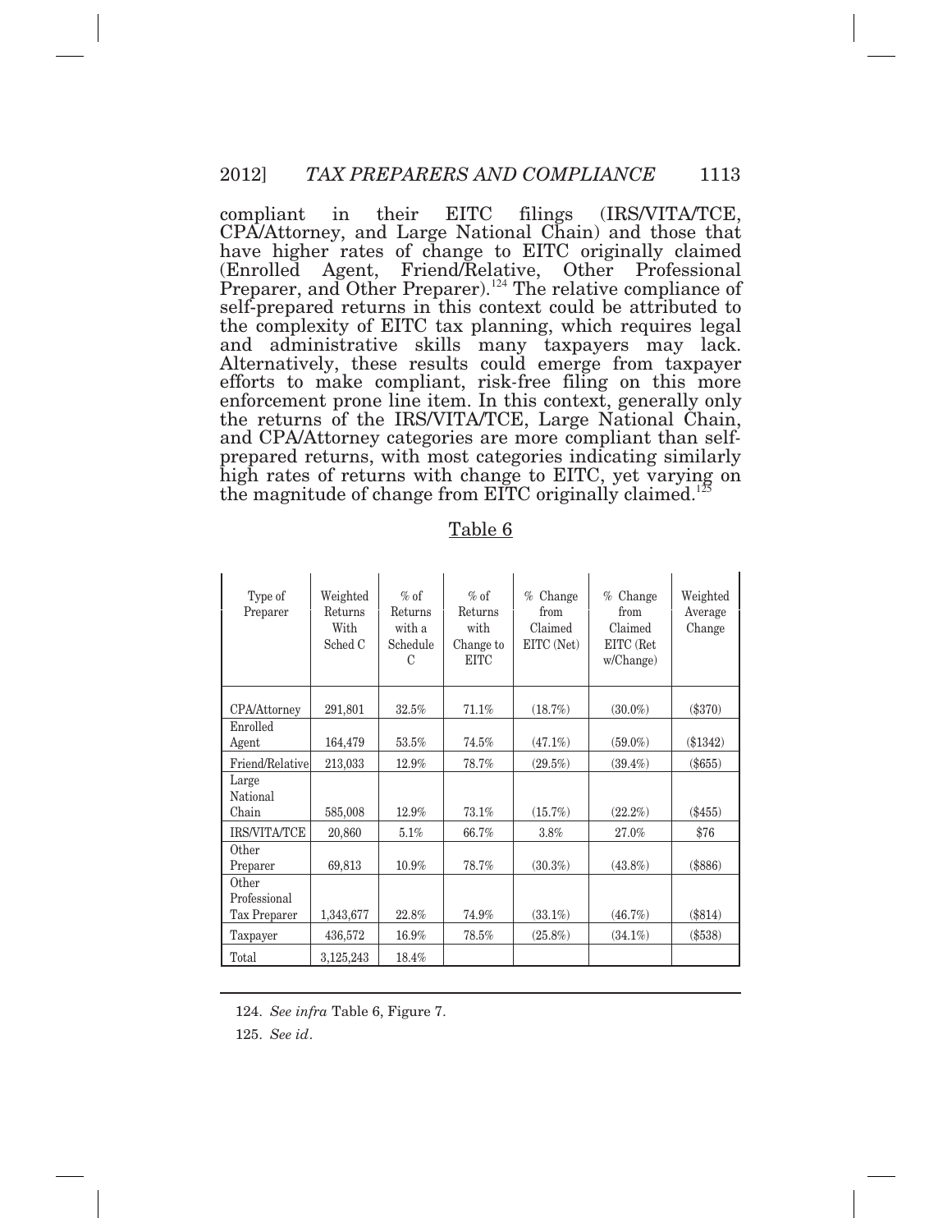compliant in their EITC filings (IRS/VITA/TCE, CPA/Attorney, and Large National Chain) and those that have higher rates of change to EITC originally claimed (Enrolled Agent, Friend/Relative, Other Professional Preparer, and Other Preparer).[124] The relative compliance of self-prepared returns in this context could be attributed to the complexity of EITC tax planning, which requires legal and administrative skills many taxpayers may lack. Alternatively, these results could emerge from taxpayer efforts to make compliant, risk-free filing on this more enforcement prone line item. In this context, generally only the returns of the IRS/VITA/TCE, Large National Chain, and CPA/Attorney categories are more compliant than self-prepared returns, with most categories indicating similarly high rates of returns with change to EITC, yet varying on the magnitude of change from EITC originally claimed.[125]

Table 6

| Type of Preparer | Weighted Returns With Sched C | % of Returns with a Schedule C | % of Returns with Change to EITC | % Change from Claimed EITC (Net) | % Change from Claimed EITC (Ret w/Change) | Weighted Average Change |
|---|---|---|---|---|---|---|
| CPA/Attorney | 291,801 | 32.5% | 71.1% | (18.7%) | (30.0%) | ($370) |
| Enrolled Agent | 164,479 | 53.5% | 74.5% | (47.1%) | (59.0%) | ($1342) |
| Friend/Relative | 213,033 | 12.9% | 78.7% | (29.5%) | (39.4%) | ($655) |
| Large National Chain | 585,008 | 12.9% | 73.1% | (15.7%) | (22.2%) | ($455) |
| IRS/VITA/TCE | 20,860 | 5.1% | 66.7% | 3.8% | 27.0% | $76 |
| Other Preparer | 69,813 | 10.9% | 78.7% | (30.3%) | (43.8%) | ($886) |
| Other Professional Tax Preparer | 1,343,677 | 22.8% | 74.9% | (33.1%) | (46.7%) | ($814) |
| Taxpayer | 436,572 | 16.9% | 78.5% | (25.8%) | (34.1%) | ($538) |
| Total | 3,125,243 | 18.4% | | | | |

124. *See infra* Table 6, Figure 7.

125. *See id*.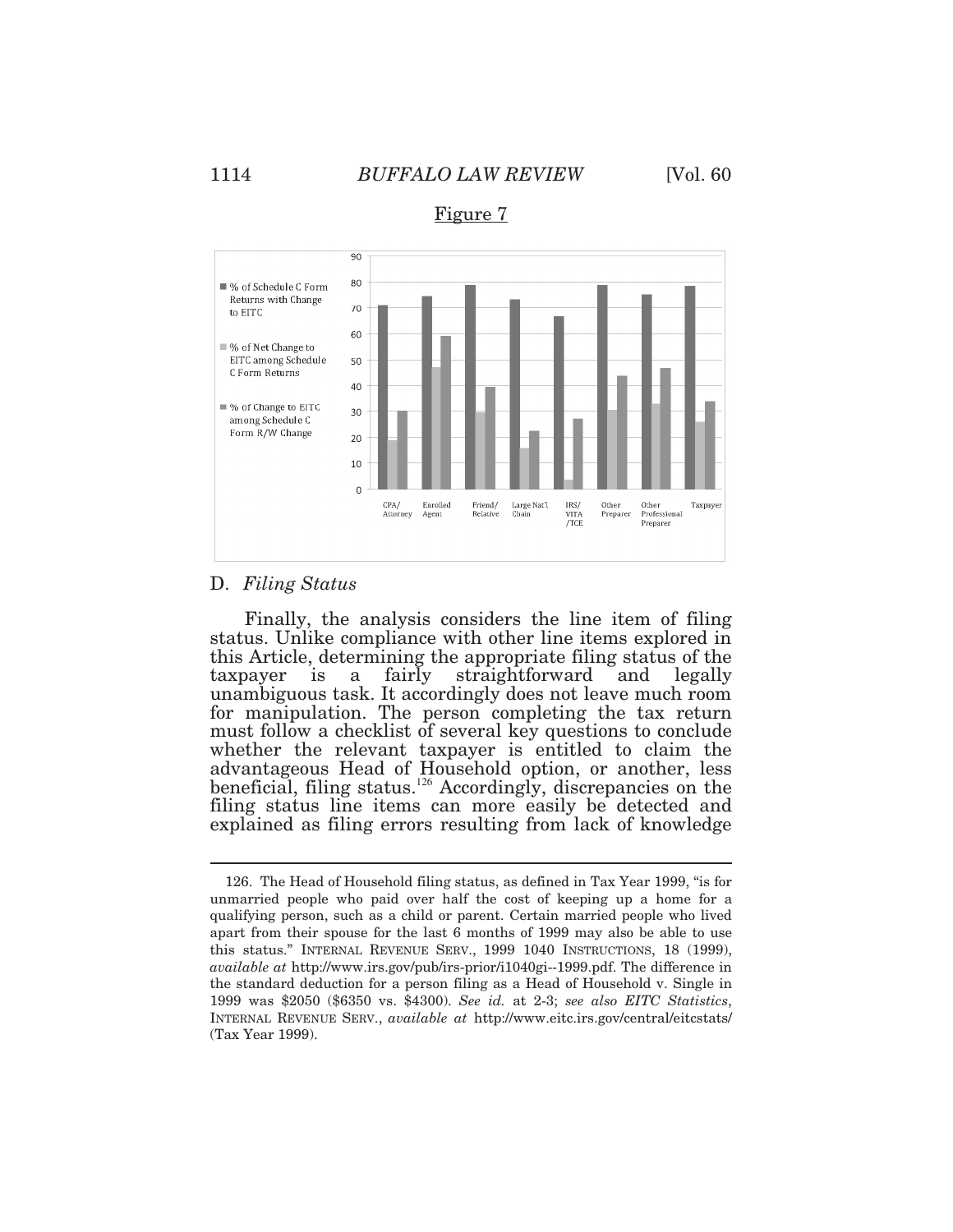Figure 7

D. *Filing Status*

Finally, the analysis considers the line item of filing status. Unlike compliance with other line items explored in this Article, determining the appropriate filing status of the taxpayer is a fairly straightforward and legally unambiguous task. It accordingly does not leave much room for manipulation. The person completing the tax return must follow a checklist of several key questions to conclude whether the relevant taxpayer is entitled to claim the advantageous Head of Household option, or another, less beneficial, filing status.[126] Accordingly, discrepancies on the filing status line items can more easily be detected and explained as filing errors resulting from lack of knowledge

---

126. The Head of Household filing status, as defined in Tax Year 1999, "is for unmarried people who paid over half the cost of keeping up a home for a qualifying person, such as a child or parent. Certain married people who lived apart from their spouse for the last 6 months of 1999 may also be able to use this status." INTERNAL REVENUE SERV., 1999 1040 INSTRUCTIONS, 18 (1999), *available at* http://www.irs.gov/pub/irs-prior/i1040gi--1999.pdf. The difference in the standard deduction for a person filing as a Head of Household v. Single in 1999 was $2050 ($6350 vs. $4300). *See id.* at 2-3; *see also EITC Statistics*, INTERNAL REVENUE SERV., *available at* http://www.eitc.irs.gov/central/eitcstats/ (Tax Year 1999).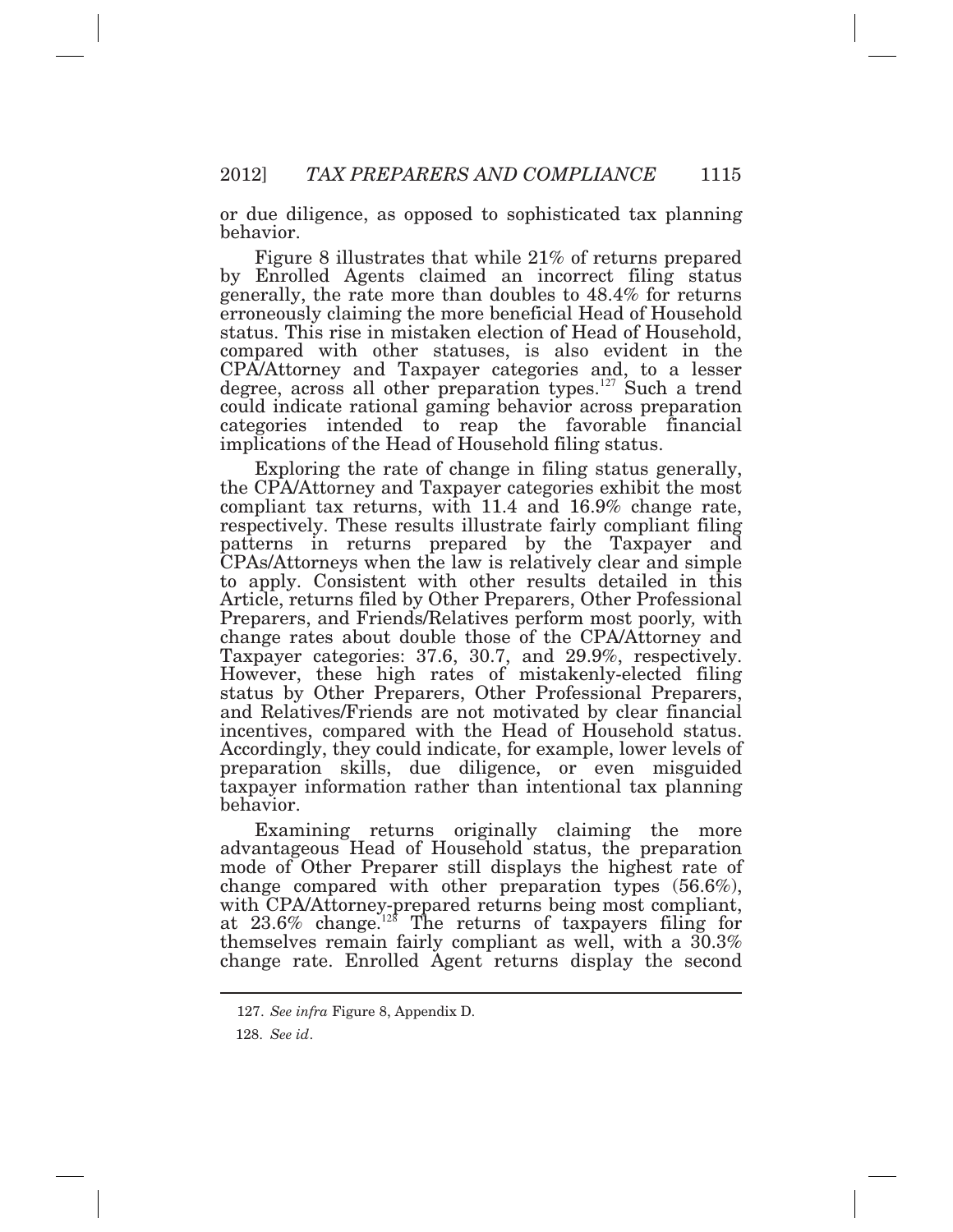or due diligence, as opposed to sophisticated tax planning behavior.

Figure 8 illustrates that while 21% of returns prepared by Enrolled Agents claimed an incorrect filing status generally, the rate more than doubles to 48.4% for returns erroneously claiming the more beneficial Head of Household status. This rise in mistaken election of Head of Household, compared with other statuses, is also evident in the CPA/Attorney and Taxpayer categories and, to a lesser degree, across all other preparation types.[127] Such a trend could indicate rational gaming behavior across preparation categories intended to reap the favorable financial implications of the Head of Household filing status.

Exploring the rate of change in filing status generally, the CPA/Attorney and Taxpayer categories exhibit the most compliant tax returns, with 11.4 and 16.9% change rate, respectively. These results illustrate fairly compliant filing patterns in returns prepared by the Taxpayer and CPAs/Attorneys when the law is relatively clear and simple to apply. Consistent with other results detailed in this Article, returns filed by Other Preparers, Other Professional Preparers, and Friends/Relatives perform most poorly, with change rates about double those of the CPA/Attorney and Taxpayer categories: 37.6, 30.7, and 29.9%, respectively. However, these high rates of mistakenly-elected filing status by Other Preparers, Other Professional Preparers, and Relatives/Friends are not motivated by clear financial incentives, compared with the Head of Household status. Accordingly, they could indicate, for example, lower levels of preparation skills, due diligence, or even misguided taxpayer information rather than intentional tax planning behavior.

Examining returns originally claiming the more advantageous Head of Household status, the preparation mode of Other Preparer still displays the highest rate of change compared with other preparation types (56.6%), with CPA/Attorney-prepared returns being most compliant, at 23.6% change.[128] The returns of taxpayers filing for themselves remain fairly compliant as well, with a 30.3% change rate. Enrolled Agent returns display the second

127. *See infra* Figure 8, Appendix D.

128. *See id*.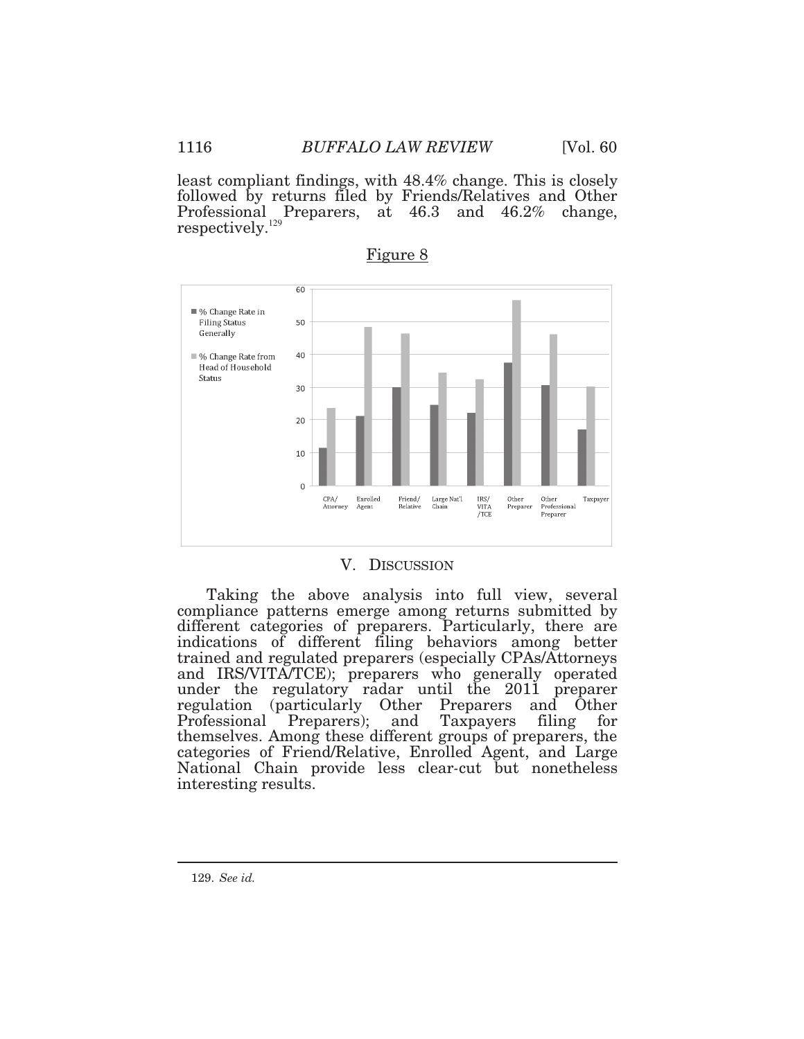least compliant findings, with 48.4% change. This is closely followed by returns filed by Friends/Relatives and Other Professional Preparers, at 46.3 and 46.2% change, respectively.[129]

Figure 8

## V. Discussion

Taking the above analysis into full view, several compliance patterns emerge among returns submitted by different categories of preparers. Particularly, there are indications of different filing behaviors among better trained and regulated preparers (especially CPAs/Attorneys and IRS/VITA/TCE); preparers who generally operated under the regulatory radar until the 2011 preparer regulation (particularly Other Preparers and Other Professional Preparers); and Taxpayers filing for themselves. Among these different groups of preparers, the categories of Friend/Relative, Enrolled Agent, and Large National Chain provide less clear-cut but nonetheless interesting results.

---

129. *See id.*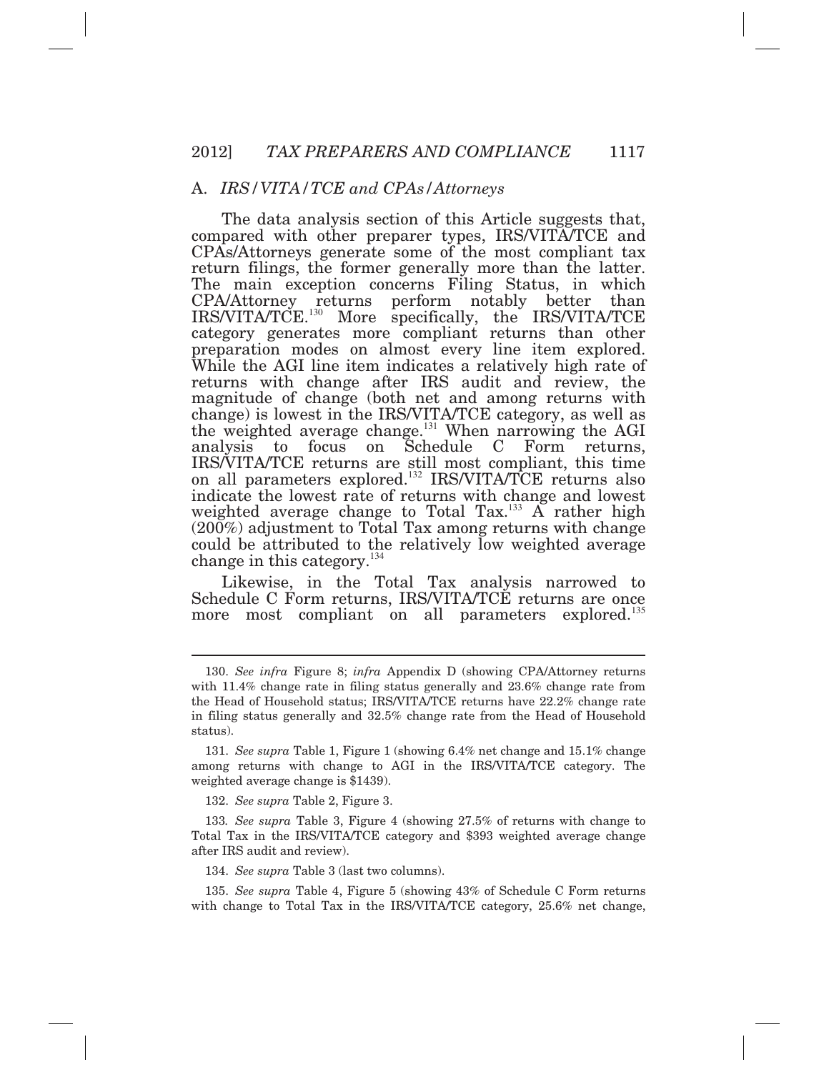### A. *IRS/VITA/TCE and CPAs/Attorneys*

The data analysis section of this Article suggests that, compared with other preparer types, IRS/VITA/TCE and CPAs/Attorneys generate some of the most compliant tax return filings, the former generally more than the latter. The main exception concerns Filing Status, in which CPA/Attorney returns perform notably better than IRS/VITA/TCE.[130] More specifically, the IRS/VITA/TCE category generates more compliant returns than other preparation modes on almost every line item explored. While the AGI line item indicates a relatively high rate of returns with change after IRS audit and review, the magnitude of change (both net and among returns with change) is lowest in the IRS/VITA/TCE category, as well as the weighted average change.[131] When narrowing the AGI analysis to focus on Schedule C Form returns, IRS/VITA/TCE returns are still most compliant, this time on all parameters explored.[132] IRS/VITA/TCE returns also indicate the lowest rate of returns with change and lowest weighted average change to Total Tax.[133] A rather high (200%) adjustment to Total Tax among returns with change could be attributed to the relatively low weighted average change in this category.[134]

Likewise, in the Total Tax analysis narrowed to Schedule C Form returns, IRS/VITA/TCE returns are once more most compliant on all parameters explored.[135]

---

130. *See infra* Figure 8; *infra* Appendix D (showing CPA/Attorney returns with 11.4% change rate in filing status generally and 23.6% change rate from the Head of Household status; IRS/VITA/TCE returns have 22.2% change rate in filing status generally and 32.5% change rate from the Head of Household status).

131. *See supra* Table 1, Figure 1 (showing 6.4% net change and 15.1% change among returns with change to AGI in the IRS/VITA/TCE category. The weighted average change is $1439).

132. *See supra* Table 2, Figure 3.

133. *See supra* Table 3, Figure 4 (showing 27.5% of returns with change to Total Tax in the IRS/VITA/TCE category and $393 weighted average change after IRS audit and review).

134. *See supra* Table 3 (last two columns).

135. *See supra* Table 4, Figure 5 (showing 43% of Schedule C Form returns with change to Total Tax in the IRS/VITA/TCE category, 25.6% net change,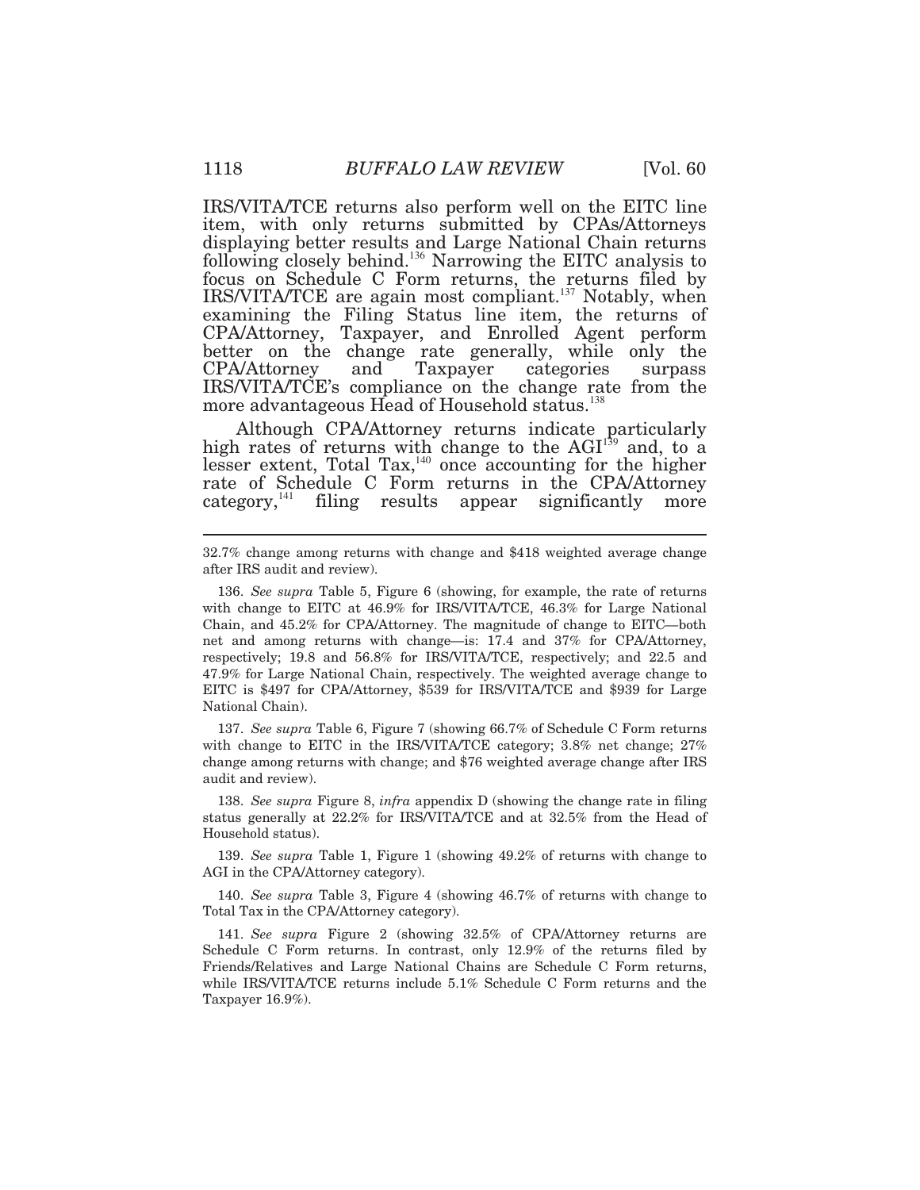IRS/VITA/TCE returns also perform well on the EITC line item, with only returns submitted by CPAs/Attorneys displaying better results and Large National Chain returns following closely behind.[136] Narrowing the EITC analysis to focus on Schedule C Form returns, the returns filed by IRS/VITA/TCE are again most compliant.[137] Notably, when examining the Filing Status line item, the returns of CPA/Attorney, Taxpayer, and Enrolled Agent perform better on the change rate generally, while only the CPA/Attorney and Taxpayer categories surpass IRS/VITA/TCE's compliance on the change rate from the more advantageous Head of Household status.[138]

Although CPA/Attorney returns indicate particularly high rates of returns with change to the AGI[139] and, to a lesser extent, Total Tax,[140] once accounting for the higher rate of Schedule C Form returns in the CPA/Attorney category,[141] filing results appear significantly more

---

32.7% change among returns with change and $418 weighted average change after IRS audit and review).

136. *See supra* Table 5, Figure 6 (showing, for example, the rate of returns with change to EITC at 46.9% for IRS/VITA/TCE, 46.3% for Large National Chain, and 45.2% for CPA/Attorney. The magnitude of change to EITC—both net and among returns with change—is: 17.4 and 37% for CPA/Attorney, respectively; 19.8 and 56.8% for IRS/VITA/TCE, respectively; and 22.5 and 47.9% for Large National Chain, respectively. The weighted average change to EITC is $497 for CPA/Attorney, $539 for IRS/VITA/TCE and $939 for Large National Chain).

137. *See supra* Table 6, Figure 7 (showing 66.7% of Schedule C Form returns with change to EITC in the IRS/VITA/TCE category; 3.8% net change; 27% change among returns with change; and $76 weighted average change after IRS audit and review).

138. *See supra* Figure 8, *infra* appendix D (showing the change rate in filing status generally at 22.2% for IRS/VITA/TCE and at 32.5% from the Head of Household status).

139. *See supra* Table 1, Figure 1 (showing 49.2% of returns with change to AGI in the CPA/Attorney category).

140. *See supra* Table 3, Figure 4 (showing 46.7% of returns with change to Total Tax in the CPA/Attorney category).

141. *See supra* Figure 2 (showing 32.5% of CPA/Attorney returns are Schedule C Form returns. In contrast, only 12.9% of the returns filed by Friends/Relatives and Large National Chains are Schedule C Form returns, while IRS/VITA/TCE returns include 5.1% Schedule C Form returns and the Taxpayer 16.9%).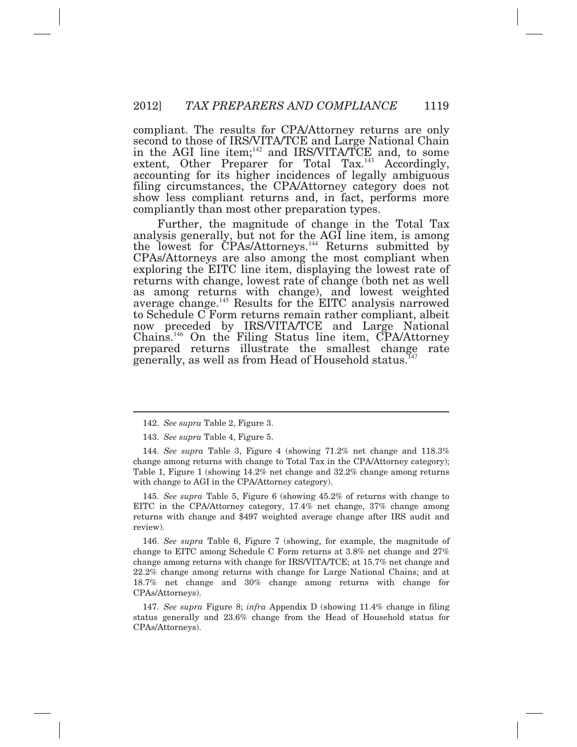compliant. The results for CPA/Attorney returns are only second to those of IRS/VITA/TCE and Large National Chain in the AGI line item;[142] and IRS/VITA/TCE and, to some extent, Other Preparer for Total Tax.[143] Accordingly, accounting for its higher incidences of legally ambiguous filing circumstances, the CPA/Attorney category does not show less compliant returns and, in fact, performs more compliantly than most other preparation types.

Further, the magnitude of change in the Total Tax analysis generally, but not for the AGI line item, is among the lowest for CPAs/Attorneys.[144] Returns submitted by CPAs/Attorneys are also among the most compliant when exploring the EITC line item, displaying the lowest rate of returns with change, lowest rate of change (both net as well as among returns with change), and lowest weighted average change.[145] Results for the EITC analysis narrowed to Schedule C Form returns remain rather compliant, albeit now preceded by IRS/VITA/TCE and Large National Chains.[146] On the Filing Status line item, CPA/Attorney prepared returns illustrate the smallest change rate generally, as well as from Head of Household status.[147]

---

142. *See supra* Table 2, Figure 3.

143. *See supra* Table 4, Figure 5.

144. *See supra* Table 3, Figure 4 (showing 71.2% net change and 118.3% change among returns with change to Total Tax in the CPA/Attorney category); Table 1, Figure 1 (showing 14.2% net change and 32.2% change among returns with change to AGI in the CPA/Attorney category).

145. *See supra* Table 5, Figure 6 (showing 45.2% of returns with change to EITC in the CPA/Attorney category, 17.4% net change, 37% change among returns with change and $497 weighted average change after IRS audit and review).

146. *See supra* Table 6, Figure 7 (showing, for example, the magnitude of change to EITC among Schedule C Form returns at 3.8% net change and 27% change among returns with change for IRS/VITA/TCE; at 15.7% net change and 22.2% change among returns with change for Large National Chains; and at 18.7% net change and 30% change among returns with change for CPAs/Attorneys).

147. *See supra* Figure 8; *infra* Appendix D (showing 11.4% change in filing status generally and 23.6% change from the Head of Household status for CPAs/Attorneys).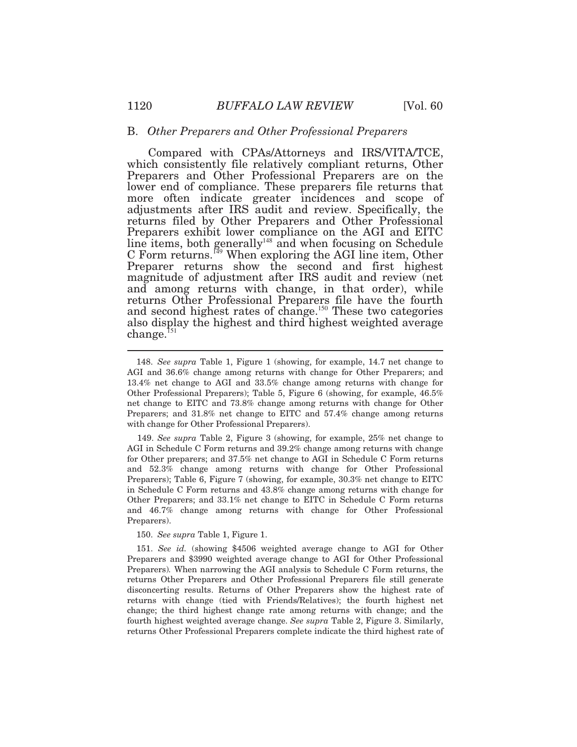## B. *Other Preparers and Other Professional Preparers*

Compared with CPAs/Attorneys and IRS/VITA/TCE, which consistently file relatively compliant returns, Other Preparers and Other Professional Preparers are on the lower end of compliance. These preparers file returns that more often indicate greater incidences and scope of adjustments after IRS audit and review. Specifically, the returns filed by Other Preparers and Other Professional Preparers exhibit lower compliance on the AGI and EITC line items, both generally[148] and when focusing on Schedule C Form returns.[149] When exploring the AGI line item, Other Preparer returns show the second and first highest magnitude of adjustment after IRS audit and review (net and among returns with change, in that order), while returns Other Professional Preparers file have the fourth and second highest rates of change.[150] These two categories also display the highest and third highest weighted average change.[151]

---

148. *See supra* Table 1, Figure 1 (showing, for example, 14.7 net change to AGI and 36.6% change among returns with change for Other Preparers; and 13.4% net change to AGI and 33.5% change among returns with change for Other Professional Preparers); Table 5, Figure 6 (showing, for example, 46.5% net change to EITC and 73.8% change among returns with change for Other Preparers; and 31.8% net change to EITC and 57.4% change among returns with change for Other Professional Preparers).

149. *See supra* Table 2, Figure 3 (showing, for example, 25% net change to AGI in Schedule C Form returns and 39.2% change among returns with change for Other preparers; and 37.5% net change to AGI in Schedule C Form returns and 52.3% change among returns with change for Other Professional Preparers); Table 6, Figure 7 (showing, for example, 30.3% net change to EITC in Schedule C Form returns and 43.8% change among returns with change for Other Preparers; and 33.1% net change to EITC in Schedule C Form returns and 46.7% change among returns with change for Other Professional Preparers).

150. *See supra* Table 1, Figure 1.

151. *See id.* (showing $4506 weighted average change to AGI for Other Preparers and $3990 weighted average change to AGI for Other Professional Preparers). When narrowing the AGI analysis to Schedule C Form returns, the returns Other Preparers and Other Professional Preparers file still generate disconcerting results. Returns of Other Preparers show the highest rate of returns with change (tied with Friends/Relatives); the fourth highest net change; the third highest change rate among returns with change; and the fourth highest weighted average change. *See supra* Table 2, Figure 3. Similarly, returns Other Professional Preparers complete indicate the third highest rate of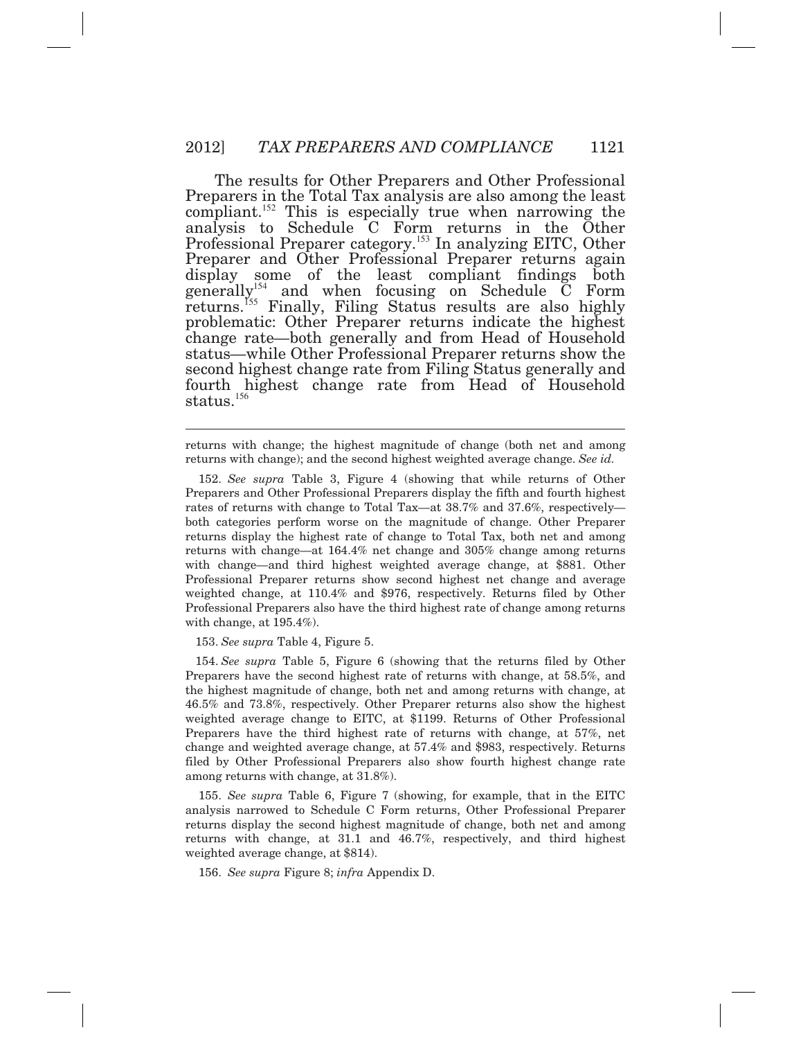The results for Other Preparers and Other Professional Preparers in the Total Tax analysis are also among the least compliant.[152] This is especially true when narrowing the analysis to Schedule C Form returns in the Other Professional Preparer category.[153] In analyzing EITC, Other Preparer and Other Professional Preparer returns again display some of the least compliant findings both generally[154] and when focusing on Schedule C Form returns.[155] Finally, Filing Status results are also highly problematic: Other Preparer returns indicate the highest change rate—both generally and from Head of Household status—while Other Professional Preparer returns show the second highest change rate from Filing Status generally and fourth highest change rate from Head of Household status.[156]

---

returns with change; the highest magnitude of change (both net and among returns with change); and the second highest weighted average change. *See id.*

152. *See supra* Table 3, Figure 4 (showing that while returns of Other Preparers and Other Professional Preparers display the fifth and fourth highest rates of returns with change to Total Tax—at 38.7% and 37.6%, respectively—both categories perform worse on the magnitude of change. Other Preparer returns display the highest rate of change to Total Tax, both net and among returns with change—at 164.4% net change and 305% change among returns with change—and third highest weighted average change, at $881. Other Professional Preparer returns show second highest net change and average weighted change, at 110.4% and $976, respectively. Returns filed by Other Professional Preparers also have the third highest rate of change among returns with change, at 195.4%).

153. *See supra* Table 4, Figure 5.

154. *See supra* Table 5, Figure 6 (showing that the returns filed by Other Preparers have the second highest rate of returns with change, at 58.5%, and the highest magnitude of change, both net and among returns with change, at 46.5% and 73.8%, respectively. Other Preparer returns also show the highest weighted average change to EITC, at $1199. Returns of Other Professional Preparers have the third highest rate of returns with change, at 57%, net change and weighted average change, at 57.4% and $983, respectively. Returns filed by Other Professional Preparers also show fourth highest change rate among returns with change, at 31.8%).

155. *See supra* Table 6, Figure 7 (showing, for example, that in the EITC analysis narrowed to Schedule C Form returns, Other Professional Preparer returns display the second highest magnitude of change, both net and among returns with change, at 31.1 and 46.7%, respectively, and third highest weighted average change, at $814).

156. *See supra* Figure 8; *infra* Appendix D.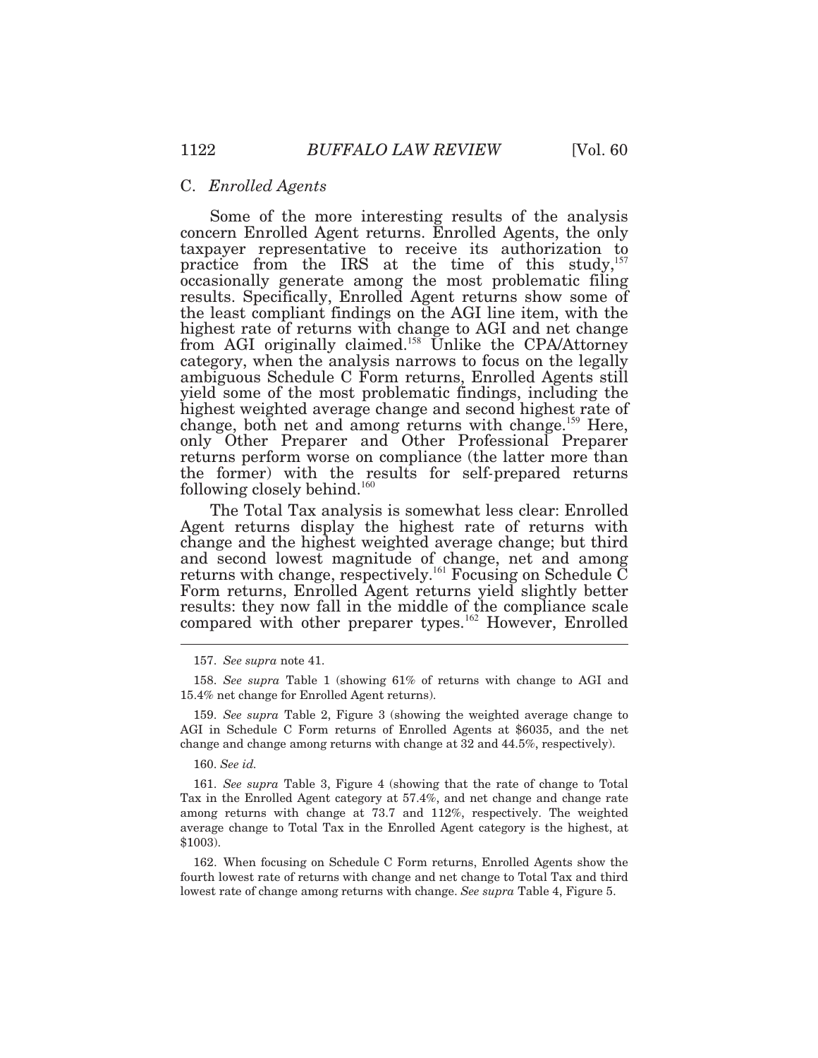### C. *Enrolled Agents*

Some of the more interesting results of the analysis concern Enrolled Agent returns. Enrolled Agents, the only taxpayer representative to receive its authorization to practice from the IRS at the time of this study,[157] occasionally generate among the most problematic filing results. Specifically, Enrolled Agent returns show some of the least compliant findings on the AGI line item, with the highest rate of returns with change to AGI and net change from AGI originally claimed.[158] Unlike the CPA/Attorney category, when the analysis narrows to focus on the legally ambiguous Schedule C Form returns, Enrolled Agents still yield some of the most problematic findings, including the highest weighted average change and second highest rate of change, both net and among returns with change.[159] Here, only Other Preparer and Other Professional Preparer returns perform worse on compliance (the latter more than the former) with the results for self-prepared returns following closely behind.[160]

The Total Tax analysis is somewhat less clear: Enrolled Agent returns display the highest rate of returns with change and the highest weighted average change; but third and second lowest magnitude of change, net and among returns with change, respectively.[161] Focusing on Schedule C Form returns, Enrolled Agent returns yield slightly better results: they now fall in the middle of the compliance scale compared with other preparer types.[162] However, Enrolled

---

157. *See supra* note 41.

158. *See supra* Table 1 (showing 61% of returns with change to AGI and 15.4% net change for Enrolled Agent returns).

159. *See supra* Table 2, Figure 3 (showing the weighted average change to AGI in Schedule C Form returns of Enrolled Agents at $6035, and the net change and change among returns with change at 32 and 44.5%, respectively).

160. *See id.*

161. *See supra* Table 3, Figure 4 (showing that the rate of change to Total Tax in the Enrolled Agent category at 57.4%, and net change and change rate among returns with change at 73.7 and 112%, respectively. The weighted average change to Total Tax in the Enrolled Agent category is the highest, at $1003).

162. When focusing on Schedule C Form returns, Enrolled Agents show the fourth lowest rate of returns with change and net change to Total Tax and third lowest rate of change among returns with change. *See supra* Table 4, Figure 5.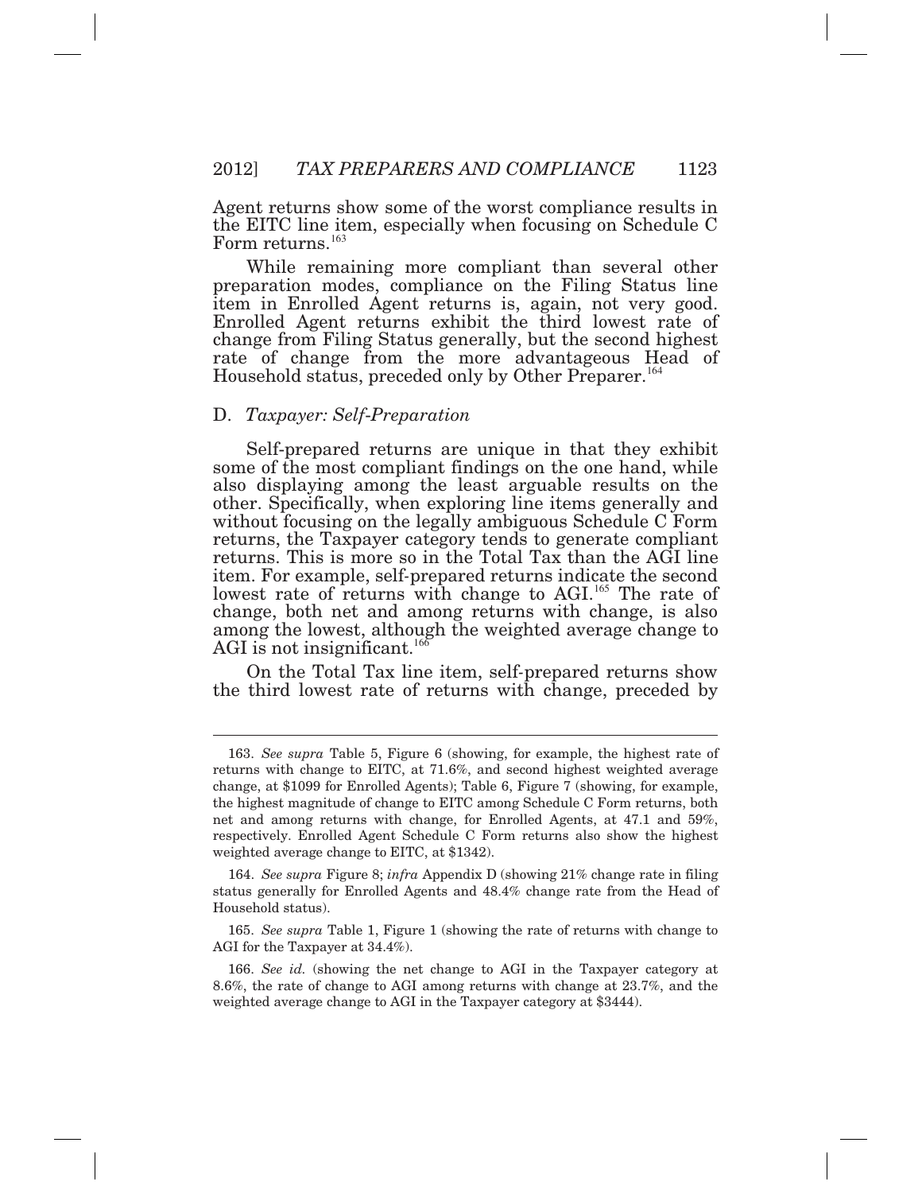Agent returns show some of the worst compliance results in the EITC line item, especially when focusing on Schedule C Form returns.[163]

While remaining more compliant than several other preparation modes, compliance on the Filing Status line item in Enrolled Agent returns is, again, not very good. Enrolled Agent returns exhibit the third lowest rate of change from Filing Status generally, but the second highest rate of change from the more advantageous Head of Household status, preceded only by Other Preparer.[164]

### D. *Taxpayer: Self-Preparation*

Self-prepared returns are unique in that they exhibit some of the most compliant findings on the one hand, while also displaying among the least arguable results on the other. Specifically, when exploring line items generally and without focusing on the legally ambiguous Schedule C Form returns, the Taxpayer category tends to generate compliant returns. This is more so in the Total Tax than the AGI line item. For example, self-prepared returns indicate the second lowest rate of returns with change to AGI.[165] The rate of change, both net and among returns with change, is also among the lowest, although the weighted average change to AGI is not insignificant.[166]

On the Total Tax line item, self-prepared returns show the third lowest rate of returns with change, preceded by

---

163. *See supra* Table 5, Figure 6 (showing, for example, the highest rate of returns with change to EITC, at 71.6%, and second highest weighted average change, at $1099 for Enrolled Agents); Table 6, Figure 7 (showing, for example, the highest magnitude of change to EITC among Schedule C Form returns, both net and among returns with change, for Enrolled Agents, at 47.1 and 59%, respectively. Enrolled Agent Schedule C Form returns also show the highest weighted average change to EITC, at $1342).

164. *See supra* Figure 8; *infra* Appendix D (showing 21% change rate in filing status generally for Enrolled Agents and 48.4% change rate from the Head of Household status).

165. *See supra* Table 1, Figure 1 (showing the rate of returns with change to AGI for the Taxpayer at 34.4%).

166. *See id.* (showing the net change to AGI in the Taxpayer category at 8.6%, the rate of change to AGI among returns with change at 23.7%, and the weighted average change to AGI in the Taxpayer category at $3444).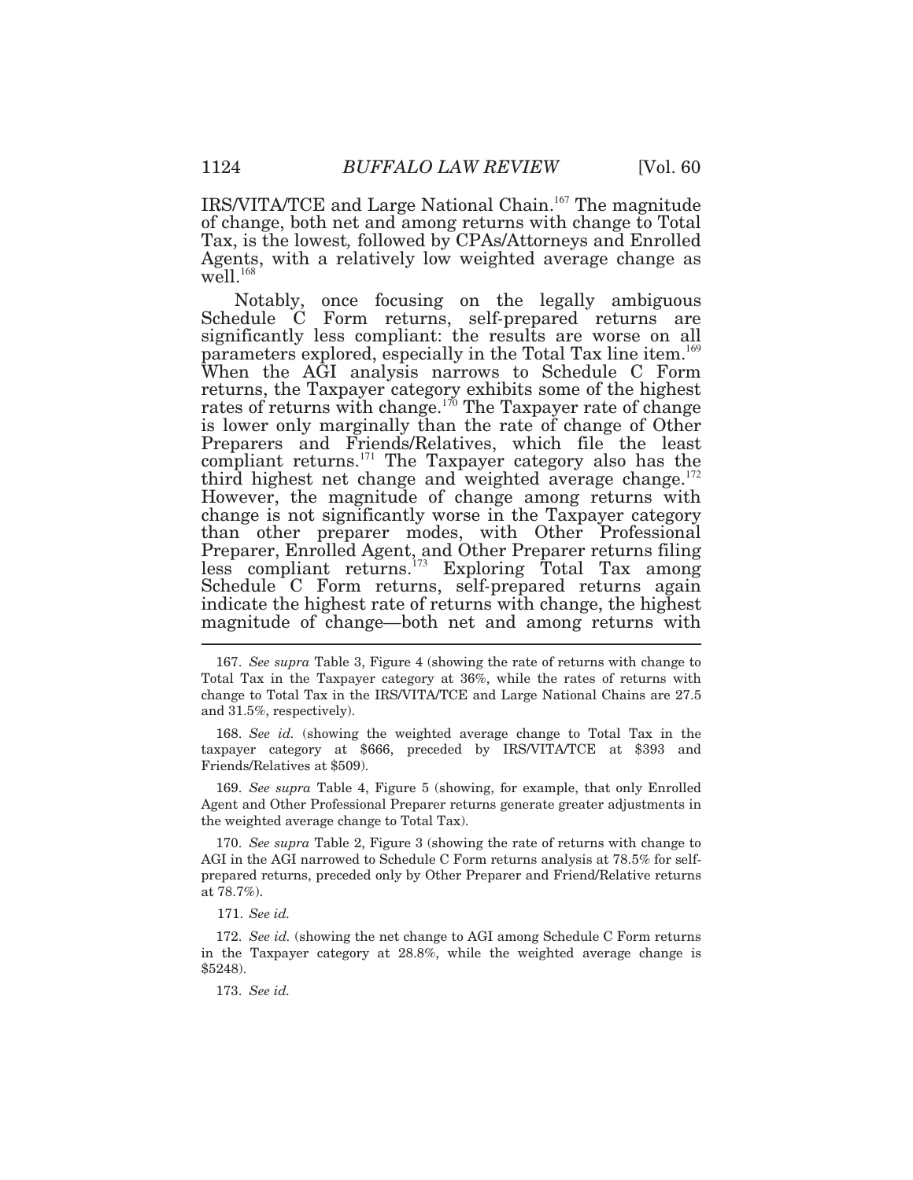IRS/VITA/TCE and Large National Chain.[167] The magnitude of change, both net and among returns with change to Total Tax, is the lowest, followed by CPAs/Attorneys and Enrolled Agents, with a relatively low weighted average change as well.[168]

Notably, once focusing on the legally ambiguous Schedule C Form returns, self-prepared returns are significantly less compliant: the results are worse on all parameters explored, especially in the Total Tax line item.[169] When the AGI analysis narrows to Schedule C Form returns, the Taxpayer category exhibits some of the highest rates of returns with change.[170] The Taxpayer rate of change is lower only marginally than the rate of change of Other Preparers and Friends/Relatives, which file the least compliant returns.[171] The Taxpayer category also has the third highest net change and weighted average change.[172] However, the magnitude of change among returns with change is not significantly worse in the Taxpayer category than other preparer modes, with Other Professional Preparer, Enrolled Agent, and Other Preparer returns filing less compliant returns.[173] Exploring Total Tax among Schedule C Form returns, self-prepared returns again indicate the highest rate of returns with change, the highest magnitude of change—both net and among returns with

---

167. *See supra* Table 3, Figure 4 (showing the rate of returns with change to Total Tax in the Taxpayer category at 36%, while the rates of returns with change to Total Tax in the IRS/VITA/TCE and Large National Chains are 27.5 and 31.5%, respectively).

168. *See id.* (showing the weighted average change to Total Tax in the taxpayer category at $666, preceded by IRS/VITA/TCE at $393 and Friends/Relatives at $509).

169. *See supra* Table 4, Figure 5 (showing, for example, that only Enrolled Agent and Other Professional Preparer returns generate greater adjustments in the weighted average change to Total Tax).

170. *See supra* Table 2, Figure 3 (showing the rate of returns with change to AGI in the AGI narrowed to Schedule C Form returns analysis at 78.5% for self-prepared returns, preceded only by Other Preparer and Friend/Relative returns at 78.7%).

171. *See id.*

172. *See id.* (showing the net change to AGI among Schedule C Form returns in the Taxpayer category at 28.8%, while the weighted average change is $5248).

173. *See id.*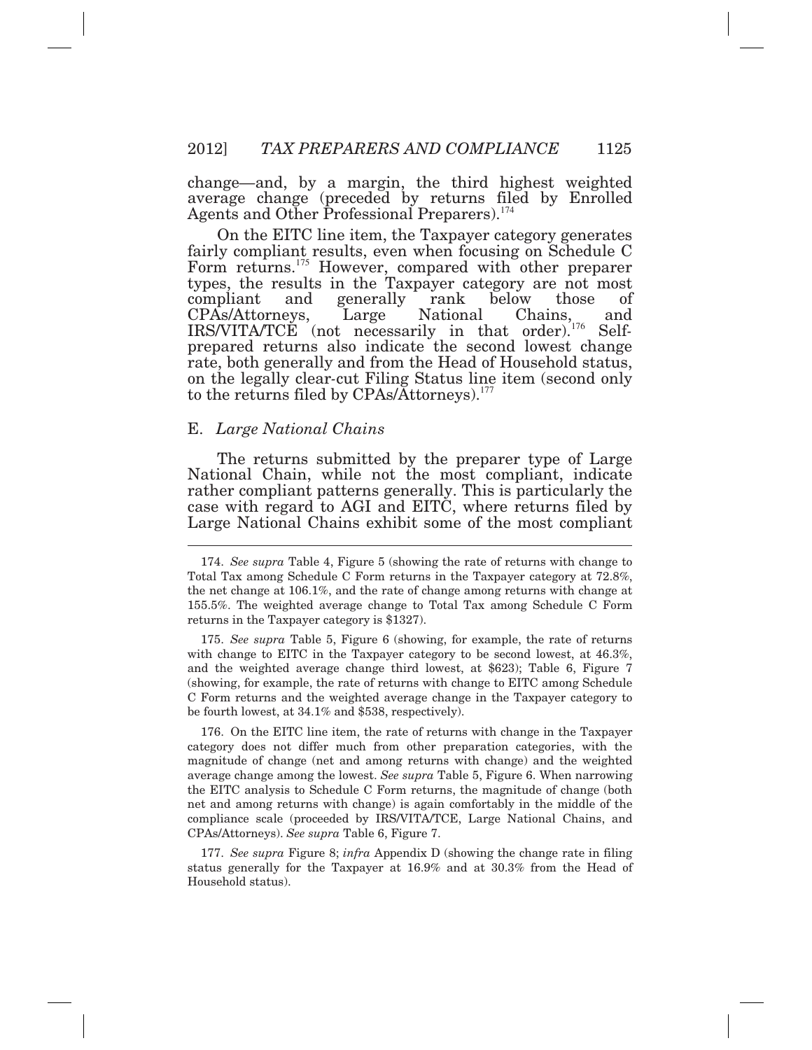change—and, by a margin, the third highest weighted average change (preceded by returns filed by Enrolled Agents and Other Professional Preparers).[174]

On the EITC line item, the Taxpayer category generates fairly compliant results, even when focusing on Schedule C Form returns.[175] However, compared with other preparer types, the results in the Taxpayer category are not most compliant and generally rank below those of CPAs/Attorneys, Large National Chains, and IRS/VITA/TCE (not necessarily in that order).[176] Self-prepared returns also indicate the second lowest change rate, both generally and from the Head of Household status, on the legally clear-cut Filing Status line item (second only to the returns filed by CPAs/Attorneys).[177]

### E. *Large National Chains*

The returns submitted by the preparer type of Large National Chain, while not the most compliant, indicate rather compliant patterns generally. This is particularly the case with regard to AGI and EITC, where returns filed by Large National Chains exhibit some of the most compliant

---

174. *See supra* Table 4, Figure 5 (showing the rate of returns with change to Total Tax among Schedule C Form returns in the Taxpayer category at 72.8%, the net change at 106.1%, and the rate of change among returns with change at 155.5%. The weighted average change to Total Tax among Schedule C Form returns in the Taxpayer category is $1327).

175. *See supra* Table 5, Figure 6 (showing, for example, the rate of returns with change to EITC in the Taxpayer category to be second lowest, at 46.3%, and the weighted average change third lowest, at $623); Table 6, Figure 7 (showing, for example, the rate of returns with change to EITC among Schedule C Form returns and the weighted average change in the Taxpayer category to be fourth lowest, at 34.1% and $538, respectively).

176. On the EITC line item, the rate of returns with change in the Taxpayer category does not differ much from other preparation categories, with the magnitude of change (net and among returns with change) and the weighted average change among the lowest. *See supra* Table 5, Figure 6. When narrowing the EITC analysis to Schedule C Form returns, the magnitude of change (both net and among returns with change) is again comfortably in the middle of the compliance scale (proceeded by IRS/VITA/TCE, Large National Chains, and CPAs/Attorneys). *See supra* Table 6, Figure 7.

177. *See supra* Figure 8; *infra* Appendix D (showing the change rate in filing status generally for the Taxpayer at 16.9% and at 30.3% from the Head of Household status).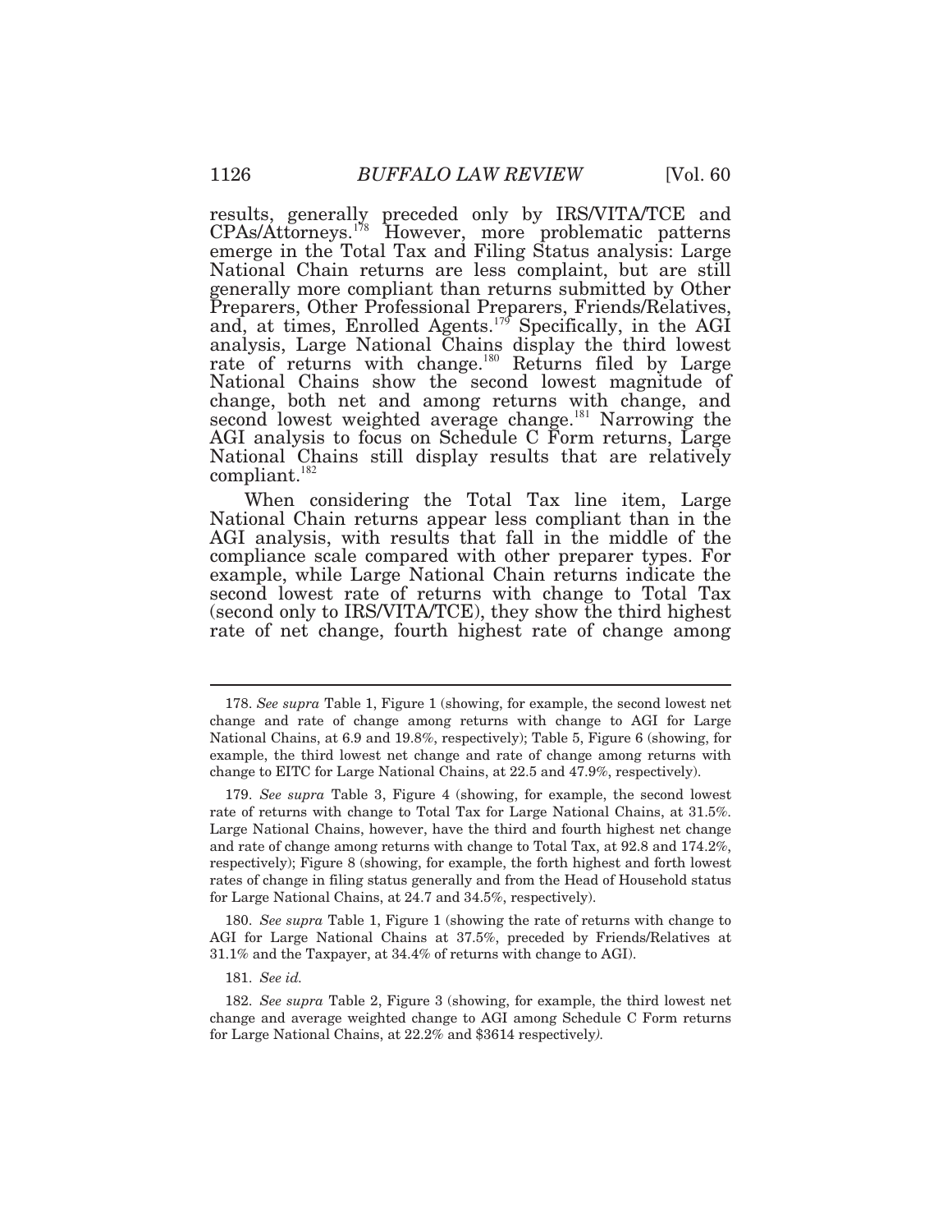results, generally preceded only by IRS/VITA/TCE and CPAs/Attorneys.[178] However, more problematic patterns emerge in the Total Tax and Filing Status analysis: Large National Chain returns are less complaint, but are still generally more compliant than returns submitted by Other Preparers, Other Professional Preparers, Friends/Relatives, and, at times, Enrolled Agents.[179] Specifically, in the AGI analysis, Large National Chains display the third lowest rate of returns with change.[180] Returns filed by Large National Chains show the second lowest magnitude of change, both net and among returns with change, and second lowest weighted average change.[181] Narrowing the AGI analysis to focus on Schedule C Form returns, Large National Chains still display results that are relatively compliant.[182]

When considering the Total Tax line item, Large National Chain returns appear less compliant than in the AGI analysis, with results that fall in the middle of the compliance scale compared with other preparer types. For example, while Large National Chain returns indicate the second lowest rate of returns with change to Total Tax (second only to IRS/VITA/TCE), they show the third highest rate of net change, fourth highest rate of change among

---

178. *See supra* Table 1, Figure 1 (showing, for example, the second lowest net change and rate of change among returns with change to AGI for Large National Chains, at 6.9 and 19.8%, respectively); Table 5, Figure 6 (showing, for example, the third lowest net change and rate of change among returns with change to EITC for Large National Chains, at 22.5 and 47.9%, respectively).

179. *See supra* Table 3, Figure 4 (showing, for example, the second lowest rate of returns with change to Total Tax for Large National Chains, at 31.5%. Large National Chains, however, have the third and fourth highest net change and rate of change among returns with change to Total Tax, at 92.8 and 174.2%, respectively); Figure 8 (showing, for example, the forth highest and forth lowest rates of change in filing status generally and from the Head of Household status for Large National Chains, at 24.7 and 34.5%, respectively).

180. *See supra* Table 1, Figure 1 (showing the rate of returns with change to AGI for Large National Chains at 37.5%, preceded by Friends/Relatives at 31.1% and the Taxpayer, at 34.4% of returns with change to AGI).

181. *See id.*

182. *See supra* Table 2, Figure 3 (showing, for example, the third lowest net change and average weighted change to AGI among Schedule C Form returns for Large National Chains, at 22.2% and $3614 respectively).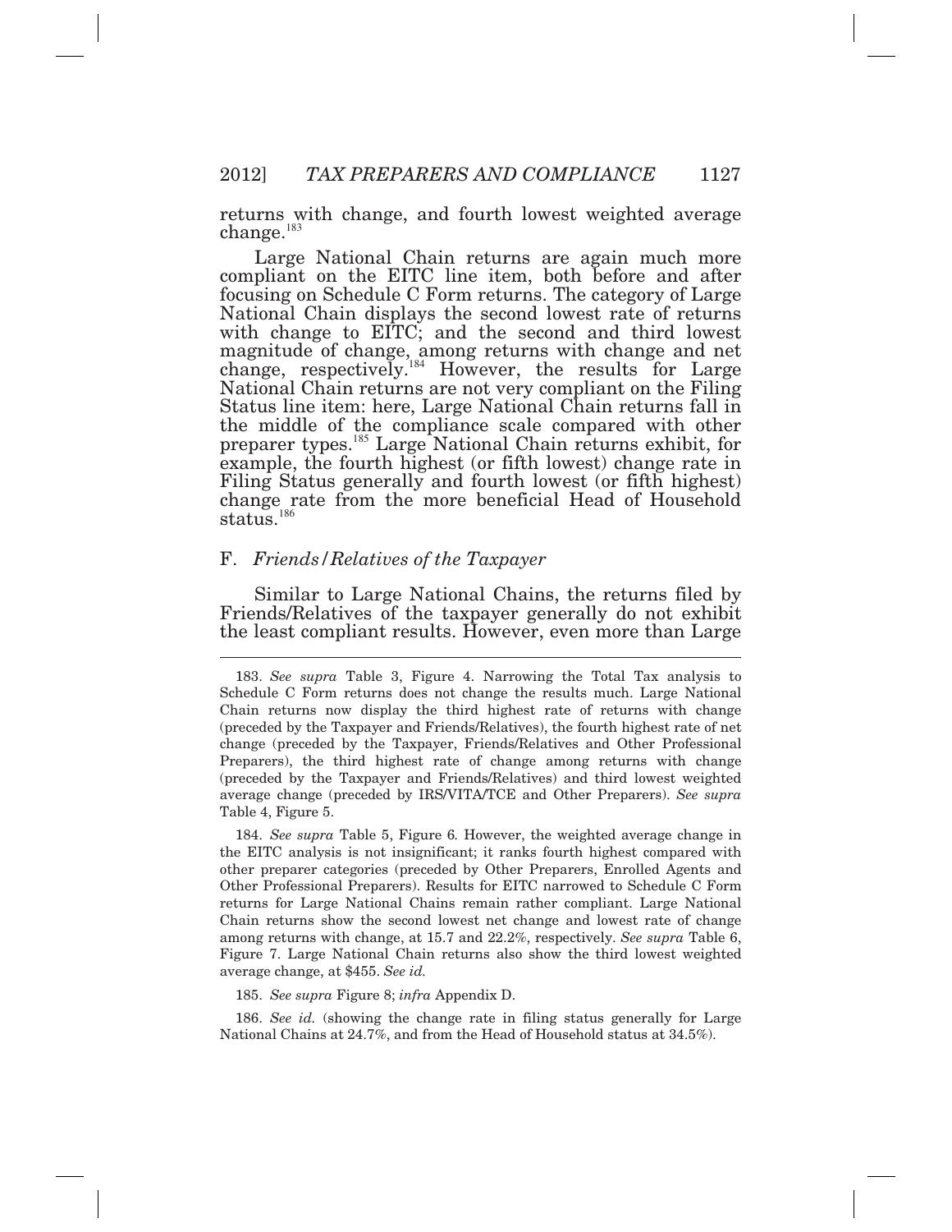returns with change, and fourth lowest weighted average change.[183]

Large National Chain returns are again much more compliant on the EITC line item, both before and after focusing on Schedule C Form returns. The category of Large National Chain displays the second lowest rate of returns with change to EITC; and the second and third lowest magnitude of change, among returns with change and net change, respectively.[184] However, the results for Large National Chain returns are not very compliant on the Filing Status line item: here, Large National Chain returns fall in the middle of the compliance scale compared with other preparer types.[185] Large National Chain returns exhibit, for example, the fourth highest (or fifth lowest) change rate in Filing Status generally and fourth lowest (or fifth highest) change rate from the more beneficial Head of Household status.[186]

### F. *Friends/Relatives of the Taxpayer*

Similar to Large National Chains, the returns filed by Friends/Relatives of the taxpayer generally do not exhibit the least compliant results. However, even more than Large

---

183. *See supra* Table 3, Figure 4. Narrowing the Total Tax analysis to Schedule C Form returns does not change the results much. Large National Chain returns now display the third highest rate of returns with change (preceded by the Taxpayer and Friends/Relatives), the fourth highest rate of net change (preceded by the Taxpayer, Friends/Relatives and Other Professional Preparers), the third highest rate of change among returns with change (preceded by the Taxpayer and Friends/Relatives) and third lowest weighted average change (preceded by IRS/VITA/TCE and Other Preparers). *See supra* Table 4, Figure 5.

184. *See supra* Table 5, Figure 6. However, the weighted average change in the EITC analysis is not insignificant; it ranks fourth highest compared with other preparer categories (preceded by Other Preparers, Enrolled Agents and Other Professional Preparers). Results for EITC narrowed to Schedule C Form returns for Large National Chains remain rather compliant. Large National Chain returns show the second lowest net change and lowest rate of change among returns with change, at 15.7 and 22.2%, respectively. *See supra* Table 6, Figure 7. Large National Chain returns also show the third lowest weighted average change, at $455. *See id.*

185. *See supra* Figure 8; *infra* Appendix D.

186. *See id.* (showing the change rate in filing status generally for Large National Chains at 24.7%, and from the Head of Household status at 34.5%).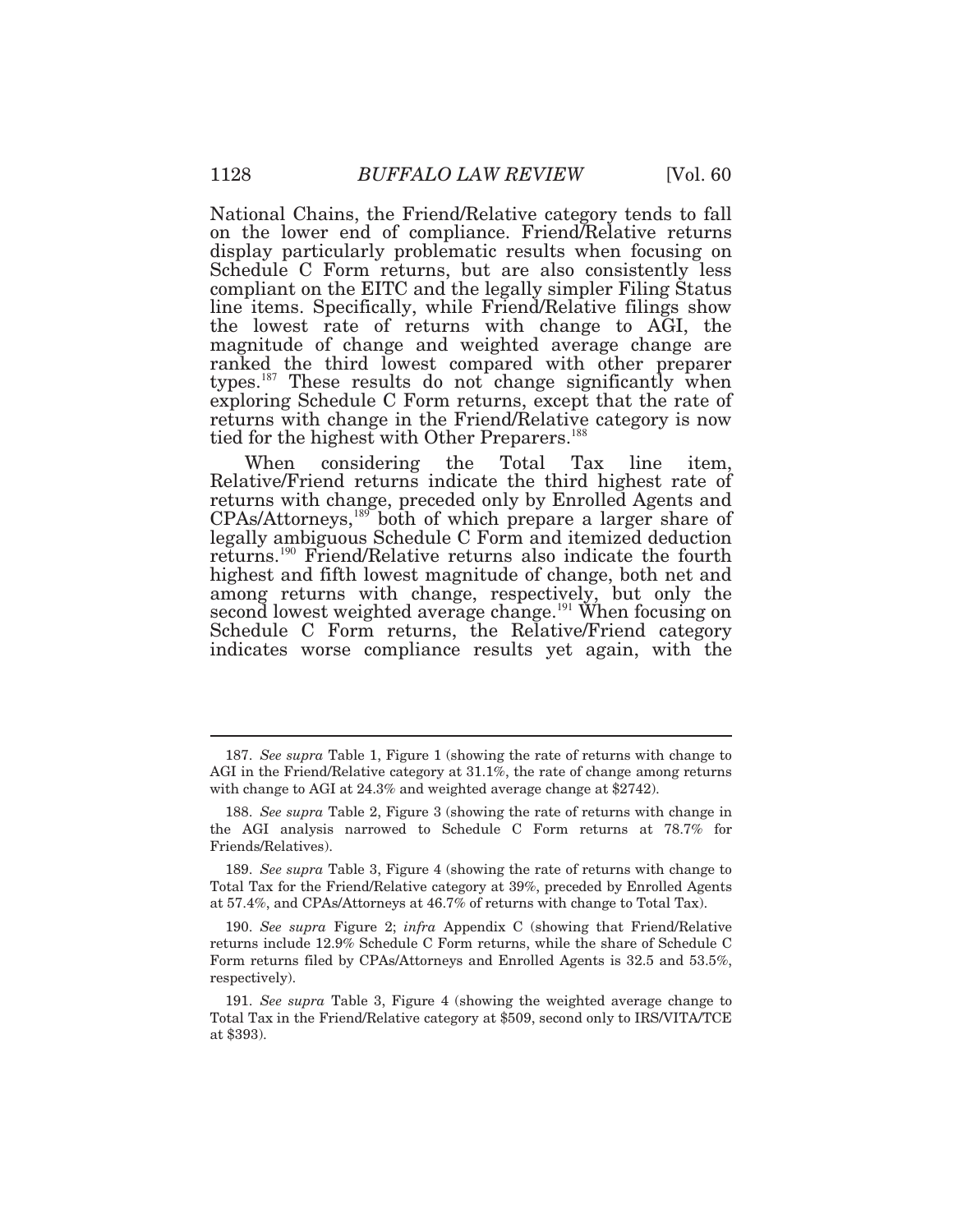National Chains, the Friend/Relative category tends to fall on the lower end of compliance. Friend/Relative returns display particularly problematic results when focusing on Schedule C Form returns, but are also consistently less compliant on the EITC and the legally simpler Filing Status line items. Specifically, while Friend/Relative filings show the lowest rate of returns with change to AGI, the magnitude of change and weighted average change are ranked the third lowest compared with other preparer types.[187] These results do not change significantly when exploring Schedule C Form returns, except that the rate of returns with change in the Friend/Relative category is now tied for the highest with Other Preparers.[188]

When considering the Total Tax line item, Relative/Friend returns indicate the third highest rate of returns with change, preceded only by Enrolled Agents and CPAs/Attorneys,[189] both of which prepare a larger share of legally ambiguous Schedule C Form and itemized deduction returns.[190] Friend/Relative returns also indicate the fourth highest and fifth lowest magnitude of change, both net and among returns with change, respectively, but only the second lowest weighted average change.[191] When focusing on Schedule C Form returns, the Relative/Friend category indicates worse compliance results yet again, with the

---

187. *See supra* Table 1, Figure 1 (showing the rate of returns with change to AGI in the Friend/Relative category at 31.1%, the rate of change among returns with change to AGI at 24.3% and weighted average change at $2742).

188. *See supra* Table 2, Figure 3 (showing the rate of returns with change in the AGI analysis narrowed to Schedule C Form returns at 78.7% for Friends/Relatives).

189. *See supra* Table 3, Figure 4 (showing the rate of returns with change to Total Tax for the Friend/Relative category at 39%, preceded by Enrolled Agents at 57.4%, and CPAs/Attorneys at 46.7% of returns with change to Total Tax).

190. *See supra* Figure 2; *infra* Appendix C (showing that Friend/Relative returns include 12.9% Schedule C Form returns, while the share of Schedule C Form returns filed by CPAs/Attorneys and Enrolled Agents is 32.5 and 53.5%, respectively).

191. *See supra* Table 3, Figure 4 (showing the weighted average change to Total Tax in the Friend/Relative category at $509, second only to IRS/VITA/TCE at $393).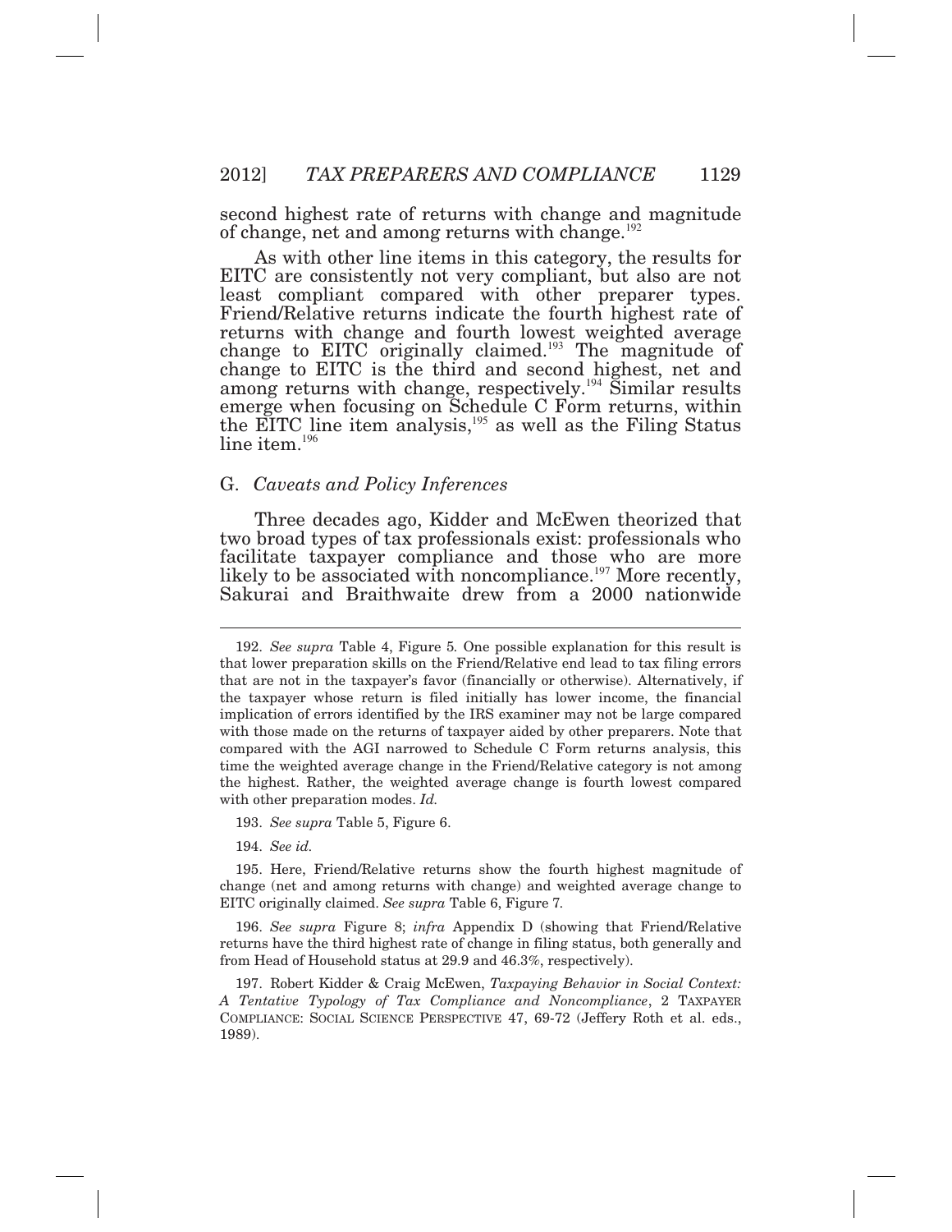second highest rate of returns with change and magnitude of change, net and among returns with change.[192]

As with other line items in this category, the results for EITC are consistently not very compliant, but also are not least compliant compared with other preparer types. Friend/Relative returns indicate the fourth highest rate of returns with change and fourth lowest weighted average change to EITC originally claimed.[193] The magnitude of change to EITC is the third and second highest, net and among returns with change, respectively.[194] Similar results emerge when focusing on Schedule C Form returns, within the EITC line item analysis,[195] as well as the Filing Status line item.[196]

## G. *Caveats and Policy Inferences*

Three decades ago, Kidder and McEwen theorized that two broad types of tax professionals exist: professionals who facilitate taxpayer compliance and those who are more likely to be associated with noncompliance.[197] More recently, Sakurai and Braithwaite drew from a 2000 nationwide

---

192. *See supra* Table 4, Figure 5. One possible explanation for this result is that lower preparation skills on the Friend/Relative end lead to tax filing errors that are not in the taxpayer's favor (financially or otherwise). Alternatively, if the taxpayer whose return is filed initially has lower income, the financial implication of errors identified by the IRS examiner may not be large compared with those made on the returns of taxpayer aided by other preparers. Note that compared with the AGI narrowed to Schedule C Form returns analysis, this time the weighted average change in the Friend/Relative category is not among the highest. Rather, the weighted average change is fourth lowest compared with other preparation modes. *Id.*

193. *See supra* Table 5, Figure 6.

194. *See id.*

195. Here, Friend/Relative returns show the fourth highest magnitude of change (net and among returns with change) and weighted average change to EITC originally claimed. *See supra* Table 6, Figure 7.

196. *See supra* Figure 8; *infra* Appendix D (showing that Friend/Relative returns have the third highest rate of change in filing status, both generally and from Head of Household status at 29.9 and 46.3%, respectively).

197. Robert Kidder & Craig McEwen, *Taxpaying Behavior in Social Context: A Tentative Typology of Tax Compliance and Noncompliance*, 2 TAXPAYER COMPLIANCE: SOCIAL SCIENCE PERSPECTIVE 47, 69-72 (Jeffery Roth et al. eds., 1989).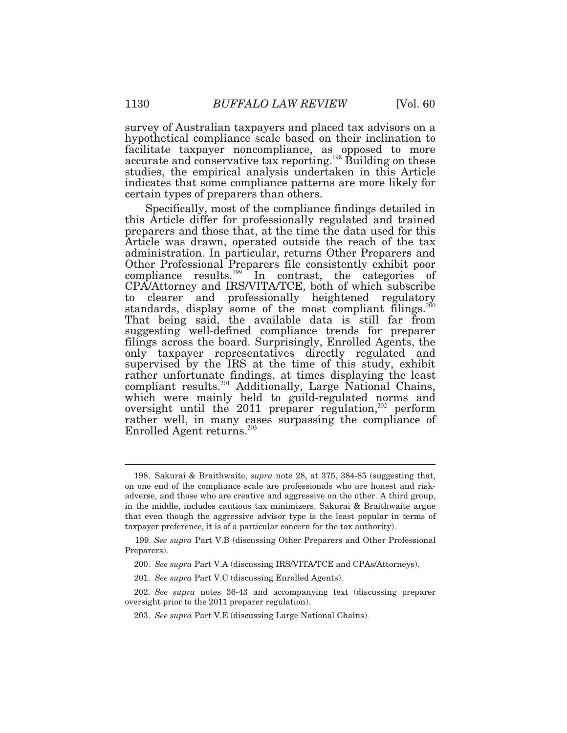survey of Australian taxpayers and placed tax advisors on a hypothetical compliance scale based on their inclination to facilitate taxpayer noncompliance, as opposed to more accurate and conservative tax reporting.[198] Building on these studies, the empirical analysis undertaken in this Article indicates that some compliance patterns are more likely for certain types of preparers than others.

Specifically, most of the compliance findings detailed in this Article differ for professionally regulated and trained preparers and those that, at the time the data used for this Article was drawn, operated outside the reach of the tax administration. In particular, returns Other Preparers and Other Professional Preparers file consistently exhibit poor compliance results.[199] In contrast, the categories of CPA/Attorney and IRS/VITA/TCE, both of which subscribe to clearer and professionally heightened regulatory standards, display some of the most compliant filings.[200] That being said, the available data is still far from suggesting well-defined compliance trends for preparer filings across the board. Surprisingly, Enrolled Agents, the only taxpayer representatives directly regulated and supervised by the IRS at the time of this study, exhibit rather unfortunate findings, at times displaying the least compliant results.[201] Additionally, Large National Chains, which were mainly held to guild-regulated norms and oversight until the 2011 preparer regulation,[202] perform rather well, in many cases surpassing the compliance of Enrolled Agent returns.[203]

---

198. Sakurai & Braithwaite, *supra* note 28, at 375, 384-85 (suggesting that, on one end of the compliance scale are professionals who are honest and risk-adverse, and those who are creative and aggressive on the other. A third group, in the middle, includes cautious tax minimizers. Sakurai & Braithwaite argue that even though the aggressive advisor type is the least popular in terms of taxpayer preference, it is of a particular concern for the tax authority).

199. *See supra* Part V.B (discussing Other Preparers and Other Professional Preparers).

200. *See supra* Part V.A (discussing IRS/VITA/TCE and CPAs/Attorneys).

201. *See supra* Part V.C (discussing Enrolled Agents).

202. *See supra* notes 36-43 and accompanying text (discussing preparer oversight prior to the 2011 preparer regulation).

203. *See supra* Part V.E (discussing Large National Chains).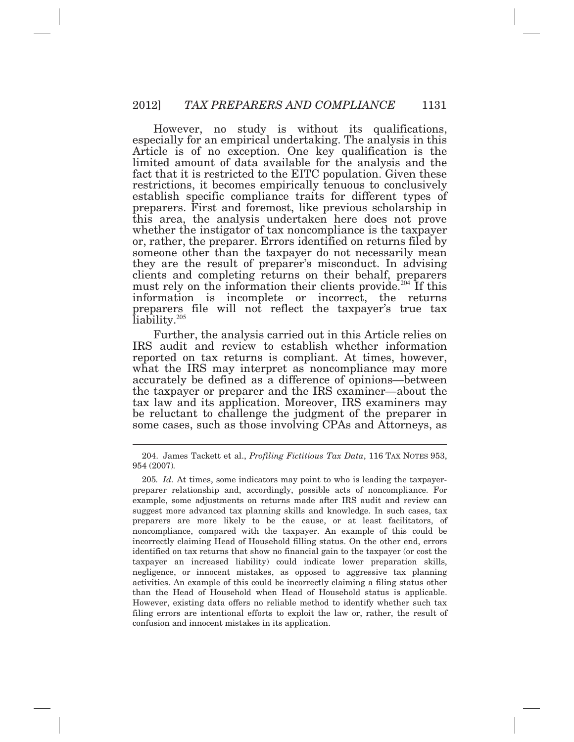However, no study is without its qualifications, especially for an empirical undertaking. The analysis in this Article is of no exception. One key qualification is the limited amount of data available for the analysis and the fact that it is restricted to the EITC population. Given these restrictions, it becomes empirically tenuous to conclusively establish specific compliance traits for different types of preparers. First and foremost, like previous scholarship in this area, the analysis undertaken here does not prove whether the instigator of tax noncompliance is the taxpayer or, rather, the preparer. Errors identified on returns filed by someone other than the taxpayer do not necessarily mean they are the result of preparer's misconduct. In advising clients and completing returns on their behalf, preparers must rely on the information their clients provide.[204] If this information is incomplete or incorrect, the returns preparers file will not reflect the taxpayer's true tax liability.[205]

Further, the analysis carried out in this Article relies on IRS audit and review to establish whether information reported on tax returns is compliant. At times, however, what the IRS may interpret as noncompliance may more accurately be defined as a difference of opinions—between the taxpayer or preparer and the IRS examiner—about the tax law and its application. Moreover, IRS examiners may be reluctant to challenge the judgment of the preparer in some cases, such as those involving CPAs and Attorneys, as

---

204. James Tackett et al., *Profiling Fictitious Tax Data*, 116 TAX NOTES 953, 954 (2007).

205. *Id.* At times, some indicators may point to who is leading the taxpayer-preparer relationship and, accordingly, possible acts of noncompliance. For example, some adjustments on returns made after IRS audit and review can suggest more advanced tax planning skills and knowledge. In such cases, tax preparers are more likely to be the cause, or at least facilitators, of noncompliance, compared with the taxpayer. An example of this could be incorrectly claiming Head of Household filling status. On the other end, errors identified on tax returns that show no financial gain to the taxpayer (or cost the taxpayer an increased liability) could indicate lower preparation skills, negligence, or innocent mistakes, as opposed to aggressive tax planning activities. An example of this could be incorrectly claiming a filing status other than the Head of Household when Head of Household status is applicable. However, existing data offers no reliable method to identify whether such tax filing errors are intentional efforts to exploit the law or, rather, the result of confusion and innocent mistakes in its application.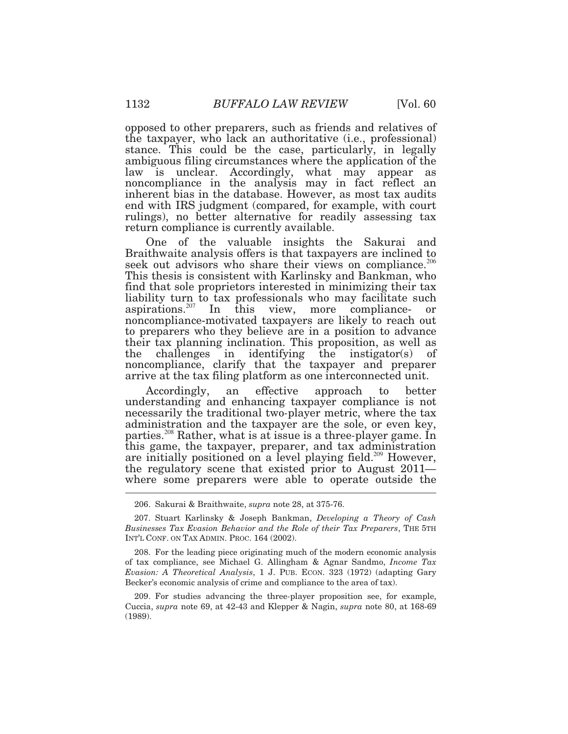opposed to other preparers, such as friends and relatives of the taxpayer, who lack an authoritative (i.e., professional) stance. This could be the case, particularly, in legally ambiguous filing circumstances where the application of the law is unclear. Accordingly, what may appear as noncompliance in the analysis may in fact reflect an inherent bias in the database. However, as most tax audits end with IRS judgment (compared, for example, with court rulings), no better alternative for readily assessing tax return compliance is currently available.

One of the valuable insights the Sakurai and Braithwaite analysis offers is that taxpayers are inclined to seek out advisors who share their views on compliance.[206] This thesis is consistent with Karlinsky and Bankman, who find that sole proprietors interested in minimizing their tax liability turn to tax professionals who may facilitate such aspirations.[207] In this view, more compliance- or noncompliance-motivated taxpayers are likely to reach out to preparers who they believe are in a position to advance their tax planning inclination. This proposition, as well as the challenges in identifying the instigator(s) of noncompliance, clarify that the taxpayer and preparer arrive at the tax filing platform as one interconnected unit.

Accordingly, an effective approach to better understanding and enhancing taxpayer compliance is not necessarily the traditional two-player metric, where the tax administration and the taxpayer are the sole, or even key, parties.[208] Rather, what is at issue is a three-player game. In this game, the taxpayer, preparer, and tax administration are initially positioned on a level playing field.[209] However, the regulatory scene that existed prior to August 2011—where some preparers were able to operate outside the

---

206. Sakurai & Braithwaite, *supra* note 28, at 375-76.

207. Stuart Karlinsky & Joseph Bankman, *Developing a Theory of Cash Businesses Tax Evasion Behavior and the Role of their Tax Preparers*, THE 5TH INT'L CONF. ON TAX ADMIN. PROC. 164 (2002).

208. For the leading piece originating much of the modern economic analysis of tax compliance, see Michael G. Allingham & Agnar Sandmo, *Income Tax Evasion: A Theoretical Analysis*, 1 J. PUB. ECON. 323 (1972) (adapting Gary Becker's economic analysis of crime and compliance to the area of tax).

209. For studies advancing the three-player proposition see, for example, Cuccia, *supra* note 69, at 42-43 and Klepper & Nagin, *supra* note 80, at 168-69 (1989).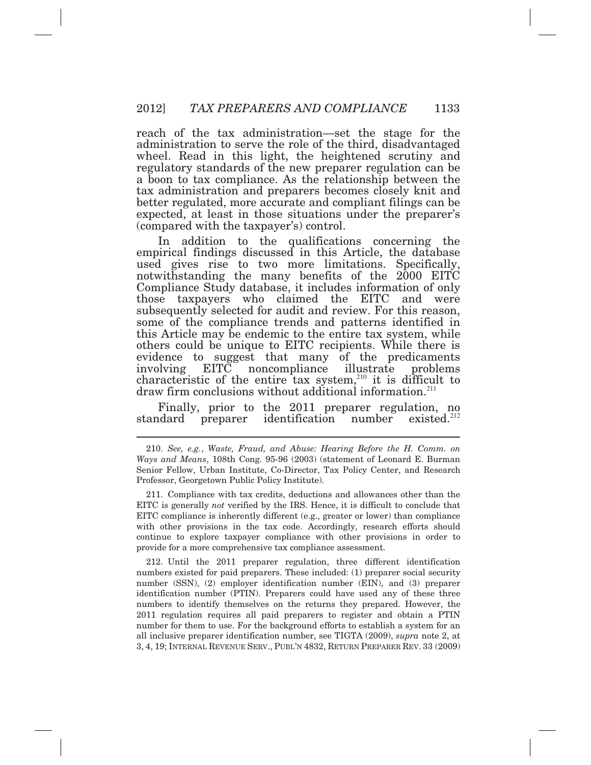reach of the tax administration—set the stage for the administration to serve the role of the third, disadvantaged wheel. Read in this light, the heightened scrutiny and regulatory standards of the new preparer regulation can be a boon to tax compliance. As the relationship between the tax administration and preparers becomes closely knit and better regulated, more accurate and compliant filings can be expected, at least in those situations under the preparer's (compared with the taxpayer's) control.

In addition to the qualifications concerning the empirical findings discussed in this Article, the database used gives rise to two more limitations. Specifically, notwithstanding the many benefits of the 2000 EITC Compliance Study database, it includes information of only those taxpayers who claimed the EITC and were subsequently selected for audit and review. For this reason, some of the compliance trends and patterns identified in this Article may be endemic to the entire tax system, while others could be unique to EITC recipients. While there is evidence to suggest that many of the predicaments involving EITC noncompliance illustrate problems characteristic of the entire tax system,[210] it is difficult to draw firm conclusions without additional information.[211]

Finally, prior to the 2011 preparer regulation, no standard preparer identification number existed.[212]

---

210. *See, e.g.*, *Waste, Fraud, and Abuse: Hearing Before the H. Comm. on Ways and Means*, 108th Cong. 95-96 (2003) (statement of Leonard E. Burman Senior Fellow, Urban Institute, Co-Director, Tax Policy Center, and Research Professor, Georgetown Public Policy Institute).

211. Compliance with tax credits, deductions and allowances other than the EITC is generally *not* verified by the IRS. Hence, it is difficult to conclude that EITC compliance is inherently different (e.g., greater or lower) than compliance with other provisions in the tax code. Accordingly, research efforts should continue to explore taxpayer compliance with other provisions in order to provide for a more comprehensive tax compliance assessment.

212. Until the 2011 preparer regulation, three different identification numbers existed for paid preparers. These included: (1) preparer social security number (SSN), (2) employer identification number (EIN), and (3) preparer identification number (PTIN). Preparers could have used any of these three numbers to identify themselves on the returns they prepared. However, the 2011 regulation requires all paid preparers to register and obtain a PTIN number for them to use. For the background efforts to establish a system for an all inclusive preparer identification number, see TIGTA (2009), *supra* note 2, at 3, 4, 19; INTERNAL REVENUE SERV., PUBL'N 4832, RETURN PREPARER REV. 33 (2009)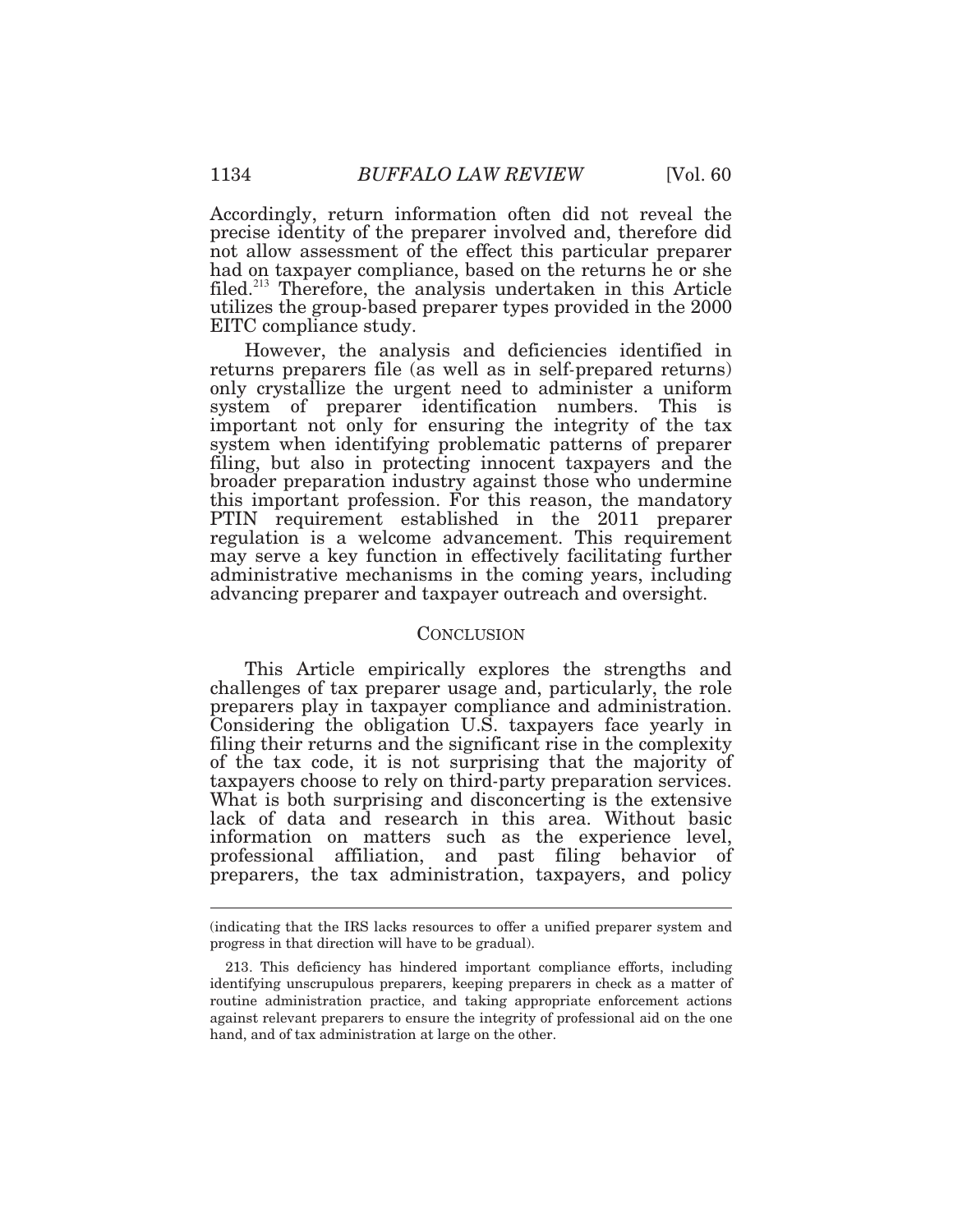Accordingly, return information often did not reveal the precise identity of the preparer involved and, therefore did not allow assessment of the effect this particular preparer had on taxpayer compliance, based on the returns he or she filed.[213] Therefore, the analysis undertaken in this Article utilizes the group-based preparer types provided in the 2000 EITC compliance study.

However, the analysis and deficiencies identified in returns preparers file (as well as in self-prepared returns) only crystallize the urgent need to administer a uniform system of preparer identification numbers. This is important not only for ensuring the integrity of the tax system when identifying problematic patterns of preparer filing, but also in protecting innocent taxpayers and the broader preparation industry against those who undermine this important profession. For this reason, the mandatory PTIN requirement established in the 2011 preparer regulation is a welcome advancement. This requirement may serve a key function in effectively facilitating further administrative mechanisms in the coming years, including advancing preparer and taxpayer outreach and oversight.

## CONCLUSION

This Article empirically explores the strengths and challenges of tax preparer usage and, particularly, the role preparers play in taxpayer compliance and administration. Considering the obligation U.S. taxpayers face yearly in filing their returns and the significant rise in the complexity of the tax code, it is not surprising that the majority of taxpayers choose to rely on third-party preparation services. What is both surprising and disconcerting is the extensive lack of data and research in this area. Without basic information on matters such as the experience level, professional affiliation, and past filing behavior of preparers, the tax administration, taxpayers, and policy

---

(indicating that the IRS lacks resources to offer a unified preparer system and progress in that direction will have to be gradual).

213. This deficiency has hindered important compliance efforts, including identifying unscrupulous preparers, keeping preparers in check as a matter of routine administration practice, and taking appropriate enforcement actions against relevant preparers to ensure the integrity of professional aid on the one hand, and of tax administration at large on the other.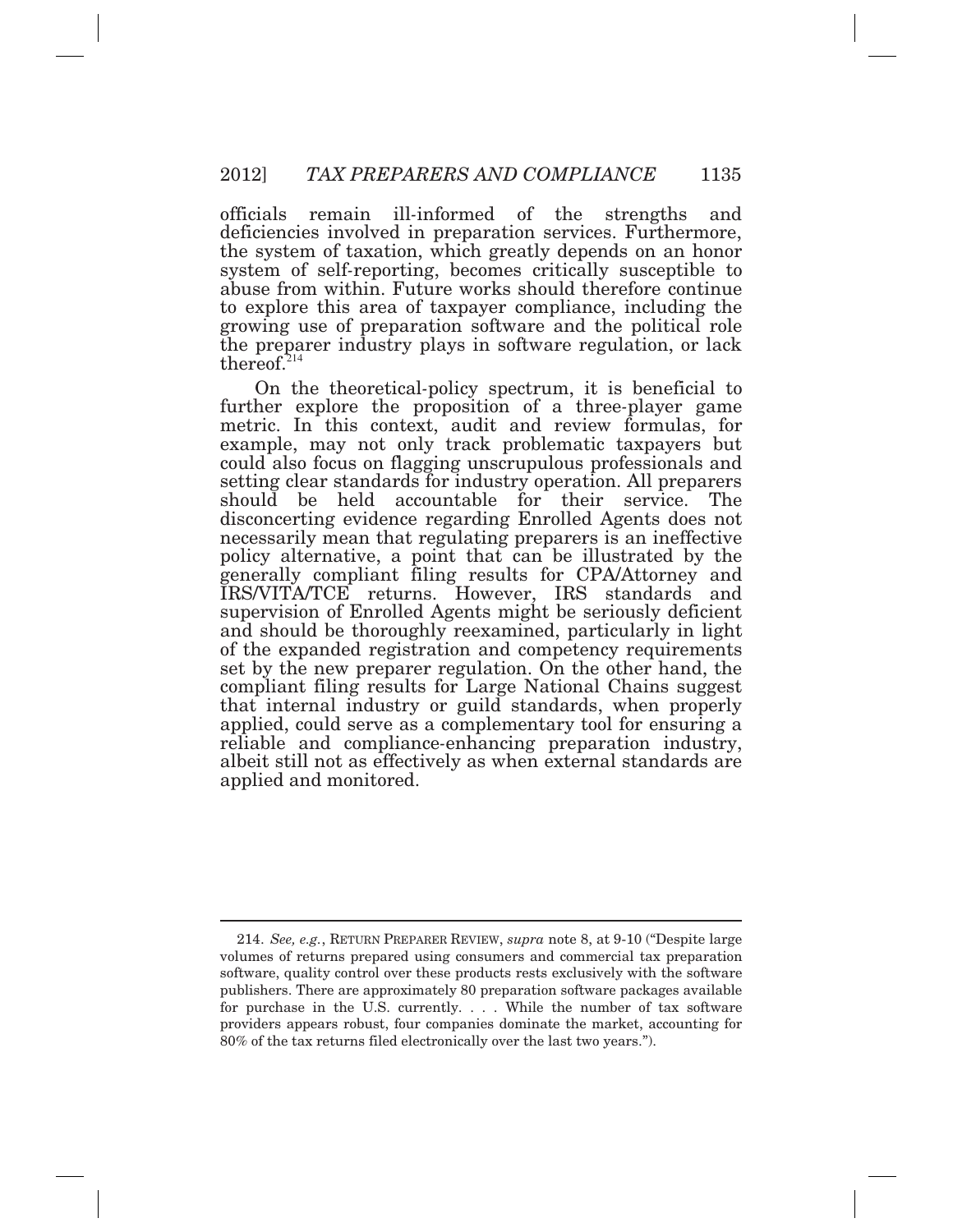officials remain ill-informed of the strengths and deficiencies involved in preparation services. Furthermore, the system of taxation, which greatly depends on an honor system of self-reporting, becomes critically susceptible to abuse from within. Future works should therefore continue to explore this area of taxpayer compliance, including the growing use of preparation software and the political role the preparer industry plays in software regulation, or lack thereof.[214]

On the theoretical-policy spectrum, it is beneficial to further explore the proposition of a three-player game metric. In this context, audit and review formulas, for example, may not only track problematic taxpayers but could also focus on flagging unscrupulous professionals and setting clear standards for industry operation. All preparers should be held accountable for their service. The disconcerting evidence regarding Enrolled Agents does not necessarily mean that regulating preparers is an ineffective policy alternative, a point that can be illustrated by the generally compliant filing results for CPA/Attorney and IRS/VITA/TCE returns. However, IRS standards and supervision of Enrolled Agents might be seriously deficient and should be thoroughly reexamined, particularly in light of the expanded registration and competency requirements set by the new preparer regulation. On the other hand, the compliant filing results for Large National Chains suggest that internal industry or guild standards, when properly applied, could serve as a complementary tool for ensuring a reliable and compliance-enhancing preparation industry, albeit still not as effectively as when external standards are applied and monitored.

---

214. *See, e.g.*, RETURN PREPARER REVIEW, *supra* note 8, at 9-10 ("Despite large volumes of returns prepared using consumers and commercial tax preparation software, quality control over these products rests exclusively with the software publishers. There are approximately 80 preparation software packages available for purchase in the U.S. currently. . . . While the number of tax software providers appears robust, four companies dominate the market, accounting for 80% of the tax returns filed electronically over the last two years.").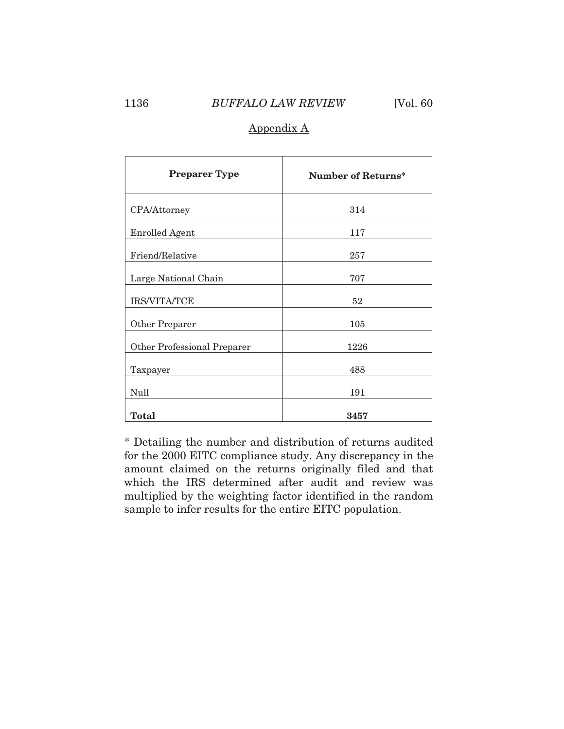Appendix A

| **Preparer Type** | **Number of Returns*** |
|---|---|
| CPA/Attorney | 314 |
| Enrolled Agent | 117 |
| Friend/Relative | 257 |
| Large National Chain | 707 |
| IRS/VITA/TCE | 52 |
| Other Preparer | 105 |
| Other Professional Preparer | 1226 |
| Taxpayer | 488 |
| Null | 191 |
| **Total** | **3457** |

* Detailing the number and distribution of returns audited for the 2000 EITC compliance study. Any discrepancy in the amount claimed on the returns originally filed and that which the IRS determined after audit and review was multiplied by the weighting factor identified in the random sample to infer results for the entire EITC population.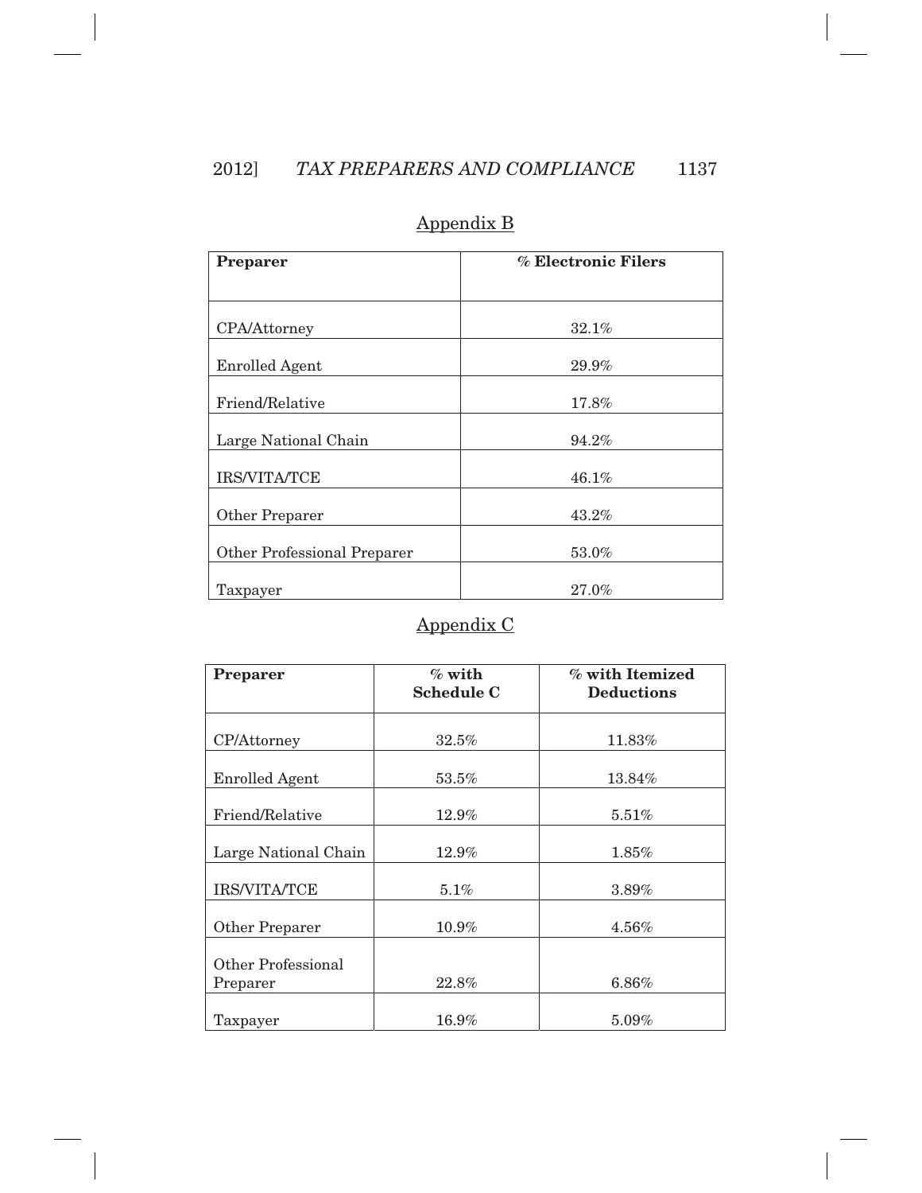## Appendix B

| Preparer | % Electronic Filers |
|---|---|
| CPA/Attorney | 32.1% |
| Enrolled Agent | 29.9% |
| Friend/Relative | 17.8% |
| Large National Chain | 94.2% |
| IRS/VITA/TCE | 46.1% |
| Other Preparer | 43.2% |
| Other Professional Preparer | 53.0% |
| Taxpayer | 27.0% |

## Appendix C

| Preparer | % with Schedule C | % with Itemized Deductions |
|---|---|---|
| CP/Attorney | 32.5% | 11.83% |
| Enrolled Agent | 53.5% | 13.84% |
| Friend/Relative | 12.9% | 5.51% |
| Large National Chain | 12.9% | 1.85% |
| IRS/VITA/TCE | 5.1% | 3.89% |
| Other Preparer | 10.9% | 4.56% |
| Other Professional Preparer | 22.8% | 6.86% |
| Taxpayer | 16.9% | 5.09% |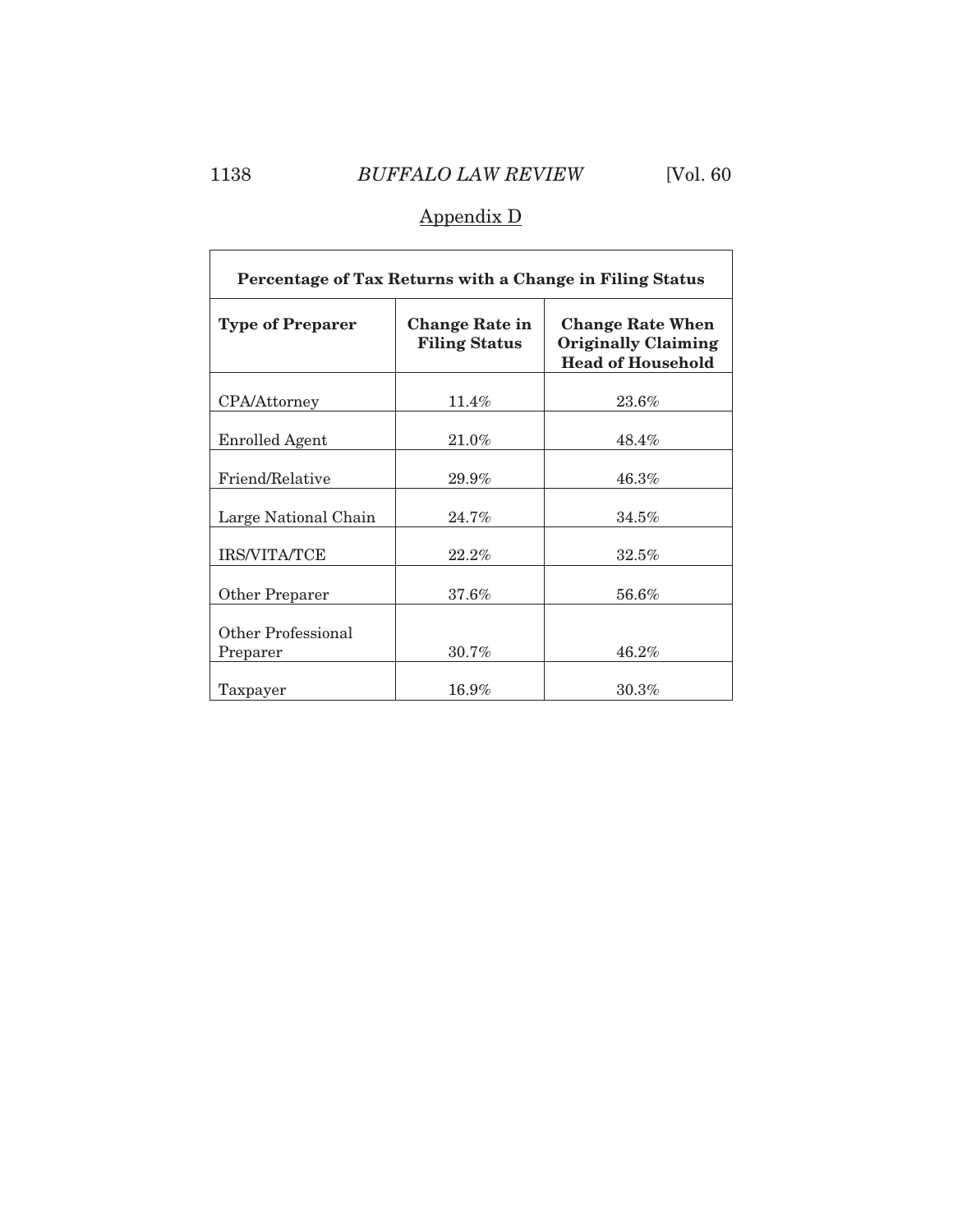## Appendix D

| Percentage of Tax Returns with a Change in Filing Status | | |
|---|---|---|
| **Type of Preparer** | **Change Rate in Filing Status** | **Change Rate When Originally Claiming Head of Household** |
| CPA/Attorney | 11.4% | 23.6% |
| Enrolled Agent | 21.0% | 48.4% |
| Friend/Relative | 29.9% | 46.3% |
| Large National Chain | 24.7% | 34.5% |
| IRS/VITA/TCE | 22.2% | 32.5% |
| Other Preparer | 37.6% | 56.6% |
| Other Professional Preparer | 30.7% | 46.2% |
| Taxpayer | 16.9% | 30.3% |